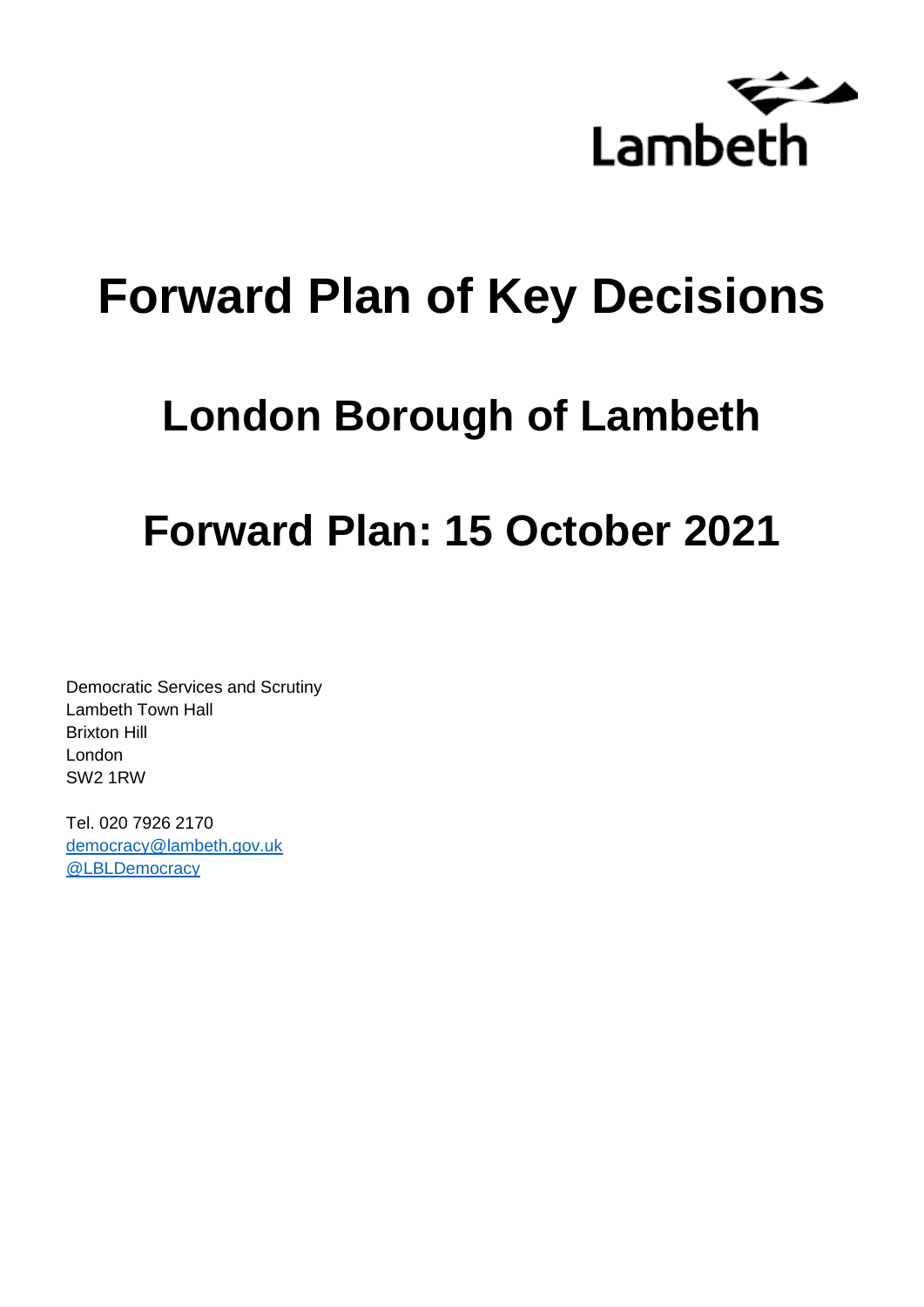Lambeth

# Forward Plan of Key Decisions

## London Borough of Lambeth

## Forward Plan: 15 October 2021

Democratic Services and Scrutiny
Lambeth Town Hall
Brixton Hill
London
SW2 1RW

Tel. 020 7926 2170
democracy@lambeth.gov.uk
@LBLDemocracy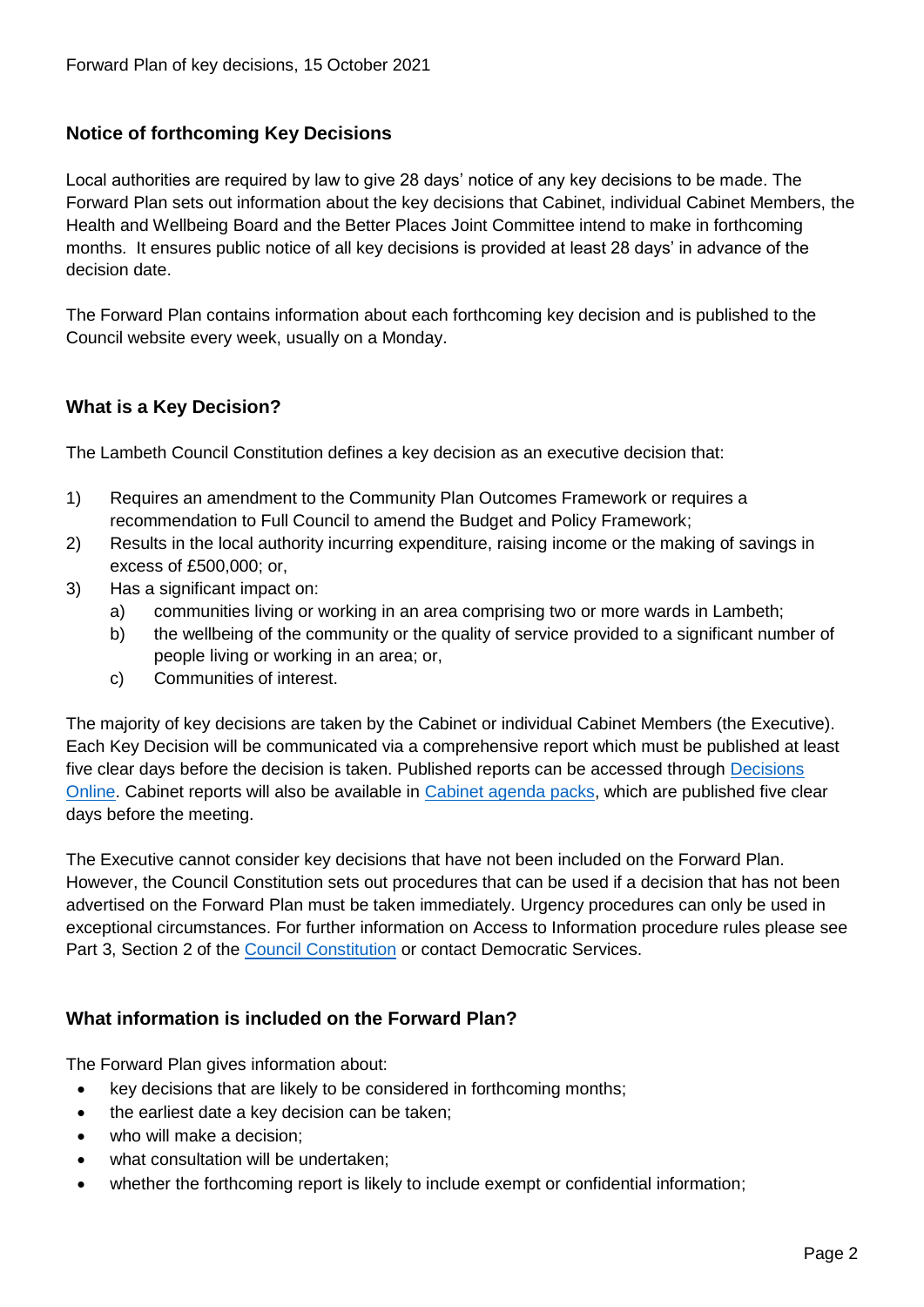## Notice of forthcoming Key Decisions

Local authorities are required by law to give 28 days' notice of any key decisions to be made. The Forward Plan sets out information about the key decisions that Cabinet, individual Cabinet Members, the Health and Wellbeing Board and the Better Places Joint Committee intend to make in forthcoming months. It ensures public notice of all key decisions is provided at least 28 days' in advance of the decision date.

The Forward Plan contains information about each forthcoming key decision and is published to the Council website every week, usually on a Monday.

## What is a Key Decision?

The Lambeth Council Constitution defines a key decision as an executive decision that:

1) Requires an amendment to the Community Plan Outcomes Framework or requires a recommendation to Full Council to amend the Budget and Policy Framework;
2) Results in the local authority incurring expenditure, raising income or the making of savings in excess of £500,000; or,
3) Has a significant impact on:
   a) communities living or working in an area comprising two or more wards in Lambeth;
   b) the wellbeing of the community or the quality of service provided to a significant number of people living or working in an area; or,
   c) Communities of interest.

The majority of key decisions are taken by the Cabinet or individual Cabinet Members (the Executive). Each Key Decision will be communicated via a comprehensive report which must be published at least five clear days before the decision is taken. Published reports can be accessed through Decisions Online. Cabinet reports will also be available in Cabinet agenda packs, which are published five clear days before the meeting.

The Executive cannot consider key decisions that have not been included on the Forward Plan. However, the Council Constitution sets out procedures that can be used if a decision that has not been advertised on the Forward Plan must be taken immediately. Urgency procedures can only be used in exceptional circumstances. For further information on Access to Information procedure rules please see Part 3, Section 2 of the Council Constitution or contact Democratic Services.

## What information is included on the Forward Plan?

The Forward Plan gives information about:

- key decisions that are likely to be considered in forthcoming months;
- the earliest date a key decision can be taken;
- who will make a decision;
- what consultation will be undertaken;
- whether the forthcoming report is likely to include exempt or confidential information;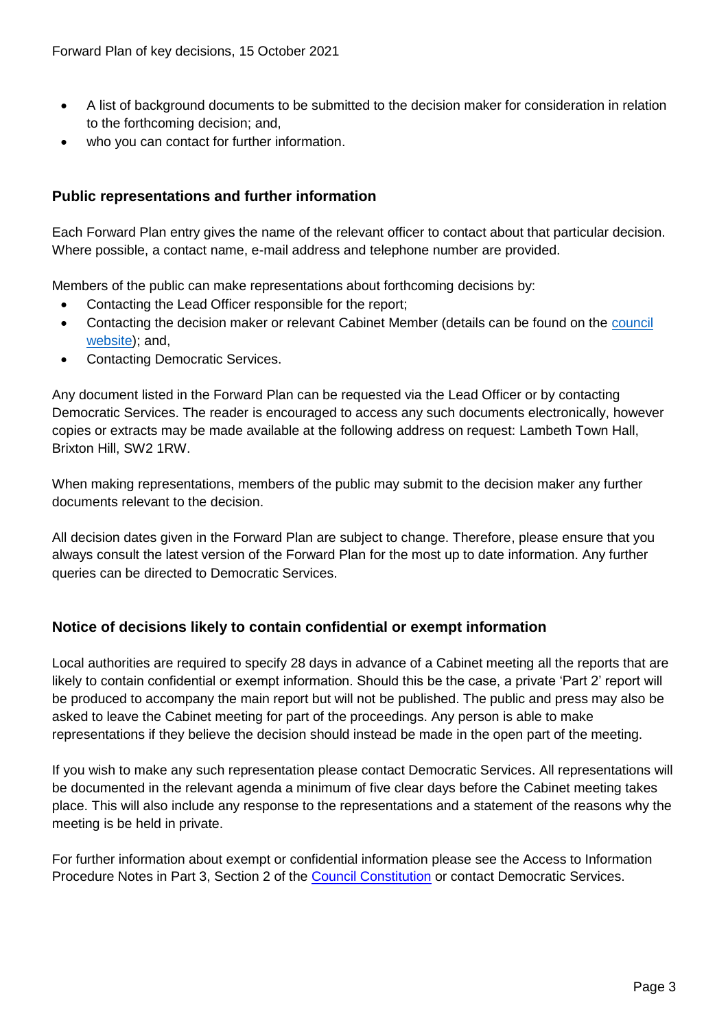- A list of background documents to be submitted to the decision maker for consideration in relation to the forthcoming decision; and,
- who you can contact for further information.

### Public representations and further information

Each Forward Plan entry gives the name of the relevant officer to contact about that particular decision. Where possible, a contact name, e-mail address and telephone number are provided.

Members of the public can make representations about forthcoming decisions by:

- Contacting the Lead Officer responsible for the report;
- Contacting the decision maker or relevant Cabinet Member (details can be found on the council website); and,
- Contacting Democratic Services.

Any document listed in the Forward Plan can be requested via the Lead Officer or by contacting Democratic Services. The reader is encouraged to access any such documents electronically, however copies or extracts may be made available at the following address on request: Lambeth Town Hall, Brixton Hill, SW2 1RW.

When making representations, members of the public may submit to the decision maker any further documents relevant to the decision.

All decision dates given in the Forward Plan are subject to change. Therefore, please ensure that you always consult the latest version of the Forward Plan for the most up to date information. Any further queries can be directed to Democratic Services.

### Notice of decisions likely to contain confidential or exempt information

Local authorities are required to specify 28 days in advance of a Cabinet meeting all the reports that are likely to contain confidential or exempt information. Should this be the case, a private 'Part 2' report will be produced to accompany the main report but will not be published. The public and press may also be asked to leave the Cabinet meeting for part of the proceedings. Any person is able to make representations if they believe the decision should instead be made in the open part of the meeting.

If you wish to make any such representation please contact Democratic Services. All representations will be documented in the relevant agenda a minimum of five clear days before the Cabinet meeting takes place. This will also include any response to the representations and a statement of the reasons why the meeting is be held in private.

For further information about exempt or confidential information please see the Access to Information Procedure Notes in Part 3, Section 2 of the Council Constitution or contact Democratic Services.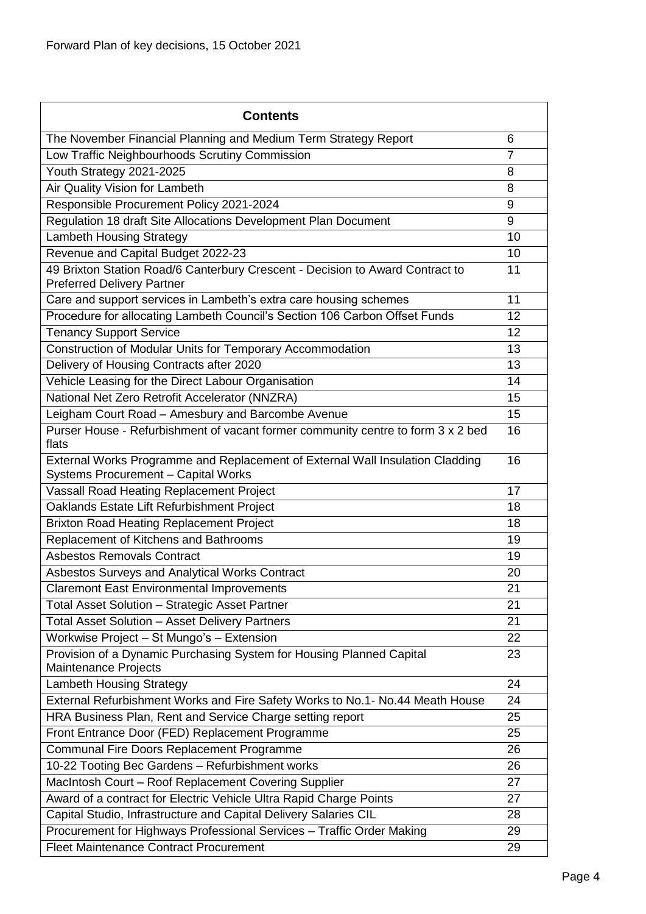Forward Plan of key decisions, 15 October 2021

| Contents | |
|---|---|
| The November Financial Planning and Medium Term Strategy Report | 6 |
| Low Traffic Neighbourhoods Scrutiny Commission | 7 |
| Youth Strategy 2021-2025 | 8 |
| Air Quality Vision for Lambeth | 8 |
| Responsible Procurement Policy 2021-2024 | 9 |
| Regulation 18 draft Site Allocations Development Plan Document | 9 |
| Lambeth Housing Strategy | 10 |
| Revenue and Capital Budget 2022-23 | 10 |
| 49 Brixton Station Road/6 Canterbury Crescent - Decision to Award Contract to Preferred Delivery Partner | 11 |
| Care and support services in Lambeth's extra care housing schemes | 11 |
| Procedure for allocating Lambeth Council's Section 106 Carbon Offset Funds | 12 |
| Tenancy Support Service | 12 |
| Construction of Modular Units for Temporary Accommodation | 13 |
| Delivery of Housing Contracts after 2020 | 13 |
| Vehicle Leasing for the Direct Labour Organisation | 14 |
| National Net Zero Retrofit Accelerator (NNZRA) | 15 |
| Leigham Court Road – Amesbury and Barcombe Avenue | 15 |
| Purser House - Refurbishment of vacant former community centre to form 3 x 2 bed flats | 16 |
| External Works Programme and Replacement of External Wall Insulation Cladding Systems Procurement – Capital Works | 16 |
| Vassall Road Heating Replacement Project | 17 |
| Oaklands Estate Lift Refurbishment Project | 18 |
| Brixton Road Heating Replacement Project | 18 |
| Replacement of Kitchens and Bathrooms | 19 |
| Asbestos Removals Contract | 19 |
| Asbestos Surveys and Analytical Works Contract | 20 |
| Claremont East Environmental Improvements | 21 |
| Total Asset Solution – Strategic Asset Partner | 21 |
| Total Asset Solution – Asset Delivery Partners | 21 |
| Workwise Project – St Mungo's – Extension | 22 |
| Provision of a Dynamic Purchasing System for Housing Planned Capital Maintenance Projects | 23 |
| Lambeth Housing Strategy | 24 |
| External Refurbishment Works and Fire Safety Works to No.1- No.44 Meath House | 24 |
| HRA Business Plan, Rent and Service Charge setting report | 25 |
| Front Entrance Door (FED) Replacement Programme | 25 |
| Communal Fire Doors Replacement Programme | 26 |
| 10-22 Tooting Bec Gardens – Refurbishment works | 26 |
| MacIntosh Court – Roof Replacement Covering Supplier | 27 |
| Award of a contract for Electric Vehicle Ultra Rapid Charge Points | 27 |
| Capital Studio, Infrastructure and Capital Delivery Salaries CIL | 28 |
| Procurement for Highways Professional Services – Traffic Order Making | 29 |
| Fleet Maintenance Contract Procurement | 29 |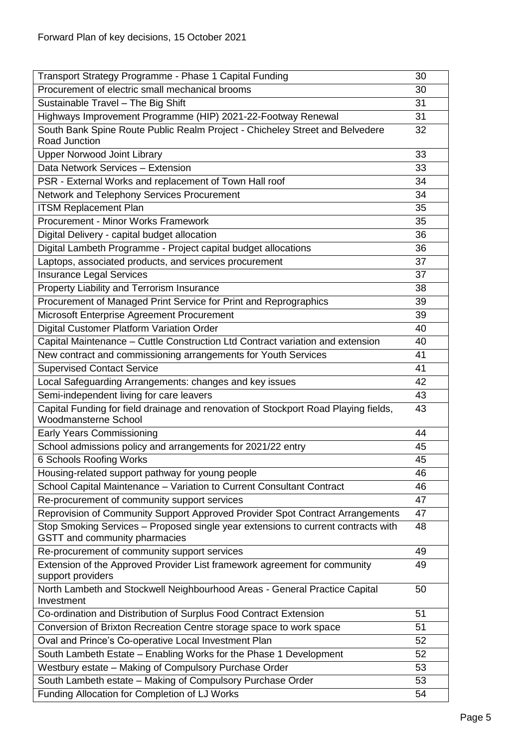Forward Plan of key decisions, 15 October 2021

| | |
|---|---|
| Transport Strategy Programme - Phase 1 Capital Funding | 30 |
| Procurement of electric small mechanical brooms | 30 |
| Sustainable Travel – The Big Shift | 31 |
| Highways Improvement Programme (HIP) 2021-22-Footway Renewal | 31 |
| South Bank Spine Route Public Realm Project - Chicheley Street and Belvedere Road Junction | 32 |
| Upper Norwood Joint Library | 33 |
| Data Network Services – Extension | 33 |
| PSR - External Works and replacement of Town Hall roof | 34 |
| Network and Telephony Services Procurement | 34 |
| ITSM Replacement Plan | 35 |
| Procurement - Minor Works Framework | 35 |
| Digital Delivery - capital budget allocation | 36 |
| Digital Lambeth Programme - Project capital budget allocations | 36 |
| Laptops, associated products, and services procurement | 37 |
| Insurance Legal Services | 37 |
| Property Liability and Terrorism Insurance | 38 |
| Procurement of Managed Print Service for Print and Reprographics | 39 |
| Microsoft Enterprise Agreement Procurement | 39 |
| Digital Customer Platform Variation Order | 40 |
| Capital Maintenance – Cuttle Construction Ltd Contract variation and extension | 40 |
| New contract and commissioning arrangements for Youth Services | 41 |
| Supervised Contact Service | 41 |
| Local Safeguarding Arrangements: changes and key issues | 42 |
| Semi-independent living for care leavers | 43 |
| Capital Funding for field drainage and renovation of Stockport Road Playing fields, Woodmansterne School | 43 |
| Early Years Commissioning | 44 |
| School admissions policy and arrangements for 2021/22 entry | 45 |
| 6 Schools Roofing Works | 45 |
| Housing-related support pathway for young people | 46 |
| School Capital Maintenance – Variation to Current Consultant Contract | 46 |
| Re-procurement of community support services | 47 |
| Reprovision of Community Support Approved Provider Spot Contract Arrangements | 47 |
| Stop Smoking Services – Proposed single year extensions to current contracts with GSTT and community pharmacies | 48 |
| Re-procurement of community support services | 49 |
| Extension of the Approved Provider List framework agreement for community support providers | 49 |
| North Lambeth and Stockwell Neighbourhood Areas - General Practice Capital Investment | 50 |
| Co-ordination and Distribution of Surplus Food Contract Extension | 51 |
| Conversion of Brixton Recreation Centre storage space to work space | 51 |
| Oval and Prince's Co-operative Local Investment Plan | 52 |
| South Lambeth Estate – Enabling Works for the Phase 1 Development | 52 |
| Westbury estate – Making of Compulsory Purchase Order | 53 |
| South Lambeth estate – Making of Compulsory Purchase Order | 53 |
| Funding Allocation for Completion of LJ Works | 54 |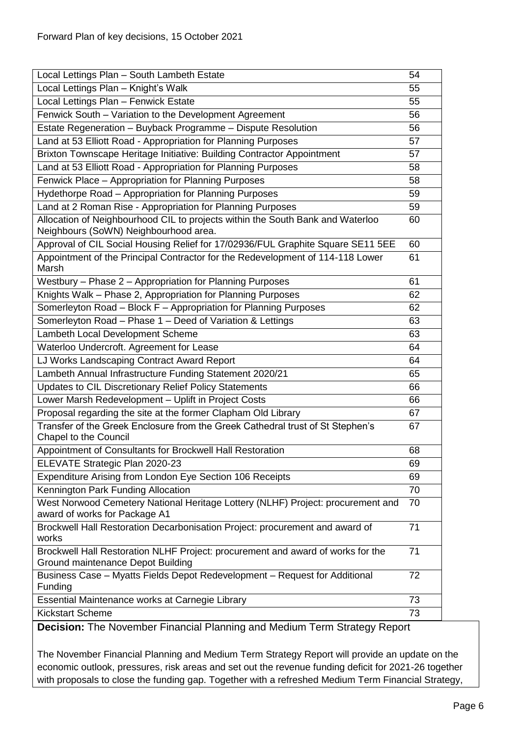| | |
|---|---|
| Local Lettings Plan – South Lambeth Estate | 54 |
| Local Lettings Plan – Knight's Walk | 55 |
| Local Lettings Plan – Fenwick Estate | 55 |
| Fenwick South – Variation to the Development Agreement | 56 |
| Estate Regeneration – Buyback Programme – Dispute Resolution | 56 |
| Land at 53 Elliott Road - Appropriation for Planning Purposes | 57 |
| Brixton Townscape Heritage Initiative: Building Contractor Appointment | 57 |
| Land at 53 Elliott Road - Appropriation for Planning Purposes | 58 |
| Fenwick Place – Appropriation for Planning Purposes | 58 |
| Hydethorpe Road – Appropriation for Planning Purposes | 59 |
| Land at 2 Roman Rise - Appropriation for Planning Purposes | 59 |
| Allocation of Neighbourhood CIL to projects within the South Bank and Waterloo Neighbours (SoWN) Neighbourhood area. | 60 |
| Approval of CIL Social Housing Relief for 17/02936/FUL Graphite Square SE11 5EE | 60 |
| Appointment of the Principal Contractor for the Redevelopment of 114-118 Lower Marsh | 61 |
| Westbury – Phase 2 – Appropriation for Planning Purposes | 61 |
| Knights Walk – Phase 2, Appropriation for Planning Purposes | 62 |
| Somerleyton Road – Block F – Appropriation for Planning Purposes | 62 |
| Somerleyton Road – Phase 1 – Deed of Variation & Lettings | 63 |
| Lambeth Local Development Scheme | 63 |
| Waterloo Undercroft. Agreement for Lease | 64 |
| LJ Works Landscaping Contract Award Report | 64 |
| Lambeth Annual Infrastructure Funding Statement 2020/21 | 65 |
| Updates to CIL Discretionary Relief Policy Statements | 66 |
| Lower Marsh Redevelopment – Uplift in Project Costs | 66 |
| Proposal regarding the site at the former Clapham Old Library | 67 |
| Transfer of the Greek Enclosure from the Greek Cathedral trust of St Stephen's Chapel to the Council | 67 |
| Appointment of Consultants for Brockwell Hall Restoration | 68 |
| ELEVATE Strategic Plan 2020-23 | 69 |
| Expenditure Arising from London Eye Section 106 Receipts | 69 |
| Kennington Park Funding Allocation | 70 |
| West Norwood Cemetery National Heritage Lottery (NLHF) Project: procurement and award of works for Package A1 | 70 |
| Brockwell Hall Restoration Decarbonisation Project: procurement and award of works | 71 |
| Brockwell Hall Restoration NLHF Project: procurement and award of works for the Ground maintenance Depot Building | 71 |
| Business Case – Myatts Fields Depot Redevelopment – Request for Additional Funding | 72 |
| Essential Maintenance works at Carnegie Library | 73 |
| Kickstart Scheme | 73 |

**Decision:** The November Financial Planning and Medium Term Strategy Report

The November Financial Planning and Medium Term Strategy Report will provide an update on the economic outlook, pressures, risk areas and set out the revenue funding deficit for 2021-26 together with proposals to close the funding gap. Together with a refreshed Medium Term Financial Strategy,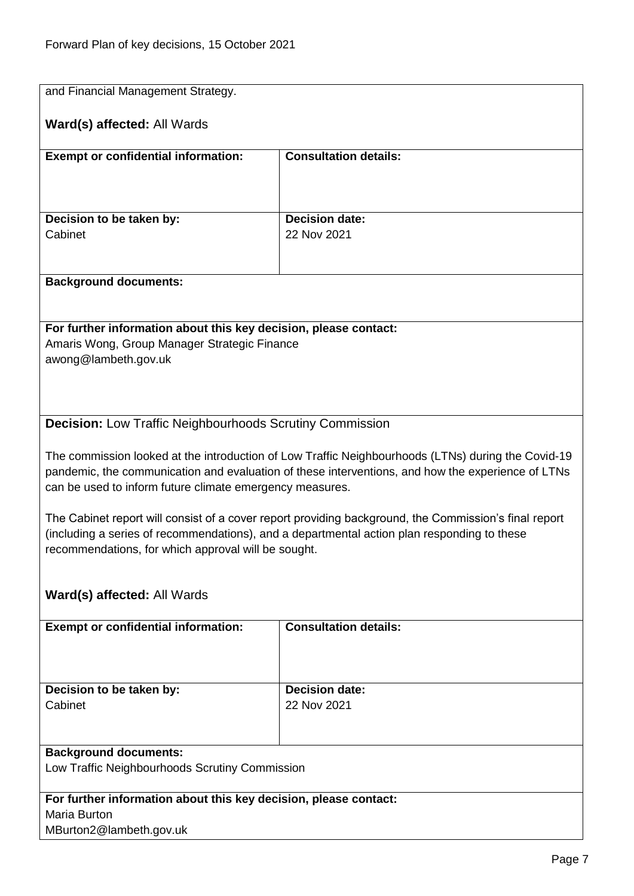and Financial Management Strategy.

**Ward(s) affected:** All Wards

| **Exempt or confidential information:** | **Consultation details:** |
| --- | --- |
| **Decision to be taken by:**<br>Cabinet | **Decision date:**<br>22 Nov 2021 |

**Background documents:**

**For further information about this key decision, please contact:**
Amaris Wong, Group Manager Strategic Finance
awong@lambeth.gov.uk

**Decision:** Low Traffic Neighbourhoods Scrutiny Commission

The commission looked at the introduction of Low Traffic Neighbourhoods (LTNs) during the Covid-19 pandemic, the communication and evaluation of these interventions, and how the experience of LTNs can be used to inform future climate emergency measures.

The Cabinet report will consist of a cover report providing background, the Commission's final report (including a series of recommendations), and a departmental action plan responding to these recommendations, for which approval will be sought.

**Ward(s) affected:** All Wards

| **Exempt or confidential information:** | **Consultation details:** |
| --- | --- |
| **Decision to be taken by:**<br>Cabinet | **Decision date:**<br>22 Nov 2021 |

**Background documents:**
Low Traffic Neighbourhoods Scrutiny Commission

**For further information about this key decision, please contact:**
Maria Burton
MBurton2@lambeth.gov.uk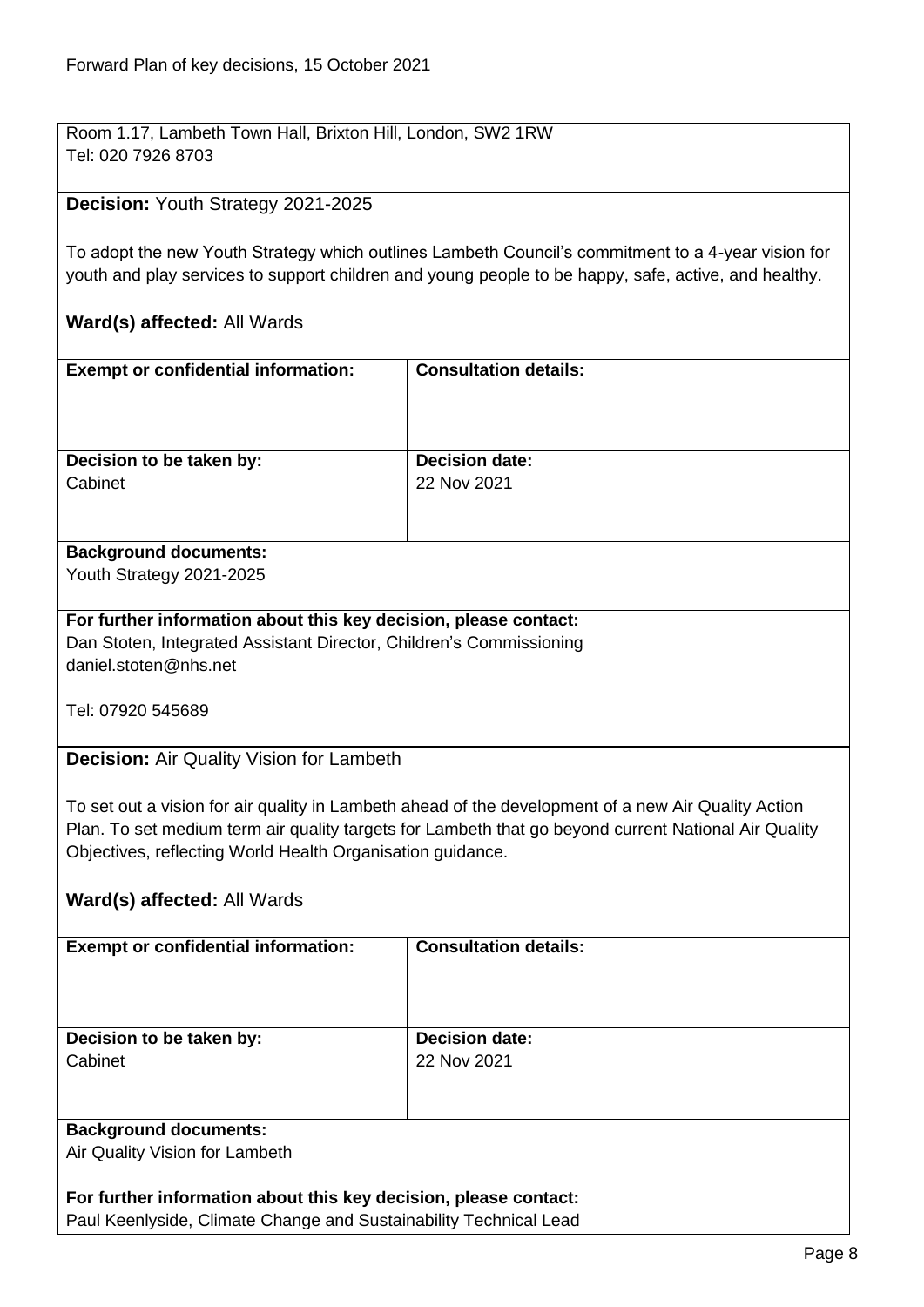Room 1.17, Lambeth Town Hall, Brixton Hill, London, SW2 1RW
Tel: 020 7926 8703

**Decision:** Youth Strategy 2021-2025

To adopt the new Youth Strategy which outlines Lambeth Council's commitment to a 4-year vision for youth and play services to support children and young people to be happy, safe, active, and healthy.

**Ward(s) affected:** All Wards

| **Exempt or confidential information:** | **Consultation details:** |
| --- | --- |
| **Decision to be taken by:** Cabinet | **Decision date:** 22 Nov 2021 |

**Background documents:**
Youth Strategy 2021-2025

**For further information about this key decision, please contact:**
Dan Stoten, Integrated Assistant Director, Children's Commissioning
daniel.stoten@nhs.net

Tel: 07920 545689

**Decision:** Air Quality Vision for Lambeth

To set out a vision for air quality in Lambeth ahead of the development of a new Air Quality Action Plan. To set medium term air quality targets for Lambeth that go beyond current National Air Quality Objectives, reflecting World Health Organisation guidance.

**Ward(s) affected:** All Wards

| **Exempt or confidential information:** | **Consultation details:** |
| --- | --- |
| **Decision to be taken by:** Cabinet | **Decision date:** 22 Nov 2021 |

**Background documents:**
Air Quality Vision for Lambeth

**For further information about this key decision, please contact:**
Paul Keenlyside, Climate Change and Sustainability Technical Lead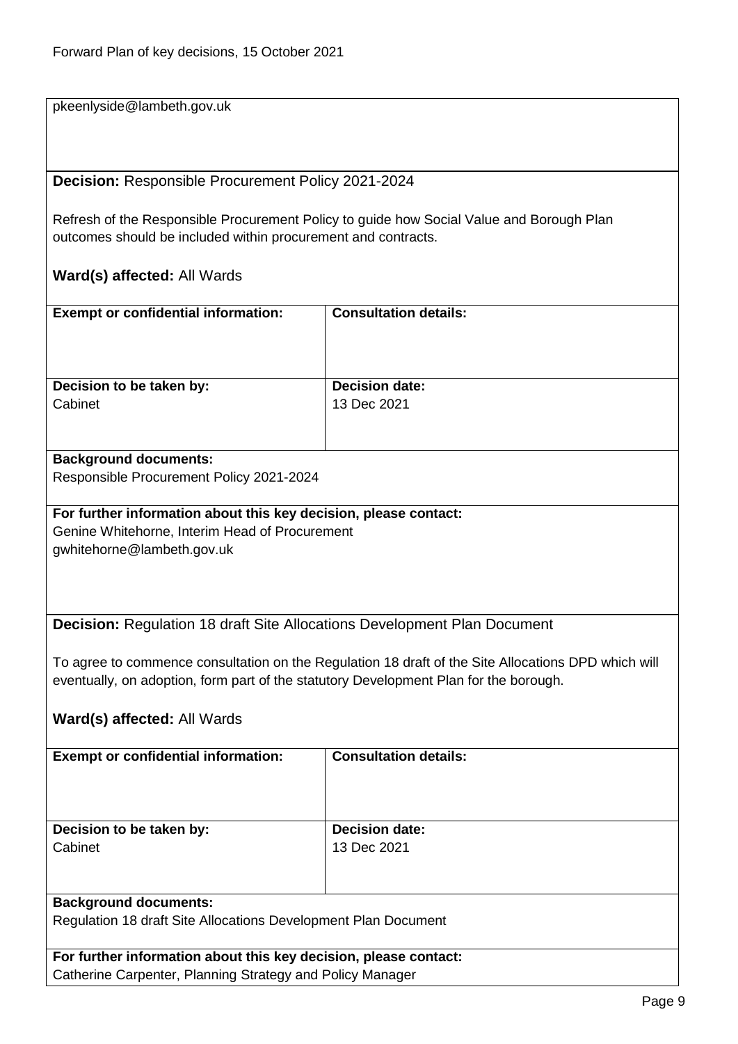pkeenlyside@lambeth.gov.uk

**Decision:** Responsible Procurement Policy 2021-2024

Refresh of the Responsible Procurement Policy to guide how Social Value and Borough Plan outcomes should be included within procurement and contracts.

**Ward(s) affected:** All Wards

| **Exempt or confidential information:** | **Consultation details:** |
|---|---|
| | |
| **Decision to be taken by:**<br>Cabinet | **Decision date:**<br>13 Dec 2021 |

**Background documents:**
Responsible Procurement Policy 2021-2024

**For further information about this key decision, please contact:**
Genine Whitehorne, Interim Head of Procurement
gwhitehorne@lambeth.gov.uk

**Decision:** Regulation 18 draft Site Allocations Development Plan Document

To agree to commence consultation on the Regulation 18 draft of the Site Allocations DPD which will eventually, on adoption, form part of the statutory Development Plan for the borough.

**Ward(s) affected:** All Wards

| **Exempt or confidential information:** | **Consultation details:** |
|---|---|
| | |
| **Decision to be taken by:**<br>Cabinet | **Decision date:**<br>13 Dec 2021 |

**Background documents:**
Regulation 18 draft Site Allocations Development Plan Document

**For further information about this key decision, please contact:**
Catherine Carpenter, Planning Strategy and Policy Manager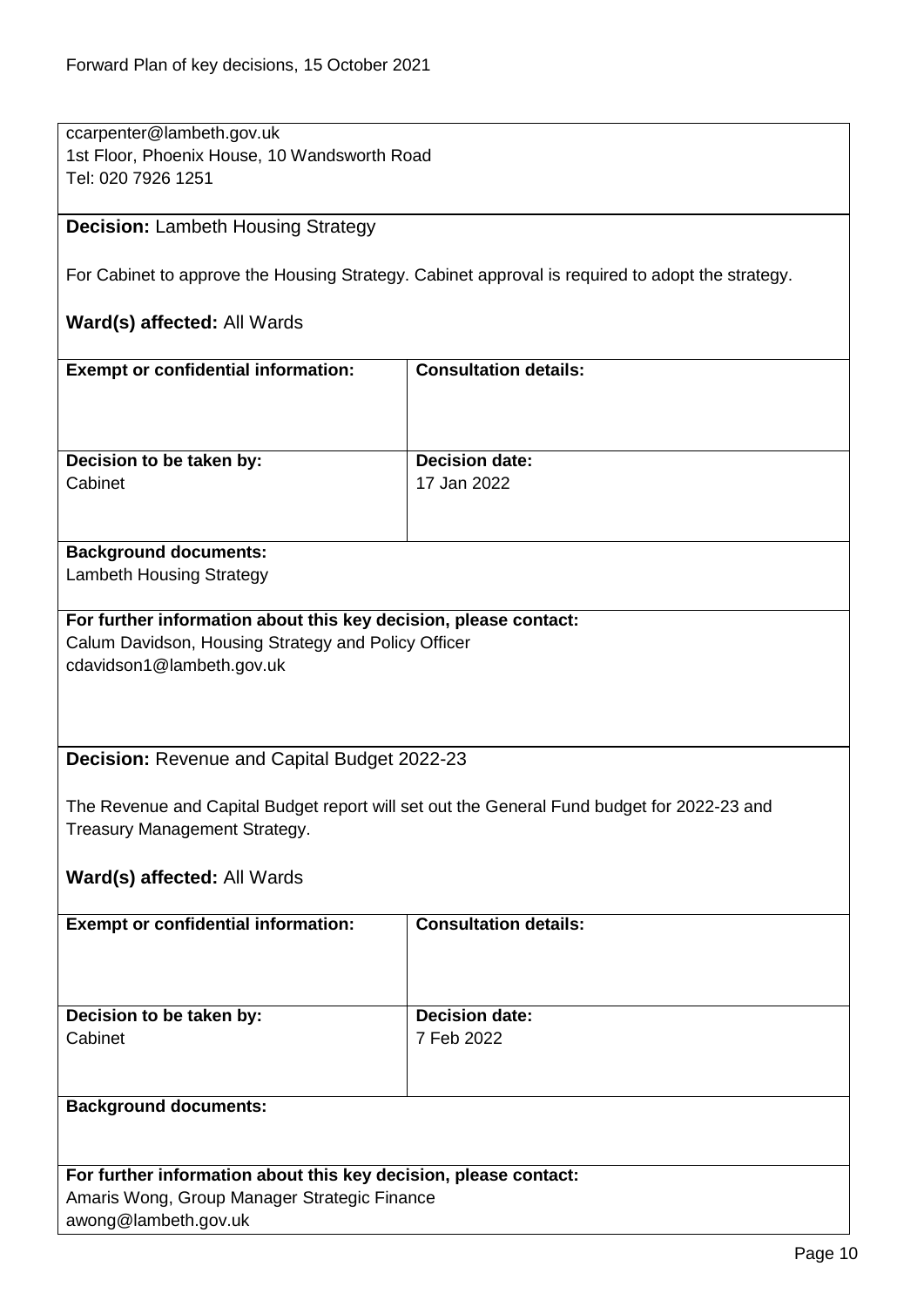ccarpenter@lambeth.gov.uk
1st Floor, Phoenix House, 10 Wandsworth Road
Tel: 020 7926 1251

**Decision:** Lambeth Housing Strategy

For Cabinet to approve the Housing Strategy. Cabinet approval is required to adopt the strategy.

**Ward(s) affected:** All Wards

| **Exempt or confidential information:** | **Consultation details:** |
|---|---|
| | |
| **Decision to be taken by:** Cabinet | **Decision date:** 17 Jan 2022 |

**Background documents:**
Lambeth Housing Strategy

**For further information about this key decision, please contact:**
Calum Davidson, Housing Strategy and Policy Officer
cdavidson1@lambeth.gov.uk

**Decision:** Revenue and Capital Budget 2022-23

The Revenue and Capital Budget report will set out the General Fund budget for 2022-23 and Treasury Management Strategy.

**Ward(s) affected:** All Wards

| **Exempt or confidential information:** | **Consultation details:** |
|---|---|
| | |
| **Decision to be taken by:** Cabinet | **Decision date:** 7 Feb 2022 |

**Background documents:**

**For further information about this key decision, please contact:**
Amaris Wong, Group Manager Strategic Finance
awong@lambeth.gov.uk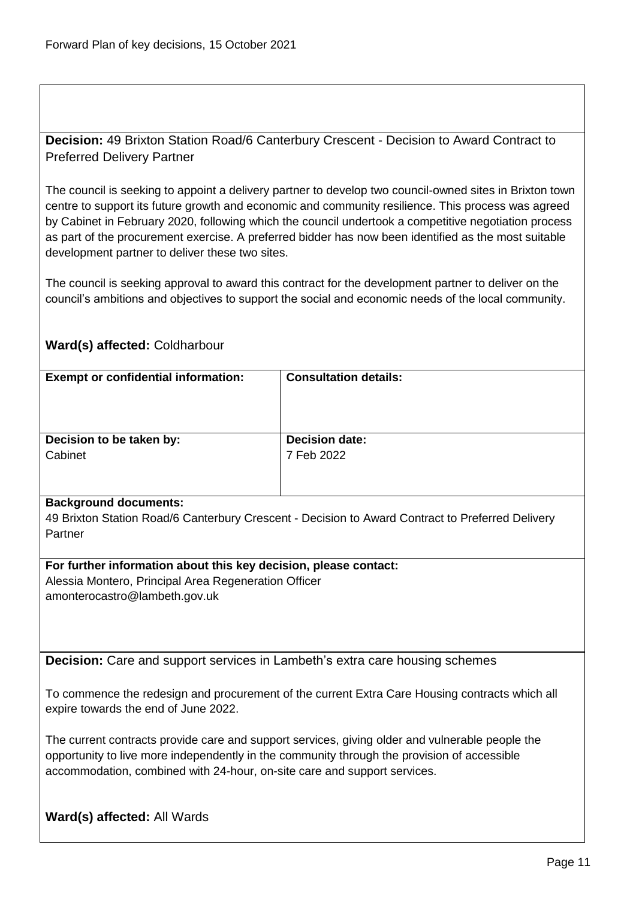**Decision:** 49 Brixton Station Road/6 Canterbury Crescent - Decision to Award Contract to Preferred Delivery Partner

The council is seeking to appoint a delivery partner to develop two council-owned sites in Brixton town centre to support its future growth and economic and community resilience. This process was agreed by Cabinet in February 2020, following which the council undertook a competitive negotiation process as part of the procurement exercise. A preferred bidder has now been identified as the most suitable development partner to deliver these two sites.

The council is seeking approval to award this contract for the development partner to deliver on the council's ambitions and objectives to support the social and economic needs of the local community.

**Ward(s) affected:** Coldharbour

| **Exempt or confidential information:** | **Consultation details:** |
| --- | --- |
| **Decision to be taken by:** Cabinet | **Decision date:** 7 Feb 2022 |

**Background documents:**
49 Brixton Station Road/6 Canterbury Crescent - Decision to Award Contract to Preferred Delivery Partner

**For further information about this key decision, please contact:**
Alessia Montero, Principal Area Regeneration Officer
amonterocastro@lambeth.gov.uk

**Decision:** Care and support services in Lambeth's extra care housing schemes

To commence the redesign and procurement of the current Extra Care Housing contracts which all expire towards the end of June 2022.

The current contracts provide care and support services, giving older and vulnerable people the opportunity to live more independently in the community through the provision of accessible accommodation, combined with 24-hour, on-site care and support services.

**Ward(s) affected:** All Wards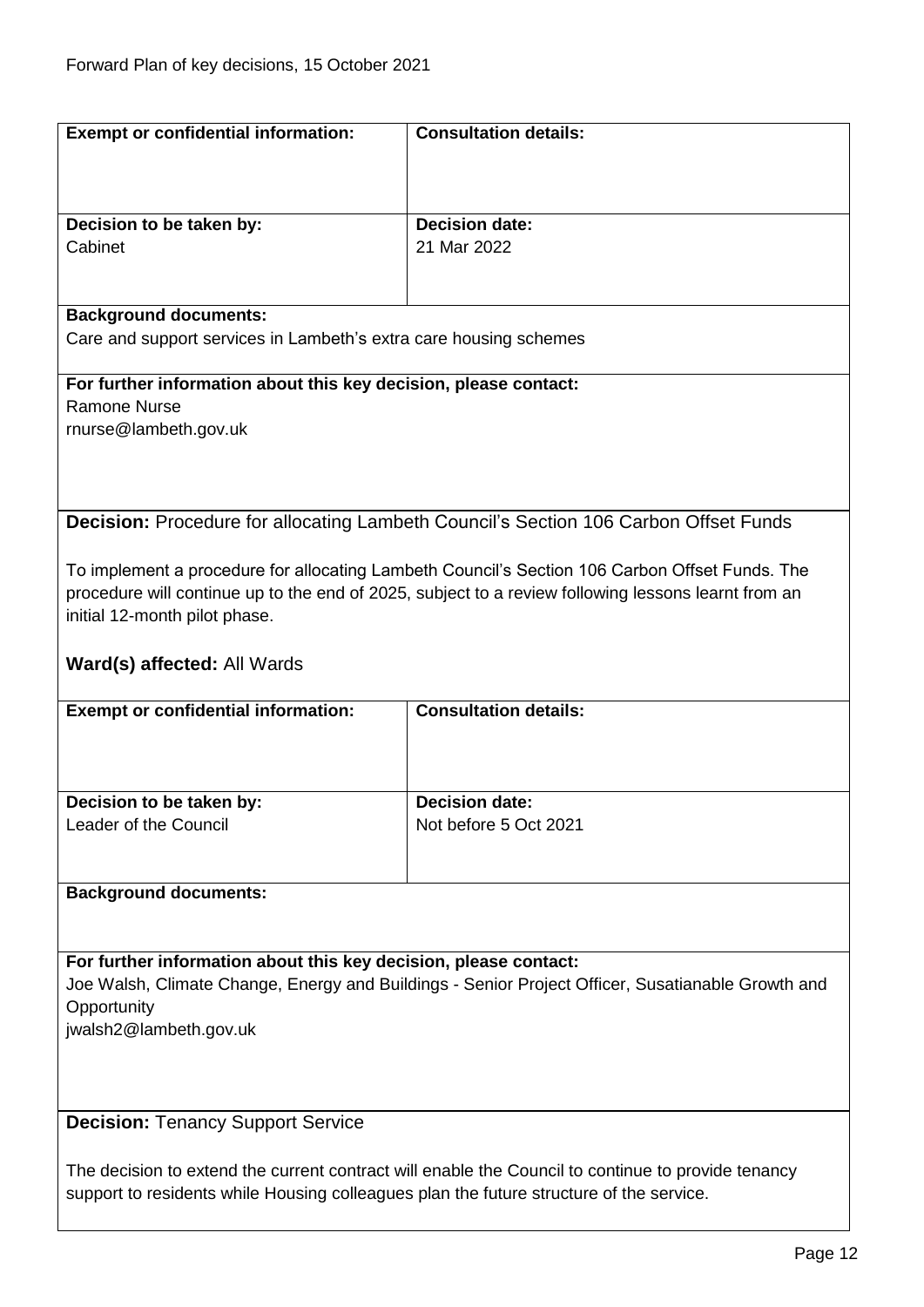| **Exempt or confidential information:** | **Consultation details:** |
|---|---|
| **Decision to be taken by:**<br>Cabinet | **Decision date:**<br>21 Mar 2022 |

**Background documents:**
Care and support services in Lambeth's extra care housing schemes

**For further information about this key decision, please contact:**
Ramone Nurse
rnurse@lambeth.gov.uk

**Decision:** Procedure for allocating Lambeth Council's Section 106 Carbon Offset Funds

To implement a procedure for allocating Lambeth Council's Section 106 Carbon Offset Funds. The procedure will continue up to the end of 2025, subject to a review following lessons learnt from an initial 12-month pilot phase.

**Ward(s) affected:** All Wards

| **Exempt or confidential information:** | **Consultation details:** |
|---|---|
| **Decision to be taken by:**<br>Leader of the Council | **Decision date:**<br>Not before 5 Oct 2021 |

**Background documents:**

**For further information about this key decision, please contact:**
Joe Walsh, Climate Change, Energy and Buildings - Senior Project Officer, Susatianable Growth and Opportunity
jwalsh2@lambeth.gov.uk

**Decision:** Tenancy Support Service

The decision to extend the current contract will enable the Council to continue to provide tenancy support to residents while Housing colleagues plan the future structure of the service.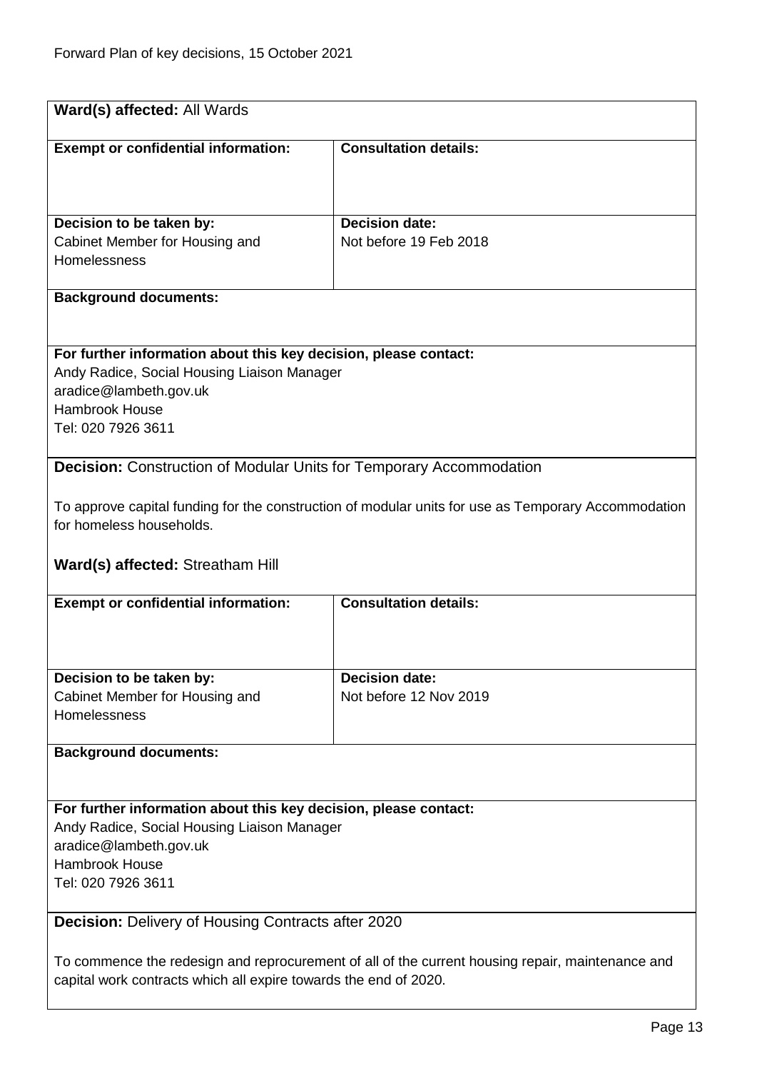**Ward(s) affected:** All Wards

| **Exempt or confidential information:** | **Consultation details:** |
|---|---|
| | |
| **Decision to be taken by:**<br>Cabinet Member for Housing and Homelessness | **Decision date:**<br>Not before 19 Feb 2018 |

**Background documents:**

**For further information about this key decision, please contact:**
Andy Radice, Social Housing Liaison Manager
aradice@lambeth.gov.uk
Hambrook House
Tel: 020 7926 3611

**Decision:** Construction of Modular Units for Temporary Accommodation

To approve capital funding for the construction of modular units for use as Temporary Accommodation for homeless households.

**Ward(s) affected:** Streatham Hill

| **Exempt or confidential information:** | **Consultation details:** |
|---|---|
| | |
| **Decision to be taken by:**<br>Cabinet Member for Housing and Homelessness | **Decision date:**<br>Not before 12 Nov 2019 |

**Background documents:**

**For further information about this key decision, please contact:**
Andy Radice, Social Housing Liaison Manager
aradice@lambeth.gov.uk
Hambrook House
Tel: 020 7926 3611

**Decision:** Delivery of Housing Contracts after 2020

To commence the redesign and reprocurement of all of the current housing repair, maintenance and capital work contracts which all expire towards the end of 2020.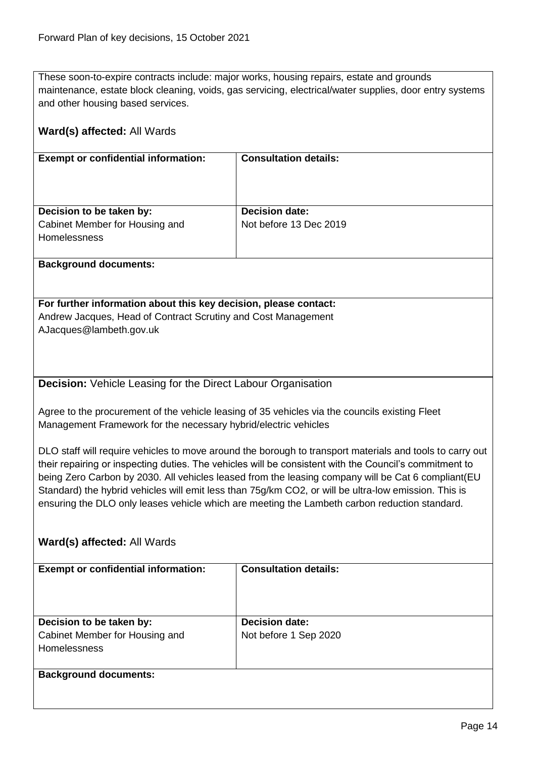These soon-to-expire contracts include: major works, housing repairs, estate and grounds maintenance, estate block cleaning, voids, gas servicing, electrical/water supplies, door entry systems and other housing based services.

**Ward(s) affected:** All Wards

| **Exempt or confidential information:** | **Consultation details:** |
| --- | --- |
| **Decision to be taken by:** Cabinet Member for Housing and Homelessness | **Decision date:** Not before 13 Dec 2019 |

**Background documents:**

**For further information about this key decision, please contact:**
Andrew Jacques, Head of Contract Scrutiny and Cost Management
AJacques@lambeth.gov.uk

**Decision:** Vehicle Leasing for the Direct Labour Organisation

Agree to the procurement of the vehicle leasing of 35 vehicles via the councils existing Fleet Management Framework for the necessary hybrid/electric vehicles

DLO staff will require vehicles to move around the borough to transport materials and tools to carry out their repairing or inspecting duties. The vehicles will be consistent with the Council's commitment to being Zero Carbon by 2030. All vehicles leased from the leasing company will be Cat 6 compliant(EU Standard) the hybrid vehicles will emit less than 75g/km $CO_2$, or will be ultra-low emission. This is ensuring the DLO only leases vehicle which are meeting the Lambeth carbon reduction standard.

**Ward(s) affected:** All Wards

| **Exempt or confidential information:** | **Consultation details:** |
| --- | --- |
| **Decision to be taken by:** Cabinet Member for Housing and Homelessness | **Decision date:** Not before 1 Sep 2020 |

**Background documents:**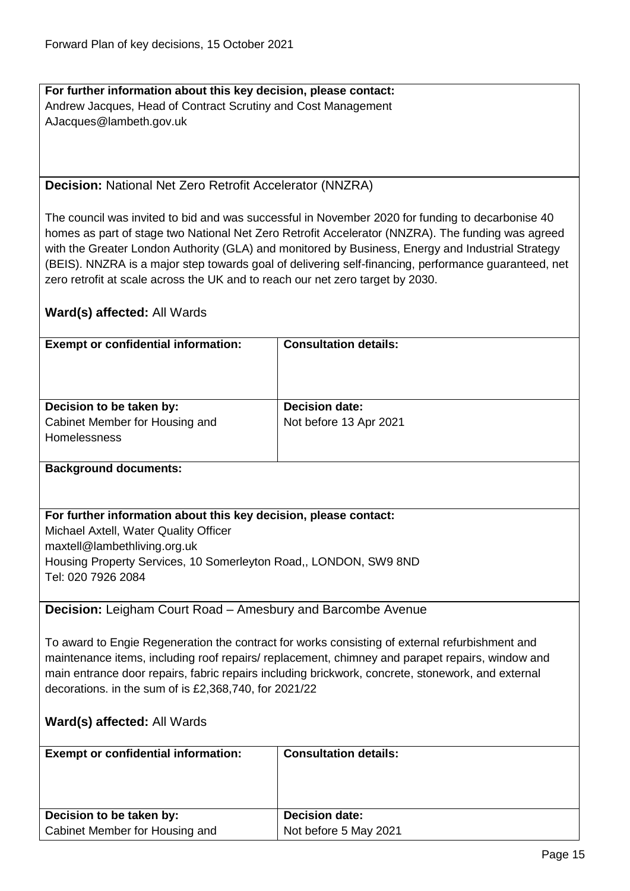**For further information about this key decision, please contact:**
Andrew Jacques, Head of Contract Scrutiny and Cost Management
AJacques@lambeth.gov.uk

**Decision:** National Net Zero Retrofit Accelerator (NNZRA)

The council was invited to bid and was successful in November 2020 for funding to decarbonise 40 homes as part of stage two National Net Zero Retrofit Accelerator (NNZRA). The funding was agreed with the Greater London Authority (GLA) and monitored by Business, Energy and Industrial Strategy (BEIS). NNZRA is a major step towards goal of delivering self-financing, performance guaranteed, net zero retrofit at scale across the UK and to reach our net zero target by 2030.

**Ward(s) affected:** All Wards

| **Exempt or confidential information:** | **Consultation details:** |
| --- | --- |
| **Decision to be taken by:** Cabinet Member for Housing and Homelessness | **Decision date:** Not before 13 Apr 2021 |

**Background documents:**

**For further information about this key decision, please contact:**
Michael Axtell, Water Quality Officer
maxtell@lambethliving.org.uk
Housing Property Services, 10 Somerleyton Road,, LONDON, SW9 8ND
Tel: 020 7926 2084

**Decision:** Leigham Court Road – Amesbury and Barcombe Avenue

To award to Engie Regeneration the contract for works consisting of external refurbishment and maintenance items, including roof repairs/ replacement, chimney and parapet repairs, window and main entrance door repairs, fabric repairs including brickwork, concrete, stonework, and external decorations. in the sum of is £2,368,740, for 2021/22

**Ward(s) affected:** All Wards

| **Exempt or confidential information:** | **Consultation details:** |
| --- | --- |
| **Decision to be taken by:** Cabinet Member for Housing and | **Decision date:** Not before 5 May 2021 |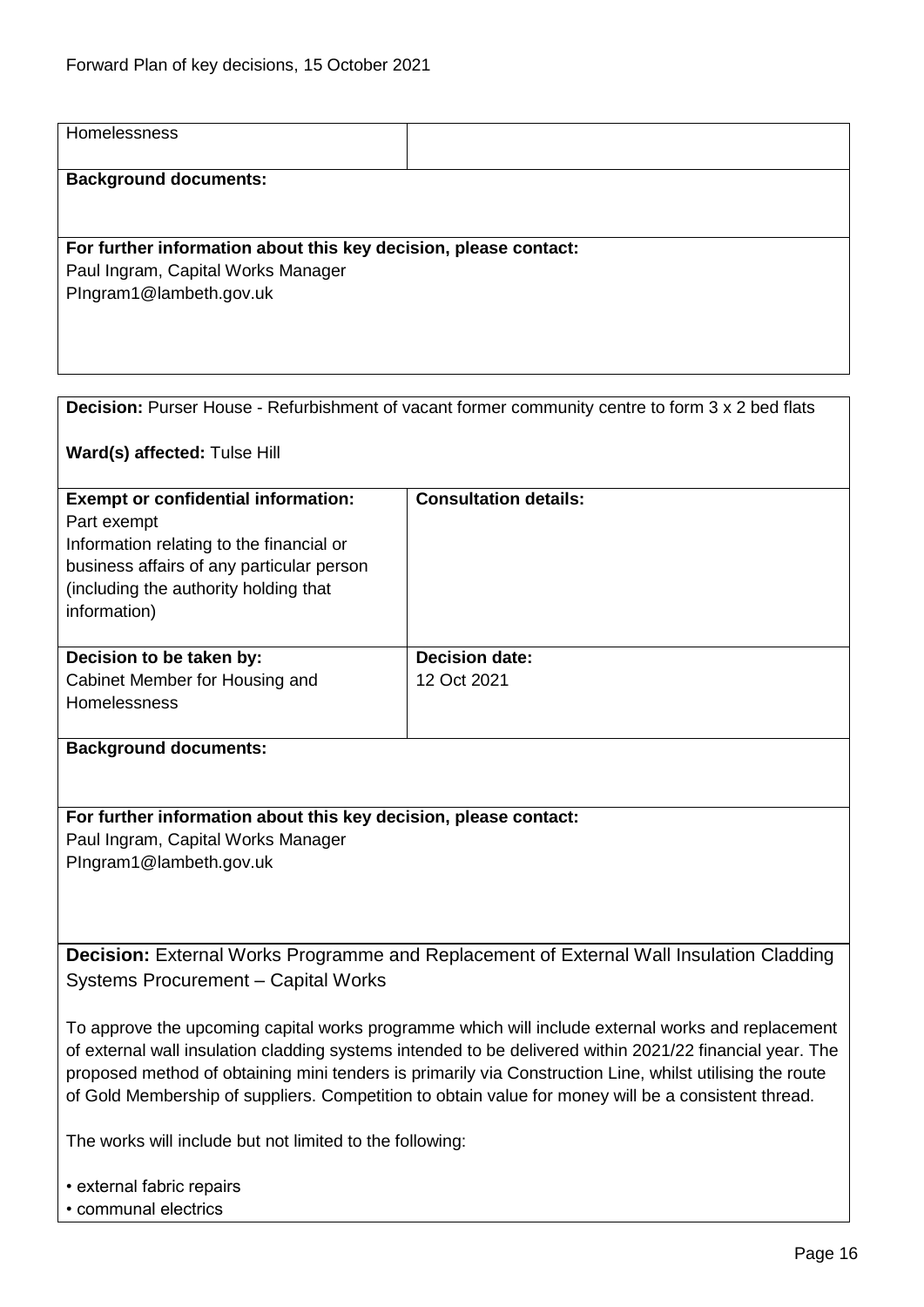| Homelessness | |
|---|---|

**Background documents:**

**For further information about this key decision, please contact:**
Paul Ingram, Capital Works Manager
PIngram1@lambeth.gov.uk

---

**Decision:** Purser House - Refurbishment of vacant former community centre to form 3 x 2 bed flats

**Ward(s) affected:** Tulse Hill

| **Exempt or confidential information:** | **Consultation details:** |
|---|---|
| Part exempt<br>Information relating to the financial or business affairs of any particular person (including the authority holding that information) | |
| **Decision to be taken by:**<br>Cabinet Member for Housing and Homelessness | **Decision date:**<br>12 Oct 2021 |

**Background documents:**

**For further information about this key decision, please contact:**
Paul Ingram, Capital Works Manager
PIngram1@lambeth.gov.uk

---

**Decision:** External Works Programme and Replacement of External Wall Insulation Cladding Systems Procurement – Capital Works

To approve the upcoming capital works programme which will include external works and replacement of external wall insulation cladding systems intended to be delivered within 2021/22 financial year. The proposed method of obtaining mini tenders is primarily via Construction Line, whilst utilising the route of Gold Membership of suppliers. Competition to obtain value for money will be a consistent thread.

The works will include but not limited to the following:

• external fabric repairs
• communal electrics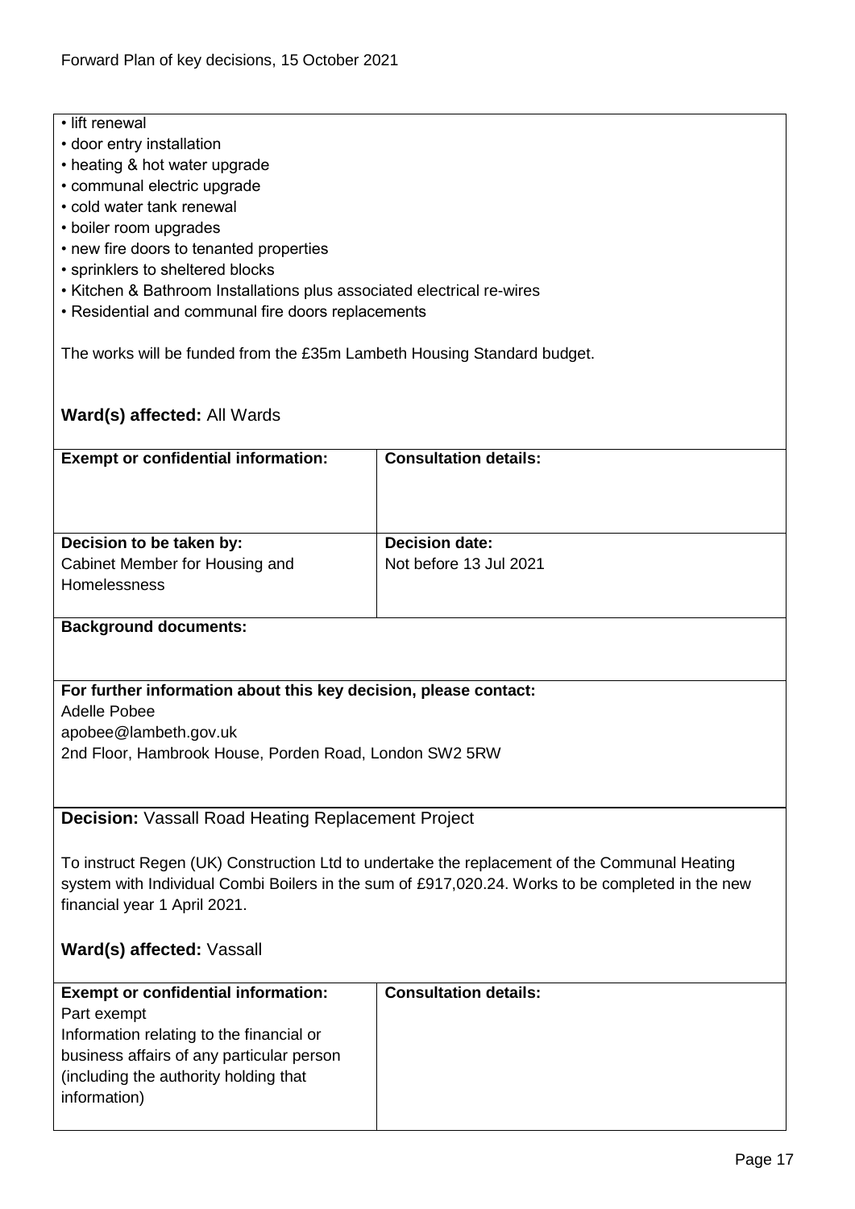- lift renewal
- door entry installation
- heating & hot water upgrade
- communal electric upgrade
- cold water tank renewal
- boiler room upgrades
- new fire doors to tenanted properties
- sprinklers to sheltered blocks
- Kitchen & Bathroom Installations plus associated electrical re-wires
- Residential and communal fire doors replacements

The works will be funded from the £35m Lambeth Housing Standard budget.

**Ward(s) affected:** All Wards

| **Exempt or confidential information:** | **Consultation details:** |
|---|---|
| | |
| **Decision to be taken by:**<br>Cabinet Member for Housing and Homelessness | **Decision date:**<br>Not before 13 Jul 2021 |

**Background documents:**

**For further information about this key decision, please contact:**
Adelle Pobee
apobee@lambeth.gov.uk
2nd Floor, Hambrook House, Porden Road, London SW2 5RW

**Decision:** Vassall Road Heating Replacement Project

To instruct Regen (UK) Construction Ltd to undertake the replacement of the Communal Heating system with Individual Combi Boilers in the sum of £917,020.24. Works to be completed in the new financial year 1 April 2021.

**Ward(s) affected:** Vassall

| **Exempt or confidential information:** | **Consultation details:** |
|---|---|
| Part exempt<br>Information relating to the financial or business affairs of any particular person (including the authority holding that information) | |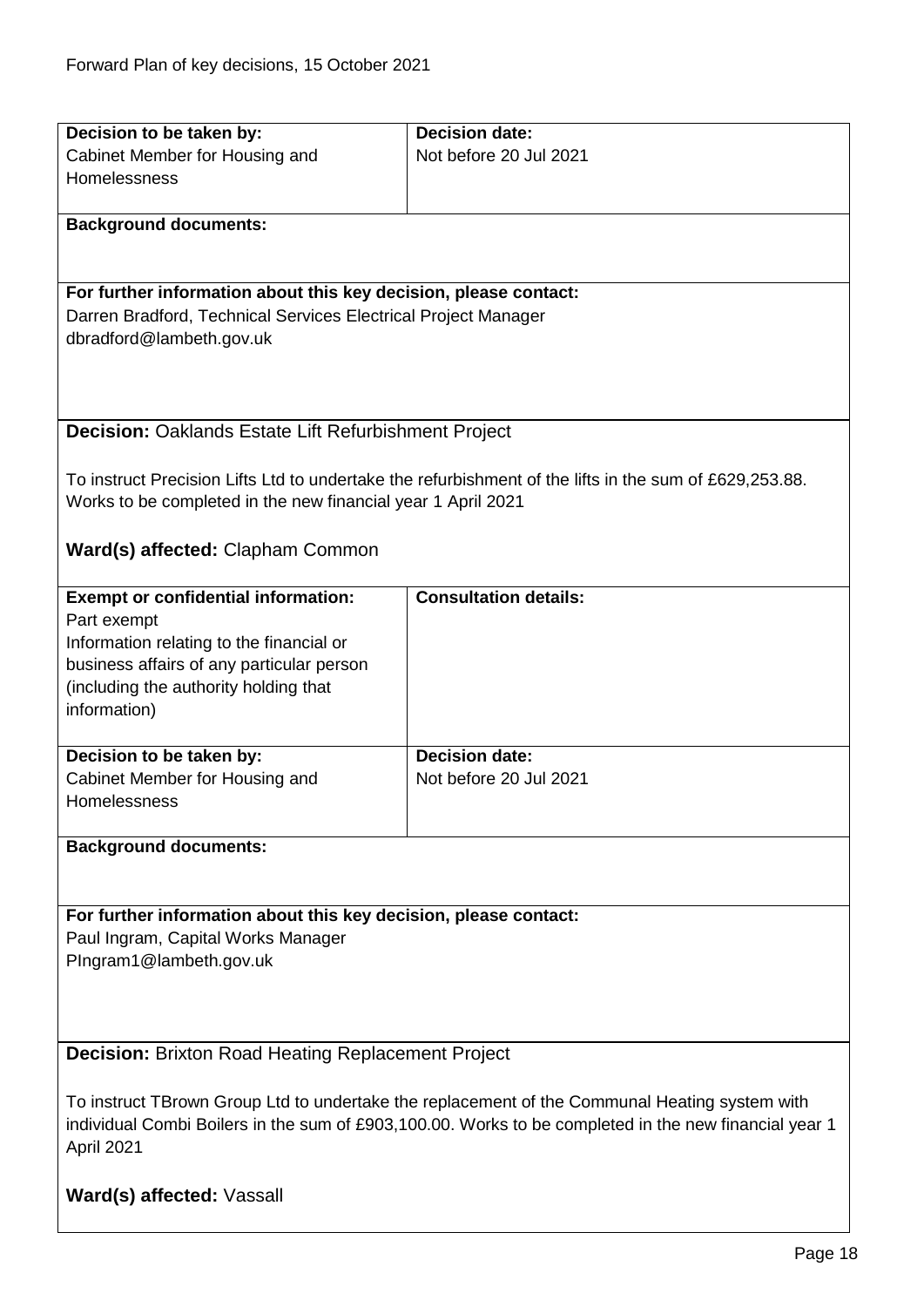| **Decision to be taken by:** | **Decision date:** |
|---|---|
| Cabinet Member for Housing and Homelessness | Not before 20 Jul 2021 |

**Background documents:**

**For further information about this key decision, please contact:**
Darren Bradford, Technical Services Electrical Project Manager
dbradford@lambeth.gov.uk

**Decision:** Oaklands Estate Lift Refurbishment Project

To instruct Precision Lifts Ltd to undertake the refurbishment of the lifts in the sum of £629,253.88. Works to be completed in the new financial year 1 April 2021

**Ward(s) affected:** Clapham Common

| **Exempt or confidential information:** | **Consultation details:** |
|---|---|
| Part exempt<br>Information relating to the financial or business affairs of any particular person (including the authority holding that information) | |
| **Decision to be taken by:**<br>Cabinet Member for Housing and Homelessness | **Decision date:**<br>Not before 20 Jul 2021 |

**Background documents:**

**For further information about this key decision, please contact:**
Paul Ingram, Capital Works Manager
PIngram1@lambeth.gov.uk

**Decision:** Brixton Road Heating Replacement Project

To instruct TBrown Group Ltd to undertake the replacement of the Communal Heating system with individual Combi Boilers in the sum of £903,100.00. Works to be completed in the new financial year 1 April 2021

**Ward(s) affected:** Vassall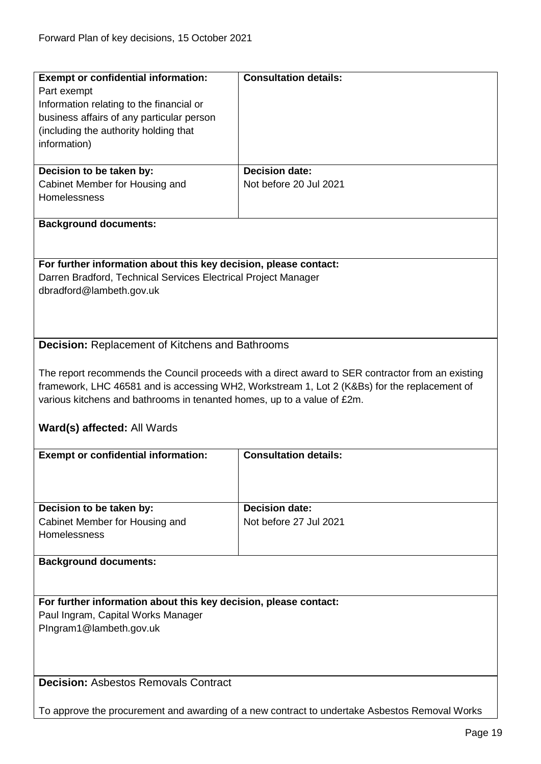| **Exempt or confidential information:** | **Consultation details:** |
|---|---|
| Part exempt<br>Information relating to the financial or business affairs of any particular person (including the authority holding that information) | |
| **Decision to be taken by:**<br>Cabinet Member for Housing and Homelessness | **Decision date:**<br>Not before 20 Jul 2021 |

**Background documents:**

**For further information about this key decision, please contact:**
Darren Bradford, Technical Services Electrical Project Manager
dbradford@lambeth.gov.uk

**Decision:** Replacement of Kitchens and Bathrooms

The report recommends the Council proceeds with a direct award to SER contractor from an existing framework, LHC 46581 and is accessing WH2, Workstream 1, Lot 2 (K&Bs) for the replacement of various kitchens and bathrooms in tenanted homes, up to a value of £2m.

**Ward(s) affected:** All Wards

| **Exempt or confidential information:** | **Consultation details:** |
|---|---|
| **Decision to be taken by:**<br>Cabinet Member for Housing and Homelessness | **Decision date:**<br>Not before 27 Jul 2021 |

**Background documents:**

**For further information about this key decision, please contact:**
Paul Ingram, Capital Works Manager
PIngram1@lambeth.gov.uk

**Decision:** Asbestos Removals Contract

To approve the procurement and awarding of a new contract to undertake Asbestos Removal Works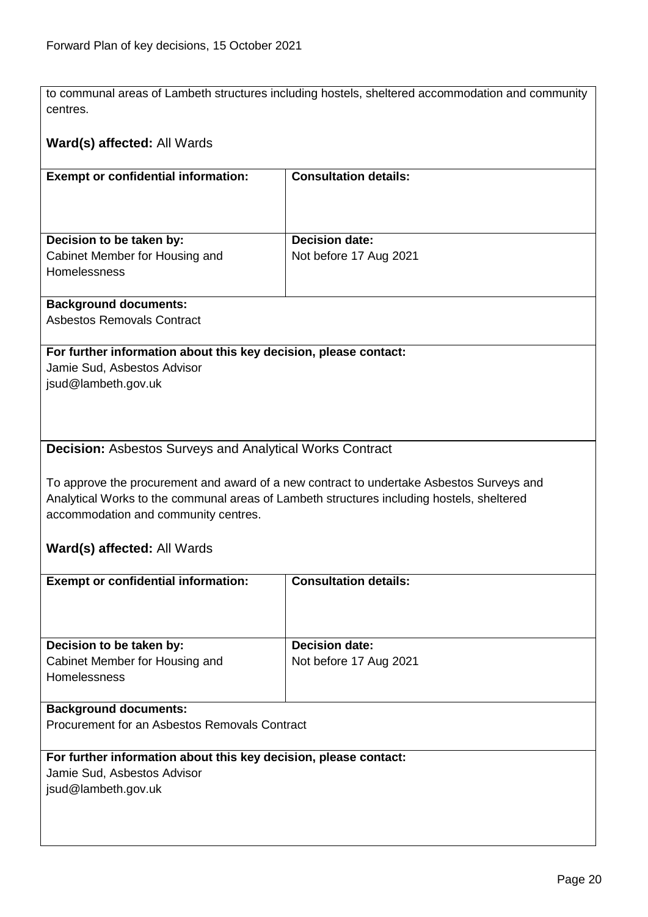to communal areas of Lambeth structures including hostels, sheltered accommodation and community centres.

**Ward(s) affected:** All Wards

| **Exempt or confidential information:** | **Consultation details:** |
|---|---|
| | |
| **Decision to be taken by:** Cabinet Member for Housing and Homelessness | **Decision date:** Not before 17 Aug 2021 |

**Background documents:**
Asbestos Removals Contract

**For further information about this key decision, please contact:**
Jamie Sud, Asbestos Advisor
jsud@lambeth.gov.uk

**Decision:** Asbestos Surveys and Analytical Works Contract

To approve the procurement and award of a new contract to undertake Asbestos Surveys and Analytical Works to the communal areas of Lambeth structures including hostels, sheltered accommodation and community centres.

**Ward(s) affected:** All Wards

| **Exempt or confidential information:** | **Consultation details:** |
|---|---|
| | |
| **Decision to be taken by:** Cabinet Member for Housing and Homelessness | **Decision date:** Not before 17 Aug 2021 |

**Background documents:**
Procurement for an Asbestos Removals Contract

**For further information about this key decision, please contact:**
Jamie Sud, Asbestos Advisor
jsud@lambeth.gov.uk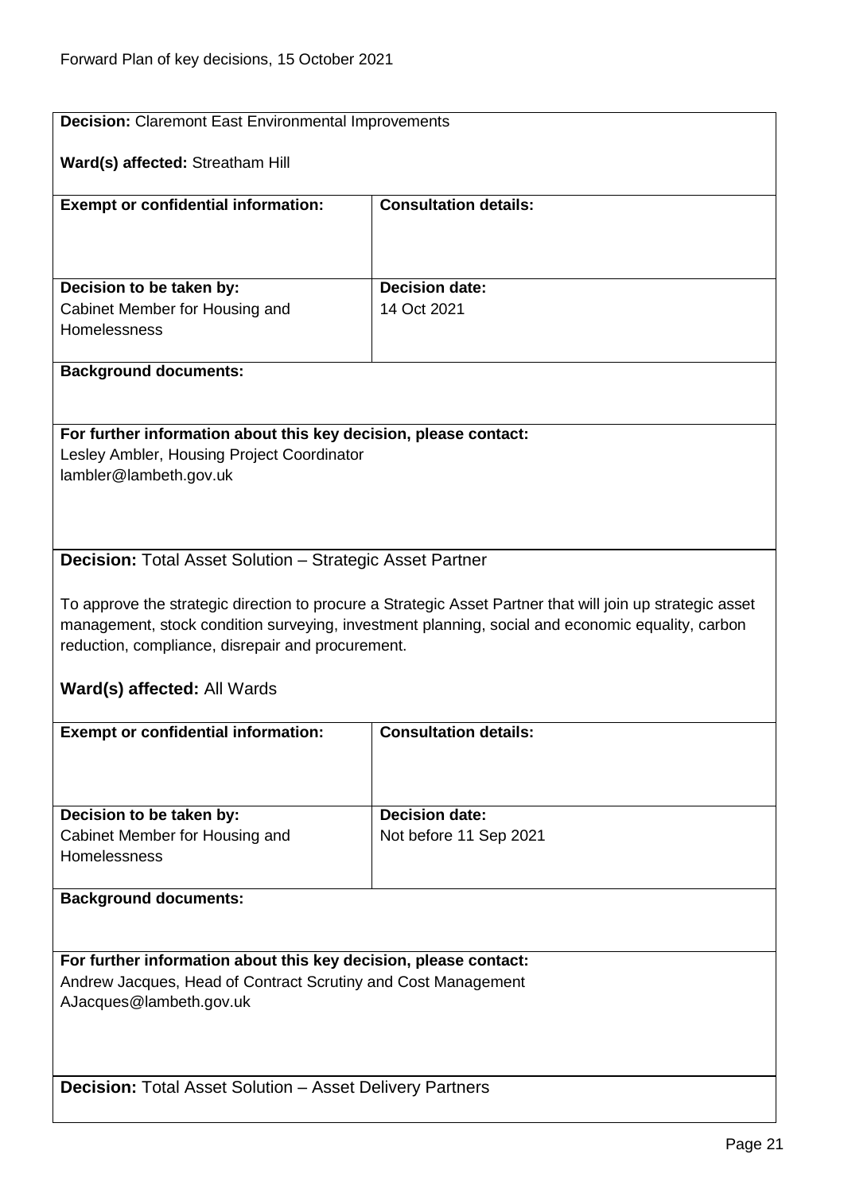**Decision:** Claremont East Environmental Improvements

**Ward(s) affected:** Streatham Hill

| **Exempt or confidential information:** | **Consultation details:** |
|---|---|
| | |
| **Decision to be taken by:** Cabinet Member for Housing and Homelessness | **Decision date:** 14 Oct 2021 |

**Background documents:**

**For further information about this key decision, please contact:**
Lesley Ambler, Housing Project Coordinator
lambler@lambeth.gov.uk

**Decision:** Total Asset Solution – Strategic Asset Partner

To approve the strategic direction to procure a Strategic Asset Partner that will join up strategic asset management, stock condition surveying, investment planning, social and economic equality, carbon reduction, compliance, disrepair and procurement.

**Ward(s) affected:** All Wards

| **Exempt or confidential information:** | **Consultation details:** |
|---|---|
| | |
| **Decision to be taken by:** Cabinet Member for Housing and Homelessness | **Decision date:** Not before 11 Sep 2021 |

**Background documents:**

**For further information about this key decision, please contact:**
Andrew Jacques, Head of Contract Scrutiny and Cost Management
AJacques@lambeth.gov.uk

**Decision:** Total Asset Solution – Asset Delivery Partners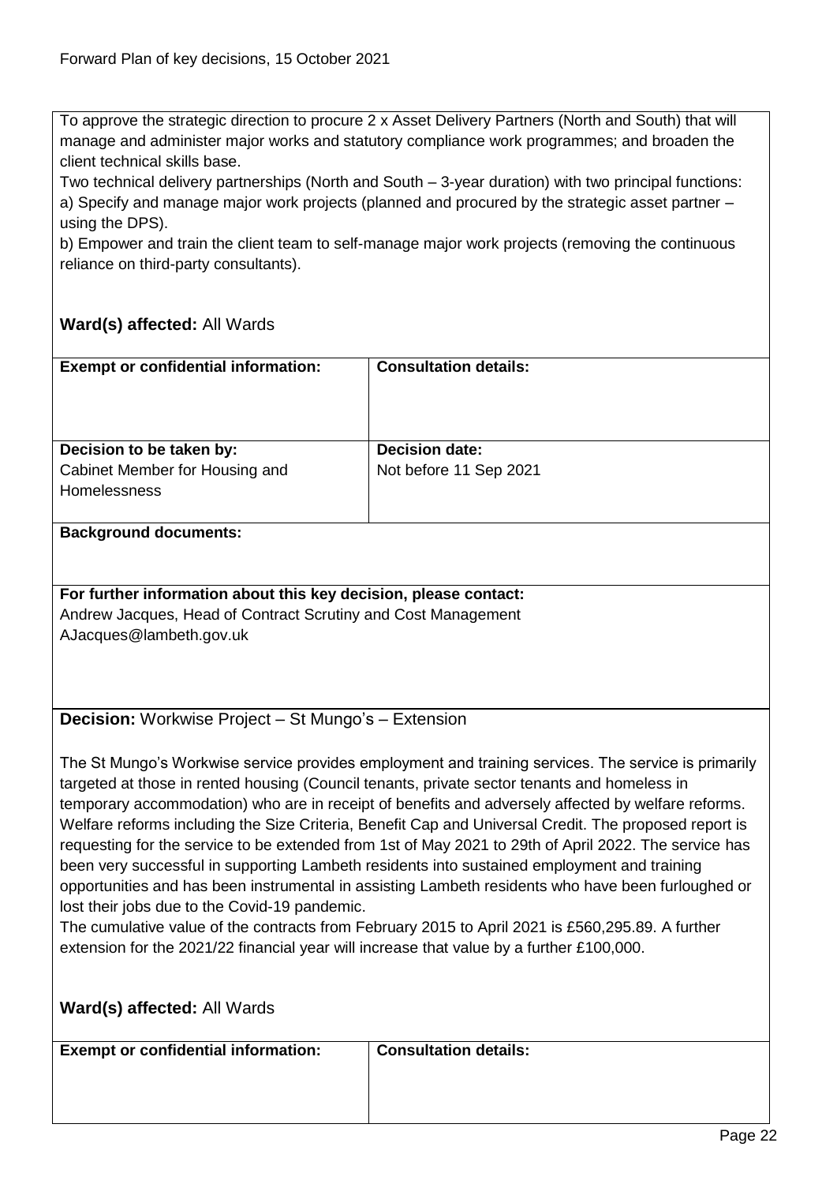To approve the strategic direction to procure 2 x Asset Delivery Partners (North and South) that will manage and administer major works and statutory compliance work programmes; and broaden the client technical skills base.

Two technical delivery partnerships (North and South – 3-year duration) with two principal functions:

a) Specify and manage major work projects (planned and procured by the strategic asset partner – using the DPS).

b) Empower and train the client team to self-manage major work projects (removing the continuous reliance on third-party consultants).

**Ward(s) affected:** All Wards

| **Exempt or confidential information:** | **Consultation details:** |
| --- | --- |
| **Decision to be taken by:**<br>Cabinet Member for Housing and Homelessness | **Decision date:**<br>Not before 11 Sep 2021 |

**Background documents:**

**For further information about this key decision, please contact:**
Andrew Jacques, Head of Contract Scrutiny and Cost Management
AJacques@lambeth.gov.uk

**Decision:** Workwise Project – St Mungo's – Extension

The St Mungo's Workwise service provides employment and training services. The service is primarily targeted at those in rented housing (Council tenants, private sector tenants and homeless in temporary accommodation) who are in receipt of benefits and adversely affected by welfare reforms. Welfare reforms including the Size Criteria, Benefit Cap and Universal Credit. The proposed report is requesting for the service to be extended from 1st of May 2021 to 29th of April 2022. The service has been very successful in supporting Lambeth residents into sustained employment and training opportunities and has been instrumental in assisting Lambeth residents who have been furloughed or lost their jobs due to the Covid-19 pandemic.

The cumulative value of the contracts from February 2015 to April 2021 is £560,295.89. A further extension for the 2021/22 financial year will increase that value by a further £100,000.

**Ward(s) affected:** All Wards

| **Exempt or confidential information:** | **Consultation details:** |
| --- | --- |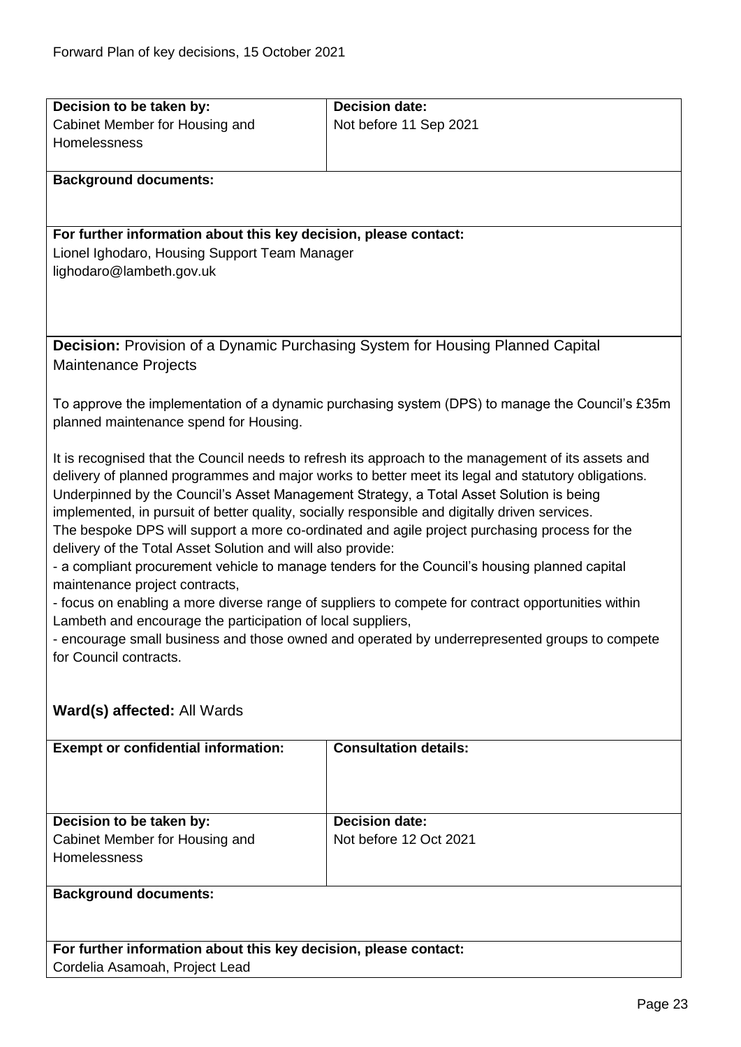| **Decision to be taken by:** | **Decision date:** |
| --- | --- |
| Cabinet Member for Housing and Homelessness | Not before 11 Sep 2021 |
| **Background documents:** | |
| **For further information about this key decision, please contact:** Lionel Ighodaro, Housing Support Team Manager lighodaro@lambeth.gov.uk | |

**Decision:** Provision of a Dynamic Purchasing System for Housing Planned Capital Maintenance Projects

To approve the implementation of a dynamic purchasing system (DPS) to manage the Council's £35m planned maintenance spend for Housing.

It is recognised that the Council needs to refresh its approach to the management of its assets and delivery of planned programmes and major works to better meet its legal and statutory obligations. Underpinned by the Council's Asset Management Strategy, a Total Asset Solution is being implemented, in pursuit of better quality, socially responsible and digitally driven services.
The bespoke DPS will support a more co-ordinated and agile project purchasing process for the delivery of the Total Asset Solution and will also provide:

- a compliant procurement vehicle to manage tenders for the Council's housing planned capital maintenance project contracts,
- focus on enabling a more diverse range of suppliers to compete for contract opportunities within Lambeth and encourage the participation of local suppliers,
- encourage small business and those owned and operated by underrepresented groups to compete for Council contracts.

**Ward(s) affected:** All Wards

| **Exempt or confidential information:** | **Consultation details:** |
| --- | --- |
| | |
| **Decision to be taken by:** Cabinet Member for Housing and Homelessness | **Decision date:** Not before 12 Oct 2021 |
| **Background documents:** | |
| **For further information about this key decision, please contact:** Cordelia Asamoah, Project Lead | |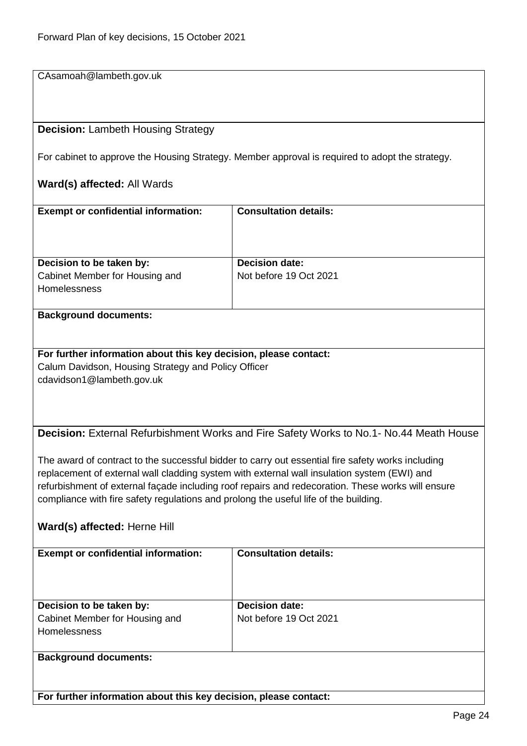CAsamoah@lambeth.gov.uk

**Decision:** Lambeth Housing Strategy

For cabinet to approve the Housing Strategy. Member approval is required to adopt the strategy.

**Ward(s) affected:** All Wards

| **Exempt or confidential information:** | **Consultation details:** |
|---|---|
| **Decision to be taken by:**<br>Cabinet Member for Housing and Homelessness | **Decision date:**<br>Not before 19 Oct 2021 |

**Background documents:**

**For further information about this key decision, please contact:**
Calum Davidson, Housing Strategy and Policy Officer
cdavidson1@lambeth.gov.uk

**Decision:** External Refurbishment Works and Fire Safety Works to No.1- No.44 Meath House

The award of contract to the successful bidder to carry out essential fire safety works including replacement of external wall cladding system with external wall insulation system (EWI) and refurbishment of external façade including roof repairs and redecoration. These works will ensure compliance with fire safety regulations and prolong the useful life of the building.

**Ward(s) affected:** Herne Hill

| **Exempt or confidential information:** | **Consultation details:** |
|---|---|
| **Decision to be taken by:**<br>Cabinet Member for Housing and Homelessness | **Decision date:**<br>Not before 19 Oct 2021 |

**Background documents:**

**For further information about this key decision, please contact:**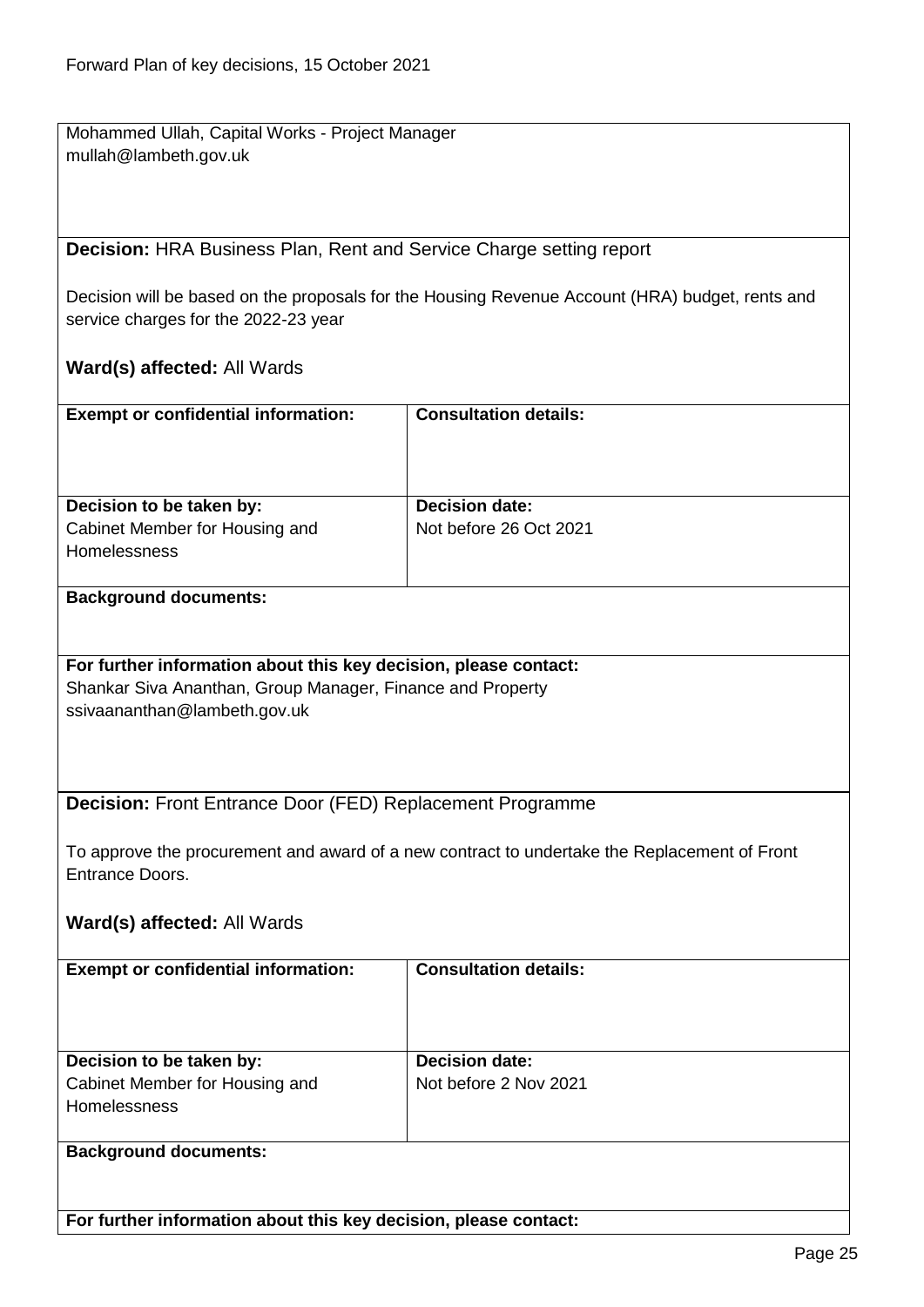Mohammed Ullah, Capital Works - Project Manager
mullah@lambeth.gov.uk

**Decision:** HRA Business Plan, Rent and Service Charge setting report

Decision will be based on the proposals for the Housing Revenue Account (HRA) budget, rents and service charges for the 2022-23 year

**Ward(s) affected:** All Wards

| **Exempt or confidential information:** | **Consultation details:** |
|---|---|
| | |
| **Decision to be taken by:**<br>Cabinet Member for Housing and Homelessness | **Decision date:**<br>Not before 26 Oct 2021 |

**Background documents:**

**For further information about this key decision, please contact:**
Shankar Siva Ananthan, Group Manager, Finance and Property
ssivaananthan@lambeth.gov.uk

**Decision:** Front Entrance Door (FED) Replacement Programme

To approve the procurement and award of a new contract to undertake the Replacement of Front Entrance Doors.

**Ward(s) affected:** All Wards

| **Exempt or confidential information:** | **Consultation details:** |
|---|---|
| | |
| **Decision to be taken by:**<br>Cabinet Member for Housing and Homelessness | **Decision date:**<br>Not before 2 Nov 2021 |

**Background documents:**

**For further information about this key decision, please contact:**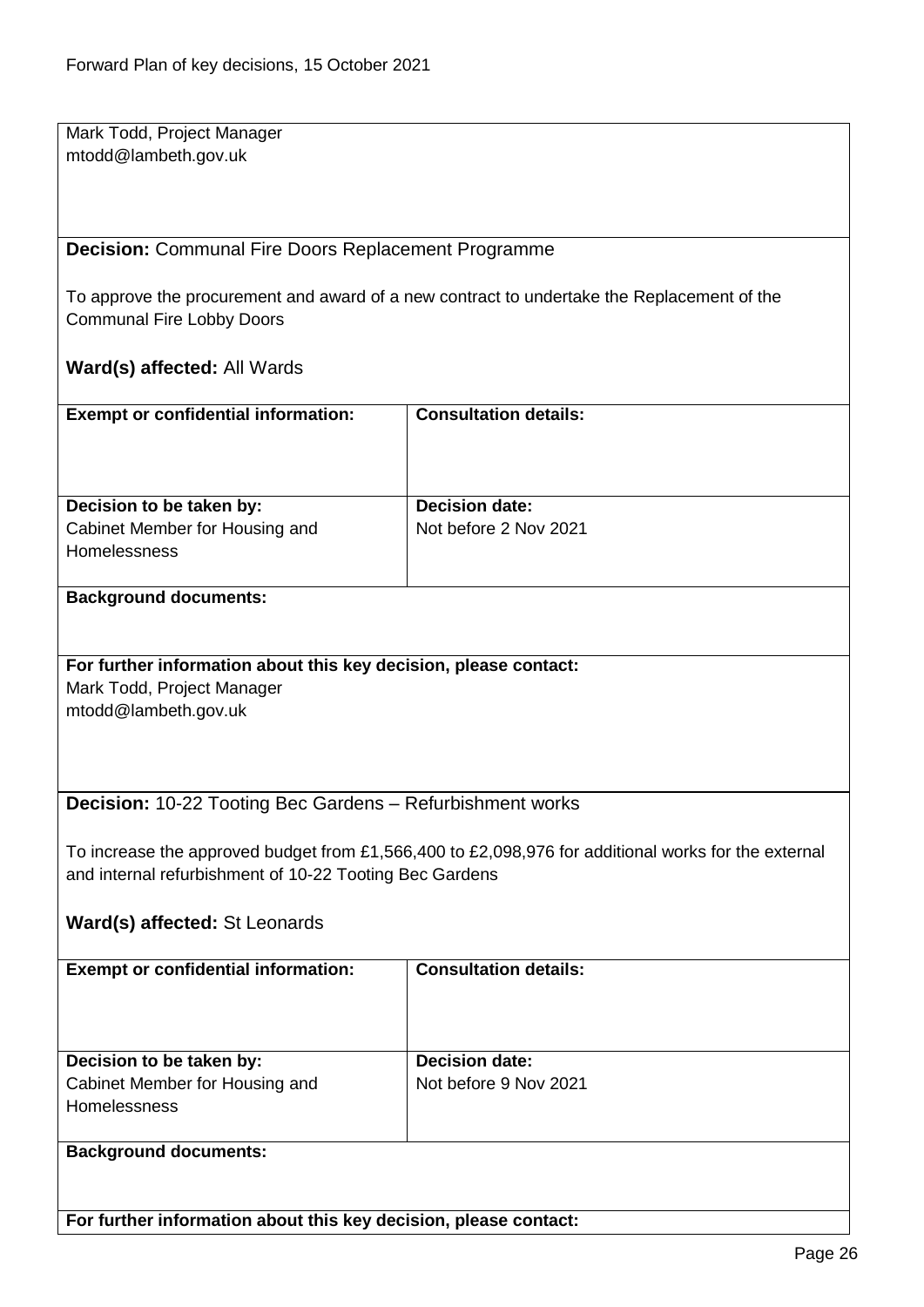Mark Todd, Project Manager
mtodd@lambeth.gov.uk

**Decision:** Communal Fire Doors Replacement Programme

To approve the procurement and award of a new contract to undertake the Replacement of the Communal Fire Lobby Doors

**Ward(s) affected:** All Wards

| **Exempt or confidential information:** | **Consultation details:** |
|---|---|
| | |
| **Decision to be taken by:** | **Decision date:** |
| Cabinet Member for Housing and Homelessness | Not before 2 Nov 2021 |

**Background documents:**

**For further information about this key decision, please contact:**
Mark Todd, Project Manager
mtodd@lambeth.gov.uk

**Decision:** 10-22 Tooting Bec Gardens – Refurbishment works

To increase the approved budget from £1,566,400 to £2,098,976 for additional works for the external and internal refurbishment of 10-22 Tooting Bec Gardens

**Ward(s) affected:** St Leonards

| **Exempt or confidential information:** | **Consultation details:** |
|---|---|
| | |
| **Decision to be taken by:** | **Decision date:** |
| Cabinet Member for Housing and Homelessness | Not before 9 Nov 2021 |

**Background documents:**

**For further information about this key decision, please contact:**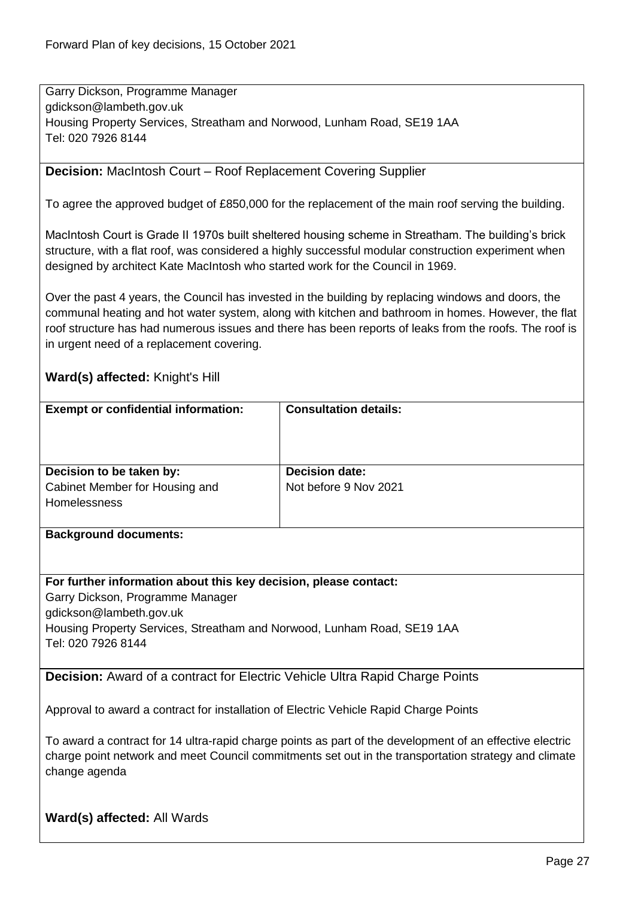Garry Dickson, Programme Manager
gdickson@lambeth.gov.uk
Housing Property Services, Streatham and Norwood, Lunham Road, SE19 1AA
Tel: 020 7926 8144

**Decision:** MacIntosh Court – Roof Replacement Covering Supplier

To agree the approved budget of £850,000 for the replacement of the main roof serving the building.

MacIntosh Court is Grade II 1970s built sheltered housing scheme in Streatham. The building's brick structure, with a flat roof, was considered a highly successful modular construction experiment when designed by architect Kate MacIntosh who started work for the Council in 1969.

Over the past 4 years, the Council has invested in the building by replacing windows and doors, the communal heating and hot water system, along with kitchen and bathroom in homes. However, the flat roof structure has had numerous issues and there has been reports of leaks from the roofs. The roof is in urgent need of a replacement covering.

**Ward(s) affected:** Knight's Hill

| **Exempt or confidential information:** | **Consultation details:** |
|---|---|
| | |
| **Decision to be taken by:** Cabinet Member for Housing and Homelessness | **Decision date:** Not before 9 Nov 2021 |

**Background documents:**

**For further information about this key decision, please contact:**
Garry Dickson, Programme Manager
gdickson@lambeth.gov.uk
Housing Property Services, Streatham and Norwood, Lunham Road, SE19 1AA
Tel: 020 7926 8144

**Decision:** Award of a contract for Electric Vehicle Ultra Rapid Charge Points

Approval to award a contract for installation of Electric Vehicle Rapid Charge Points

To award a contract for 14 ultra-rapid charge points as part of the development of an effective electric charge point network and meet Council commitments set out in the transportation strategy and climate change agenda

**Ward(s) affected:** All Wards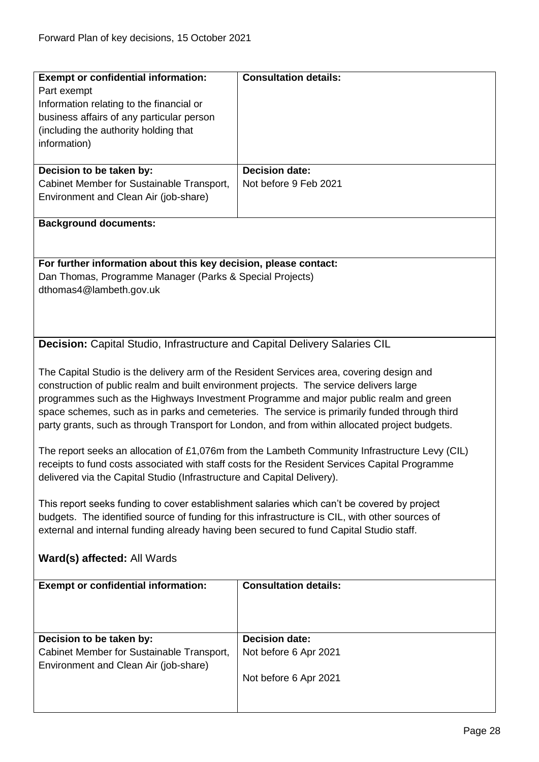| **Exempt or confidential information:** | **Consultation details:** |
| --- | --- |
| Part exempt<br>Information relating to the financial or business affairs of any particular person (including the authority holding that information) | |
| **Decision to be taken by:**<br>Cabinet Member for Sustainable Transport, Environment and Clean Air (job-share) | **Decision date:**<br>Not before 9 Feb 2021 |

**Background documents:**

**For further information about this key decision, please contact:**
Dan Thomas, Programme Manager (Parks & Special Projects)
dthomas4@lambeth.gov.uk

**Decision:** Capital Studio, Infrastructure and Capital Delivery Salaries CIL

The Capital Studio is the delivery arm of the Resident Services area, covering design and construction of public realm and built environment projects. The service delivers large programmes such as the Highways Investment Programme and major public realm and green space schemes, such as in parks and cemeteries. The service is primarily funded through third party grants, such as through Transport for London, and from within allocated project budgets.

The report seeks an allocation of £1,076m from the Lambeth Community Infrastructure Levy (CIL) receipts to fund costs associated with staff costs for the Resident Services Capital Programme delivered via the Capital Studio (Infrastructure and Capital Delivery).

This report seeks funding to cover establishment salaries which can't be covered by project budgets. The identified source of funding for this infrastructure is CIL, with other sources of external and internal funding already having been secured to fund Capital Studio staff.

**Ward(s) affected:** All Wards

| **Exempt or confidential information:** | **Consultation details:** |
| --- | --- |
| **Decision to be taken by:**<br>Cabinet Member for Sustainable Transport, Environment and Clean Air (job-share) | **Decision date:**<br>Not before 6 Apr 2021<br><br>Not before 6 Apr 2021 |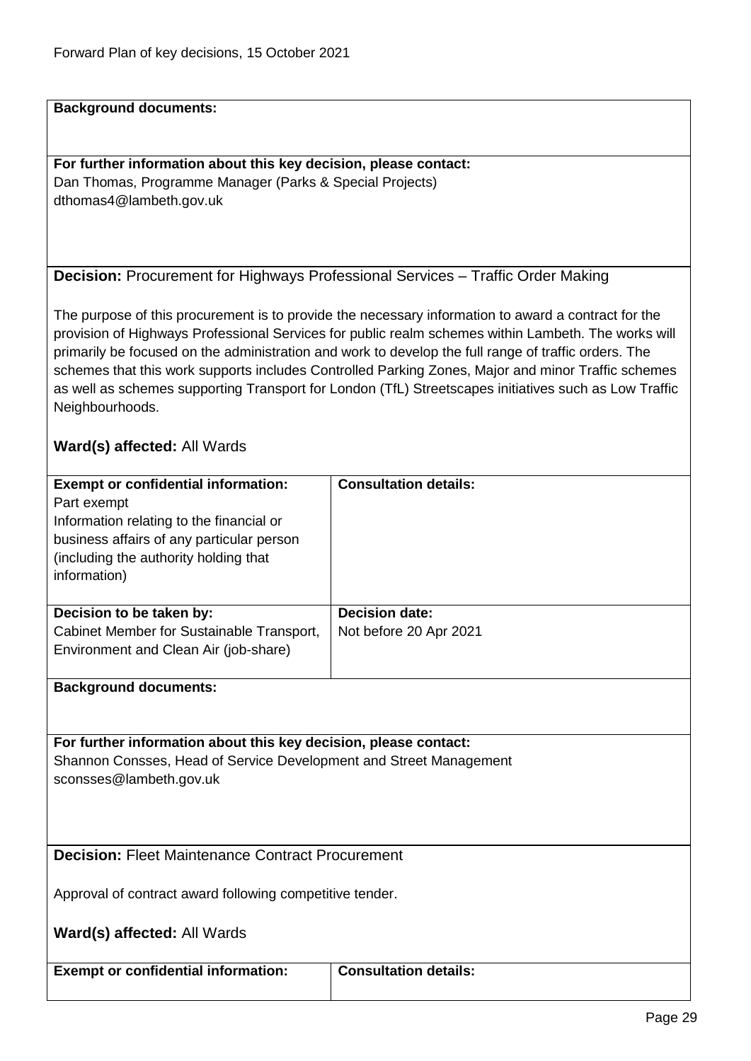**Background documents:**

**For further information about this key decision, please contact:**
Dan Thomas, Programme Manager (Parks & Special Projects)
dthomas4@lambeth.gov.uk

**Decision:** Procurement for Highways Professional Services – Traffic Order Making

The purpose of this procurement is to provide the necessary information to award a contract for the provision of Highways Professional Services for public realm schemes within Lambeth. The works will primarily be focused on the administration and work to develop the full range of traffic orders. The schemes that this work supports includes Controlled Parking Zones, Major and minor Traffic schemes as well as schemes supporting Transport for London (TfL) Streetscapes initiatives such as Low Traffic Neighbourhoods.

**Ward(s) affected:** All Wards

| **Exempt or confidential information:** Part exempt Information relating to the financial or business affairs of any particular person (including the authority holding that information) | **Consultation details:** |
|---|---|
| **Decision to be taken by:** Cabinet Member for Sustainable Transport, Environment and Clean Air (job-share) | **Decision date:** Not before 20 Apr 2021 |

**Background documents:**

**For further information about this key decision, please contact:**
Shannon Consses, Head of Service Development and Street Management
sconsses@lambeth.gov.uk

**Decision:** Fleet Maintenance Contract Procurement

Approval of contract award following competitive tender.

**Ward(s) affected:** All Wards

| **Exempt or confidential information:** | **Consultation details:** |
|---|---|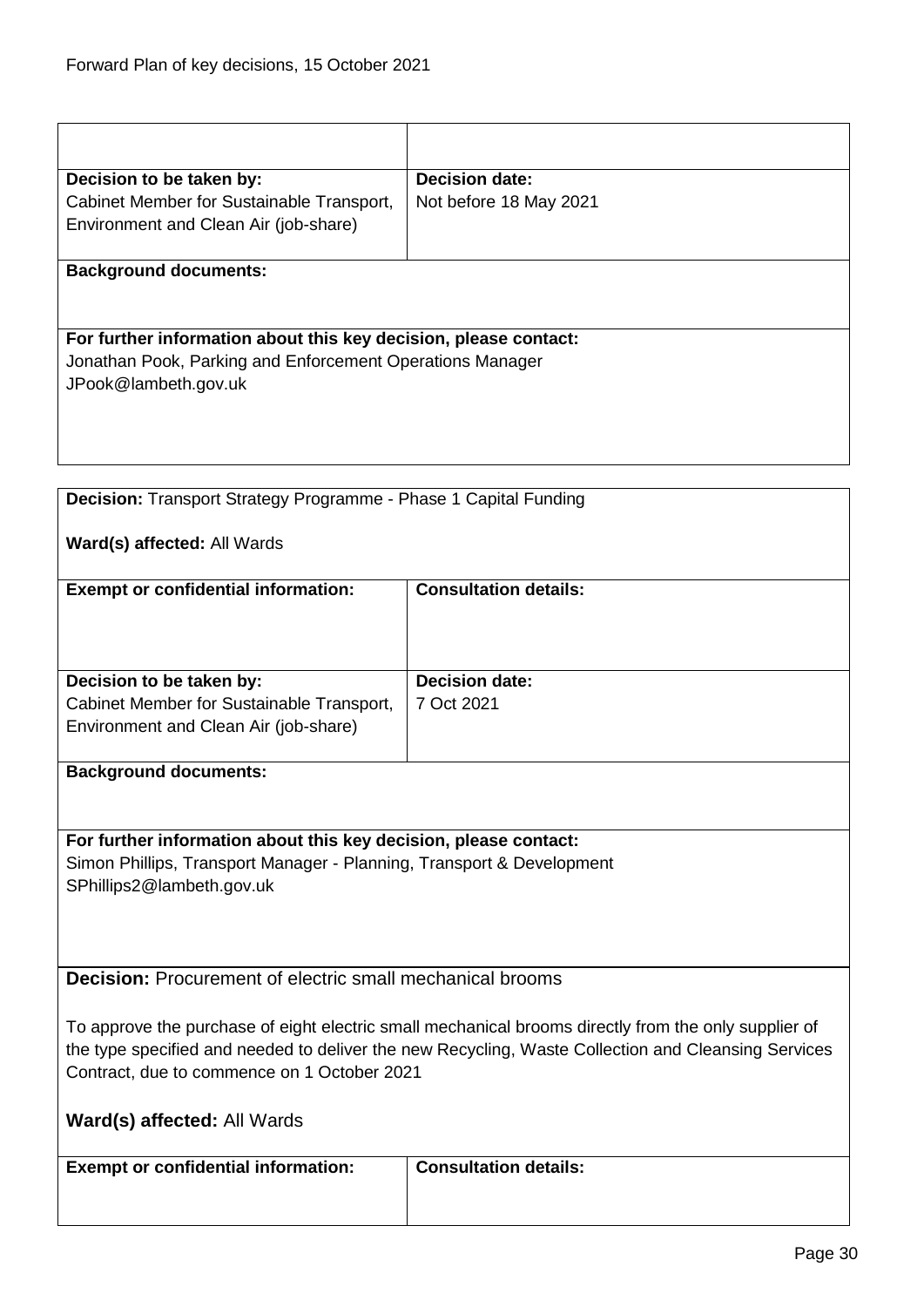| | |
|---|---|
| | |
| **Decision to be taken by:**<br>Cabinet Member for Sustainable Transport, Environment and Clean Air (job-share) | **Decision date:**<br>Not before 18 May 2021 |
| **Background documents:** | |
| **For further information about this key decision, please contact:**<br>Jonathan Pook, Parking and Enforcement Operations Manager<br>JPook@lambeth.gov.uk | |

**Decision:** Transport Strategy Programme - Phase 1 Capital Funding

**Ward(s) affected:** All Wards

| **Exempt or confidential information:** | **Consultation details:** |
|---|---|
| | |
| **Decision to be taken by:**<br>Cabinet Member for Sustainable Transport, Environment and Clean Air (job-share) | **Decision date:**<br>7 Oct 2021 |
| **Background documents:** | |
| **For further information about this key decision, please contact:**<br>Simon Phillips, Transport Manager - Planning, Transport & Development<br>SPhillips2@lambeth.gov.uk | |

**Decision:** Procurement of electric small mechanical brooms

To approve the purchase of eight electric small mechanical brooms directly from the only supplier of the type specified and needed to deliver the new Recycling, Waste Collection and Cleansing Services Contract, due to commence on 1 October 2021

**Ward(s) affected:** All Wards

| **Exempt or confidential information:** | **Consultation details:** |
|---|---|
| | |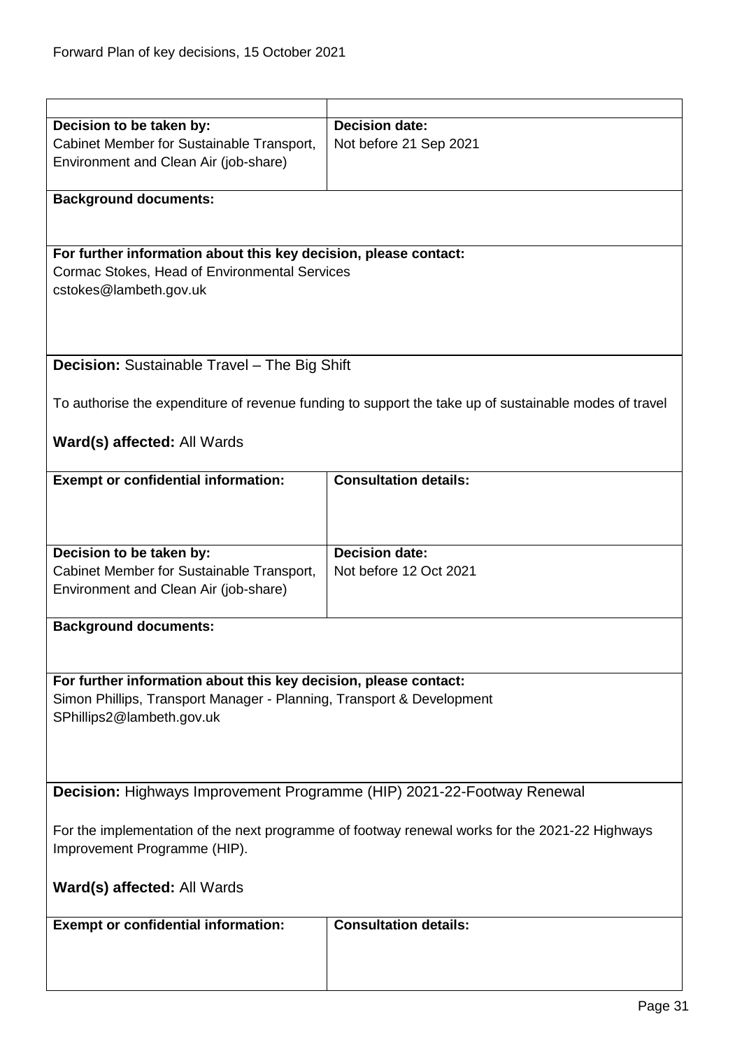| | |
|---|---|
| **Decision to be taken by:**<br>Cabinet Member for Sustainable Transport, Environment and Clean Air (job-share) | **Decision date:**<br>Not before 21 Sep 2021 |

**Background documents:**

**For further information about this key decision, please contact:**
Cormac Stokes, Head of Environmental Services
cstokes@lambeth.gov.uk

**Decision:** Sustainable Travel – The Big Shift

To authorise the expenditure of revenue funding to support the take up of sustainable modes of travel

**Ward(s) affected:** All Wards

| **Exempt or confidential information:** | **Consultation details:** |
|---|---|
| **Decision to be taken by:**<br>Cabinet Member for Sustainable Transport, Environment and Clean Air (job-share) | **Decision date:**<br>Not before 12 Oct 2021 |

**Background documents:**

**For further information about this key decision, please contact:**
Simon Phillips, Transport Manager - Planning, Transport & Development
SPhillips2@lambeth.gov.uk

**Decision:** Highways Improvement Programme (HIP) 2021-22-Footway Renewal

For the implementation of the next programme of footway renewal works for the 2021-22 Highways Improvement Programme (HIP).

**Ward(s) affected:** All Wards

| **Exempt or confidential information:** | **Consultation details:** |
|---|---|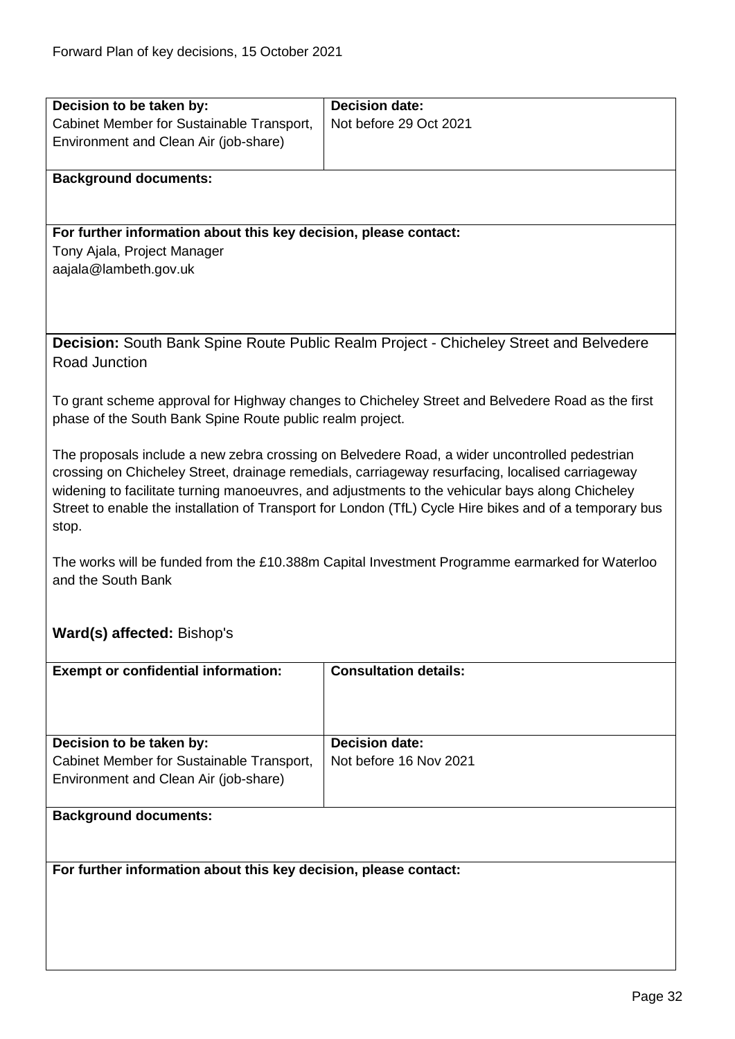| **Decision to be taken by:** | **Decision date:** |
|---|---|
| Cabinet Member for Sustainable Transport, Environment and Clean Air (job-share) | Not before 29 Oct 2021 |

**Background documents:**

**For further information about this key decision, please contact:**
Tony Ajala, Project Manager
aajala@lambeth.gov.uk

**Decision:** South Bank Spine Route Public Realm Project - Chicheley Street and Belvedere Road Junction

To grant scheme approval for Highway changes to Chicheley Street and Belvedere Road as the first phase of the South Bank Spine Route public realm project.

The proposals include a new zebra crossing on Belvedere Road, a wider uncontrolled pedestrian crossing on Chicheley Street, drainage remedials, carriageway resurfacing, localised carriageway widening to facilitate turning manoeuvres, and adjustments to the vehicular bays along Chicheley Street to enable the installation of Transport for London (TfL) Cycle Hire bikes and of a temporary bus stop.

The works will be funded from the £10.388m Capital Investment Programme earmarked for Waterloo and the South Bank

**Ward(s) affected:** Bishop's

| **Exempt or confidential information:** | **Consultation details:** |
|---|---|
| | |

| **Decision to be taken by:** | **Decision date:** |
|---|---|
| Cabinet Member for Sustainable Transport, Environment and Clean Air (job-share) | Not before 16 Nov 2021 |

**Background documents:**

**For further information about this key decision, please contact:**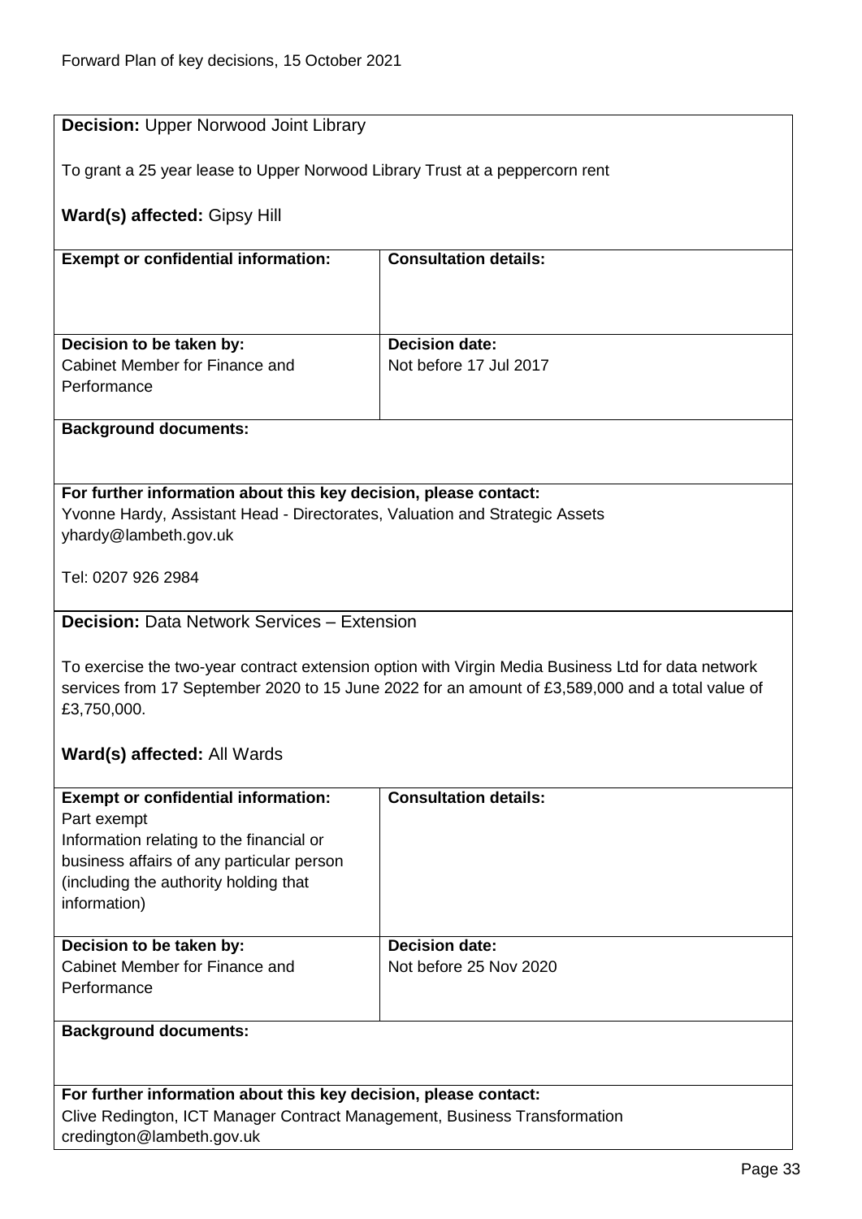**Decision:** Upper Norwood Joint Library

To grant a 25 year lease to Upper Norwood Library Trust at a peppercorn rent

**Ward(s) affected:** Gipsy Hill

| **Exempt or confidential information:** | **Consultation details:** |
| --- | --- |
| | |
| **Decision to be taken by:** Cabinet Member for Finance and Performance | **Decision date:** Not before 17 Jul 2017 |

**Background documents:**

**For further information about this key decision, please contact:**
Yvonne Hardy, Assistant Head - Directorates, Valuation and Strategic Assets
yhardy@lambeth.gov.uk

Tel: 0207 926 2984

**Decision:** Data Network Services – Extension

To exercise the two-year contract extension option with Virgin Media Business Ltd for data network services from 17 September 2020 to 15 June 2022 for an amount of £3,589,000 and a total value of £3,750,000.

**Ward(s) affected:** All Wards

| **Exempt or confidential information:** | **Consultation details:** |
| --- | --- |
| Part exempt<br>Information relating to the financial or business affairs of any particular person (including the authority holding that information) | |
| **Decision to be taken by:** Cabinet Member for Finance and Performance | **Decision date:** Not before 25 Nov 2020 |

**Background documents:**

**For further information about this key decision, please contact:**
Clive Redington, ICT Manager Contract Management, Business Transformation
credington@lambeth.gov.uk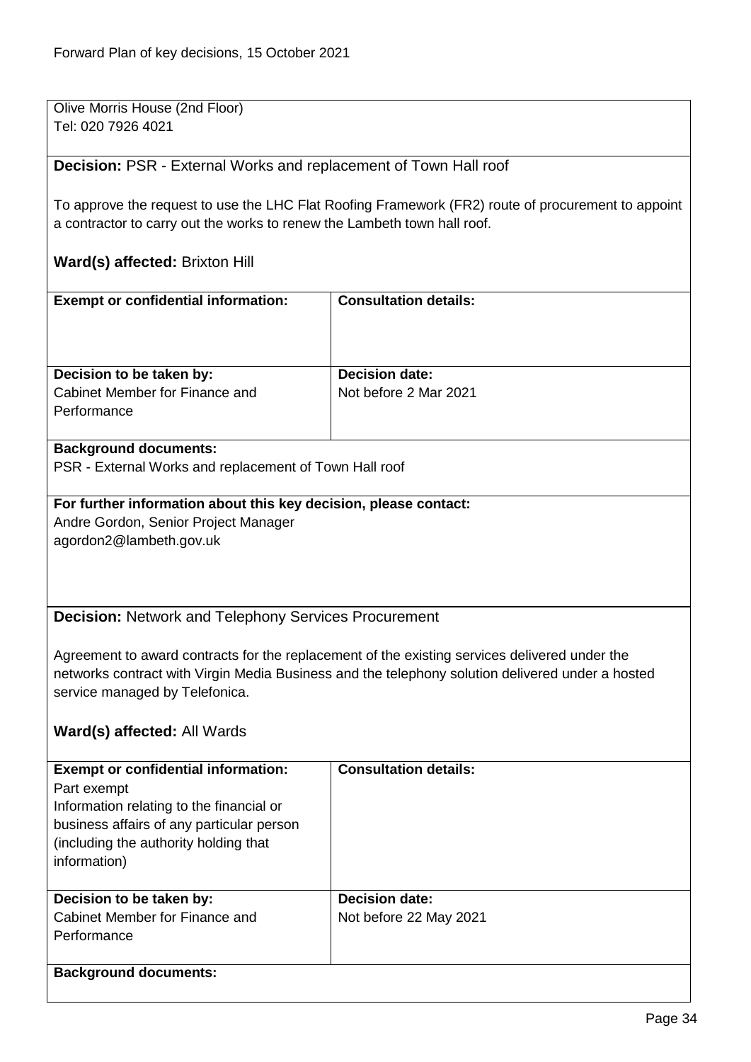Olive Morris House (2nd Floor)
Tel: 020 7926 4021

**Decision:** PSR - External Works and replacement of Town Hall roof

To approve the request to use the LHC Flat Roofing Framework (FR2) route of procurement to appoint a contractor to carry out the works to renew the Lambeth town hall roof.

**Ward(s) affected:** Brixton Hill

| **Exempt or confidential information:** | **Consultation details:** |
|---|---|
| **Decision to be taken by:**<br>Cabinet Member for Finance and Performance | **Decision date:**<br>Not before 2 Mar 2021 |

**Background documents:**
PSR - External Works and replacement of Town Hall roof

**For further information about this key decision, please contact:**
Andre Gordon, Senior Project Manager
agordon2@lambeth.gov.uk

**Decision:** Network and Telephony Services Procurement

Agreement to award contracts for the replacement of the existing services delivered under the networks contract with Virgin Media Business and the telephony solution delivered under a hosted service managed by Telefonica.

**Ward(s) affected:** All Wards

| **Exempt or confidential information:**<br>Part exempt<br>Information relating to the financial or business affairs of any particular person (including the authority holding that information) | **Consultation details:** |
|---|---|
| **Decision to be taken by:**<br>Cabinet Member for Finance and Performance | **Decision date:**<br>Not before 22 May 2021 |

**Background documents:**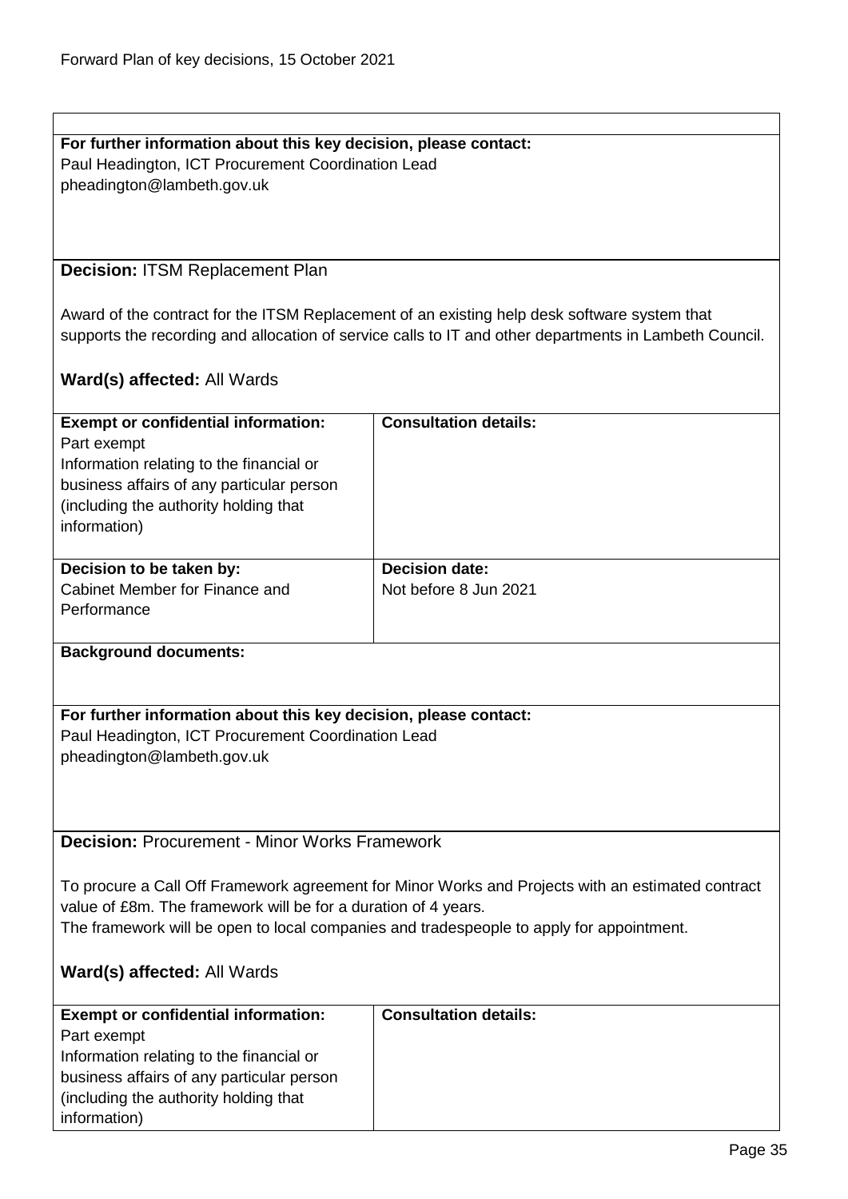**For further information about this key decision, please contact:**
Paul Headington, ICT Procurement Coordination Lead
pheadington@lambeth.gov.uk

**Decision:** ITSM Replacement Plan

Award of the contract for the ITSM Replacement of an existing help desk software system that supports the recording and allocation of service calls to IT and other departments in Lambeth Council.

**Ward(s) affected:** All Wards

| **Exempt or confidential information:** | **Consultation details:** |
| --- | --- |
| Part exempt<br>Information relating to the financial or business affairs of any particular person (including the authority holding that information) | |
| **Decision to be taken by:**<br>Cabinet Member for Finance and Performance | **Decision date:**<br>Not before 8 Jun 2021 |

**Background documents:**

**For further information about this key decision, please contact:**
Paul Headington, ICT Procurement Coordination Lead
pheadington@lambeth.gov.uk

**Decision:** Procurement - Minor Works Framework

To procure a Call Off Framework agreement for Minor Works and Projects with an estimated contract value of £8m. The framework will be for a duration of 4 years.
The framework will be open to local companies and tradespeople to apply for appointment.

**Ward(s) affected:** All Wards

| **Exempt or confidential information:** | **Consultation details:** |
| --- | --- |
| Part exempt<br>Information relating to the financial or business affairs of any particular person (including the authority holding that information) | |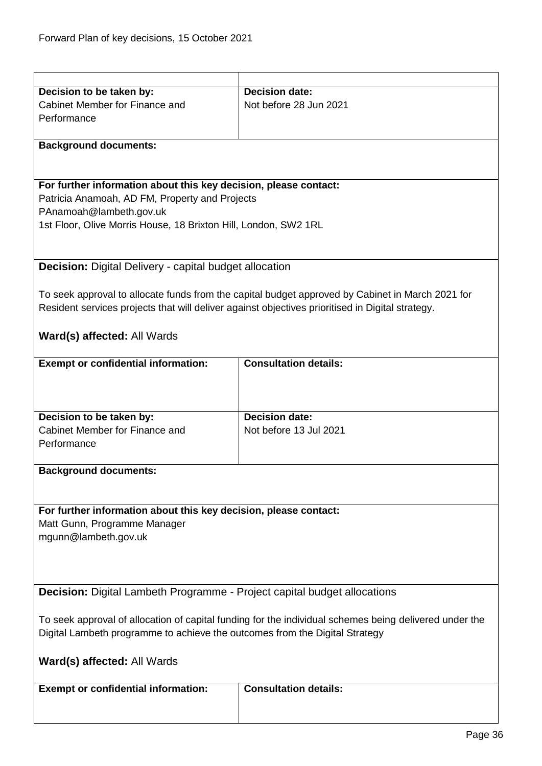| | |
|---|---|
| **Decision to be taken by:**<br>Cabinet Member for Finance and Performance | **Decision date:**<br>Not before 28 Jun 2021 |

**Background documents:**

**For further information about this key decision, please contact:**
Patricia Anamoah, AD FM, Property and Projects
PAnamoah@lambeth.gov.uk
1st Floor, Olive Morris House, 18 Brixton Hill, London, SW2 1RL

**Decision:** Digital Delivery - capital budget allocation

To seek approval to allocate funds from the capital budget approved by Cabinet in March 2021 for Resident services projects that will deliver against objectives prioritised in Digital strategy.

**Ward(s) affected:** All Wards

| **Exempt or confidential information:** | **Consultation details:** |
|---|---|
| | |
| **Decision to be taken by:**<br>Cabinet Member for Finance and Performance | **Decision date:**<br>Not before 13 Jul 2021 |

**Background documents:**

**For further information about this key decision, please contact:**
Matt Gunn, Programme Manager
mgunn@lambeth.gov.uk

**Decision:** Digital Lambeth Programme - Project capital budget allocations

To seek approval of allocation of capital funding for the individual schemes being delivered under the Digital Lambeth programme to achieve the outcomes from the Digital Strategy

**Ward(s) affected:** All Wards

| **Exempt or confidential information:** | **Consultation details:** |
|---|---|
| | |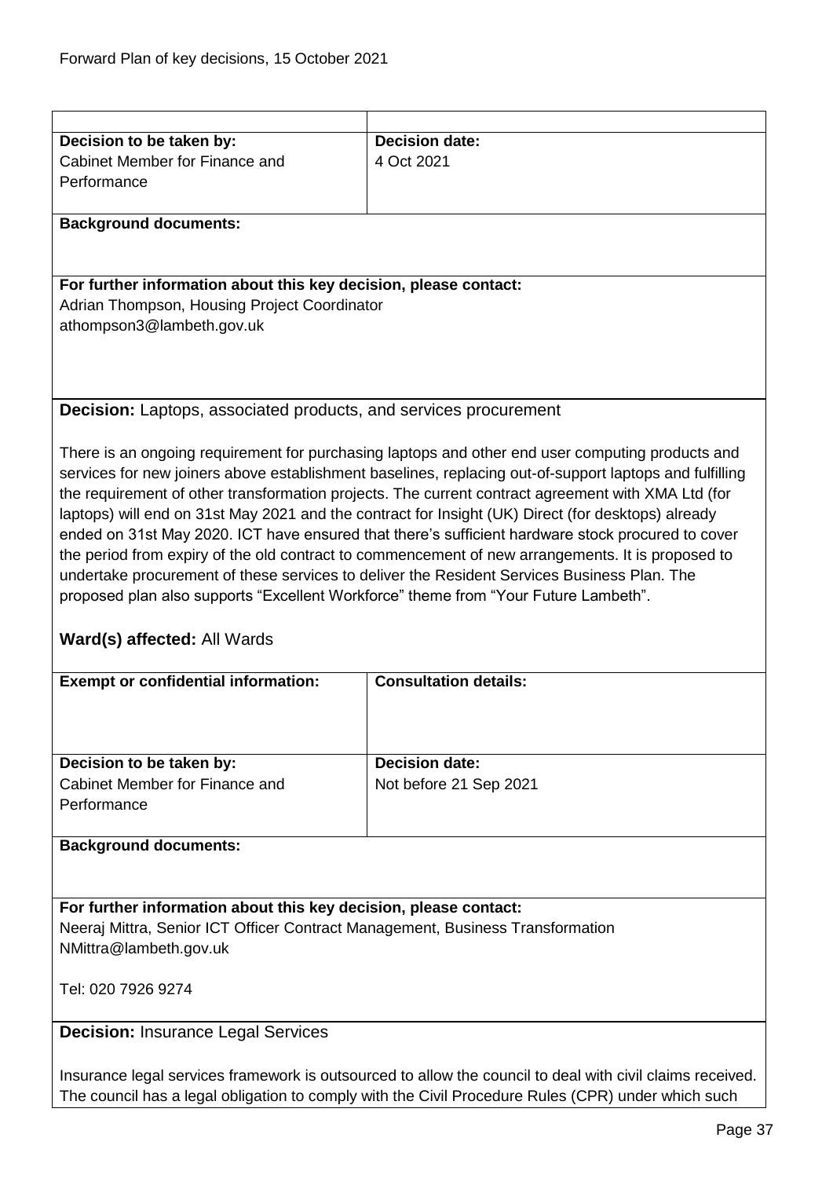| Decision to be taken by: | Decision date: |
|---|---|
| Cabinet Member for Finance and Performance | 4 Oct 2021 |

**Background documents:**

**For further information about this key decision, please contact:**
Adrian Thompson, Housing Project Coordinator
athompson3@lambeth.gov.uk

**Decision:** Laptops, associated products, and services procurement

There is an ongoing requirement for purchasing laptops and other end user computing products and services for new joiners above establishment baselines, replacing out-of-support laptops and fulfilling the requirement of other transformation projects. The current contract agreement with XMA Ltd (for laptops) will end on 31st May 2021 and the contract for Insight (UK) Direct (for desktops) already ended on 31st May 2020. ICT have ensured that there's sufficient hardware stock procured to cover the period from expiry of the old contract to commencement of new arrangements. It is proposed to undertake procurement of these services to deliver the Resident Services Business Plan. The proposed plan also supports "Excellent Workforce" theme from "Your Future Lambeth".

**Ward(s) affected:** All Wards

| Exempt or confidential information: | Consultation details: |
|---|---|
| | |

| Decision to be taken by: | Decision date: |
|---|---|
| Cabinet Member for Finance and Performance | Not before 21 Sep 2021 |

**Background documents:**

**For further information about this key decision, please contact:**
Neeraj Mittra, Senior ICT Officer Contract Management, Business Transformation
NMittra@lambeth.gov.uk

Tel: 020 7926 9274

**Decision:** Insurance Legal Services

Insurance legal services framework is outsourced to allow the council to deal with civil claims received. The council has a legal obligation to comply with the Civil Procedure Rules (CPR) under which such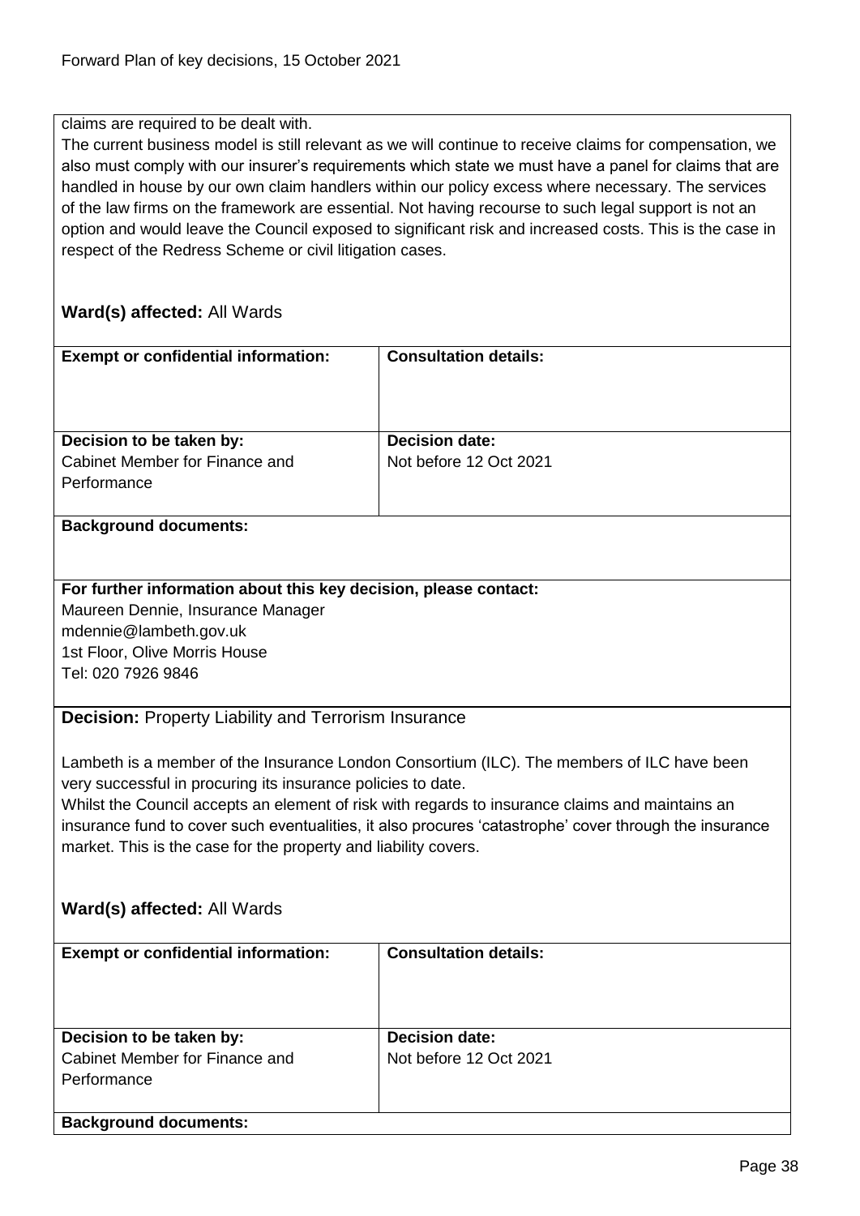claims are required to be dealt with.
The current business model is still relevant as we will continue to receive claims for compensation, we also must comply with our insurer's requirements which state we must have a panel for claims that are handled in house by our own claim handlers within our policy excess where necessary. The services of the law firms on the framework are essential. Not having recourse to such legal support is not an option and would leave the Council exposed to significant risk and increased costs. This is the case in respect of the Redress Scheme or civil litigation cases.

**Ward(s) affected:** All Wards

| **Exempt or confidential information:** | **Consultation details:** |
|---|---|
| **Decision to be taken by:**<br>Cabinet Member for Finance and Performance | **Decision date:**<br>Not before 12 Oct 2021 |

**Background documents:**

**For further information about this key decision, please contact:**
Maureen Dennie, Insurance Manager
mdennie@lambeth.gov.uk
1st Floor, Olive Morris House
Tel: 020 7926 9846

**Decision:** Property Liability and Terrorism Insurance

Lambeth is a member of the Insurance London Consortium (ILC). The members of ILC have been very successful in procuring its insurance policies to date.
Whilst the Council accepts an element of risk with regards to insurance claims and maintains an insurance fund to cover such eventualities, it also procures 'catastrophe' cover through the insurance market. This is the case for the property and liability covers.

**Ward(s) affected:** All Wards

| **Exempt or confidential information:** | **Consultation details:** |
|---|---|
| **Decision to be taken by:**<br>Cabinet Member for Finance and Performance | **Decision date:**<br>Not before 12 Oct 2021 |

**Background documents:**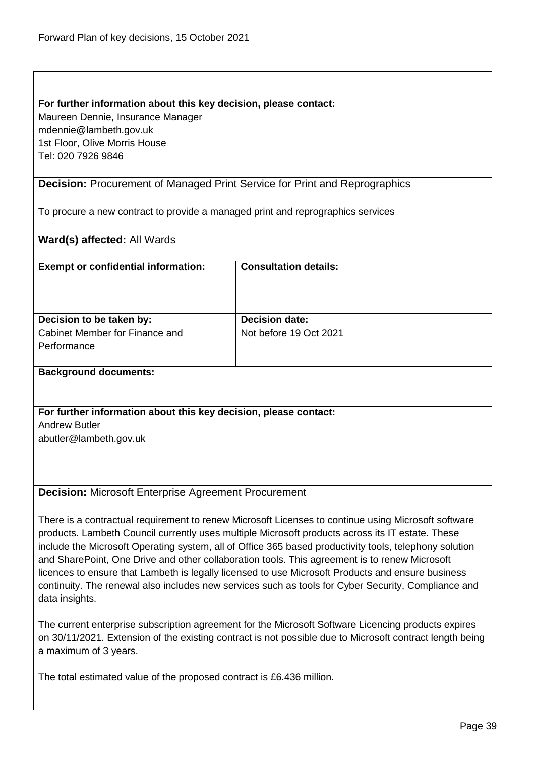**For further information about this key decision, please contact:**
Maureen Dennie, Insurance Manager
mdennie@lambeth.gov.uk
1st Floor, Olive Morris House
Tel: 020 7926 9846

**Decision:** Procurement of Managed Print Service for Print and Reprographics

To procure a new contract to provide a managed print and reprographics services

**Ward(s) affected:** All Wards

| **Exempt or confidential information:** | **Consultation details:** |
|---|---|
| | |
| **Decision to be taken by:** Cabinet Member for Finance and Performance | **Decision date:** Not before 19 Oct 2021 |

**Background documents:**

**For further information about this key decision, please contact:**
Andrew Butler
abutler@lambeth.gov.uk

**Decision:** Microsoft Enterprise Agreement Procurement

There is a contractual requirement to renew Microsoft Licenses to continue using Microsoft software products. Lambeth Council currently uses multiple Microsoft products across its IT estate. These include the Microsoft Operating system, all of Office 365 based productivity tools, telephony solution and SharePoint, One Drive and other collaboration tools. This agreement is to renew Microsoft licences to ensure that Lambeth is legally licensed to use Microsoft Products and ensure business continuity. The renewal also includes new services such as tools for Cyber Security, Compliance and data insights.

The current enterprise subscription agreement for the Microsoft Software Licencing products expires on 30/11/2021. Extension of the existing contract is not possible due to Microsoft contract length being a maximum of 3 years.

The total estimated value of the proposed contract is £6.436 million.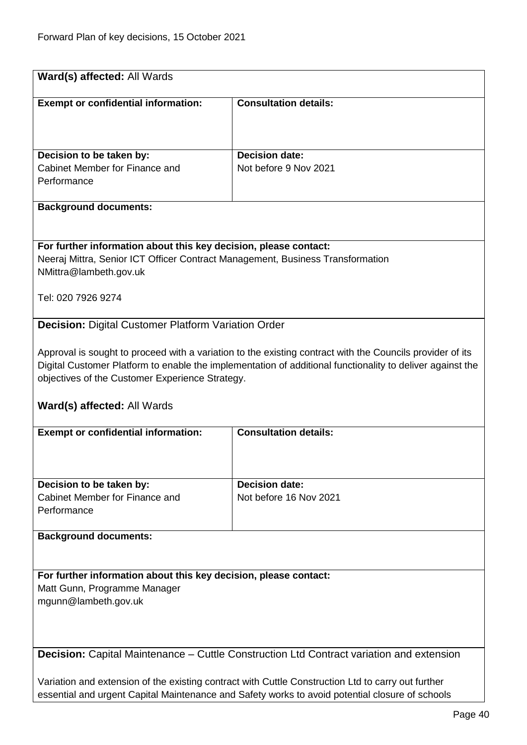**Ward(s) affected:** All Wards

| **Exempt or confidential information:** | **Consultation details:** |
| --- | --- |
| | |
| **Decision to be taken by:** Cabinet Member for Finance and Performance | **Decision date:** Not before 9 Nov 2021 |

**Background documents:**

**For further information about this key decision, please contact:**
Neeraj Mittra, Senior ICT Officer Contract Management, Business Transformation
NMittra@lambeth.gov.uk

Tel: 020 7926 9274

**Decision:** Digital Customer Platform Variation Order

Approval is sought to proceed with a variation to the existing contract with the Councils provider of its Digital Customer Platform to enable the implementation of additional functionality to deliver against the objectives of the Customer Experience Strategy.

**Ward(s) affected:** All Wards

| **Exempt or confidential information:** | **Consultation details:** |
| --- | --- |
| | |
| **Decision to be taken by:** Cabinet Member for Finance and Performance | **Decision date:** Not before 16 Nov 2021 |

**Background documents:**

**For further information about this key decision, please contact:**
Matt Gunn, Programme Manager
mgunn@lambeth.gov.uk

**Decision:** Capital Maintenance – Cuttle Construction Ltd Contract variation and extension

Variation and extension of the existing contract with Cuttle Construction Ltd to carry out further essential and urgent Capital Maintenance and Safety works to avoid potential closure of schools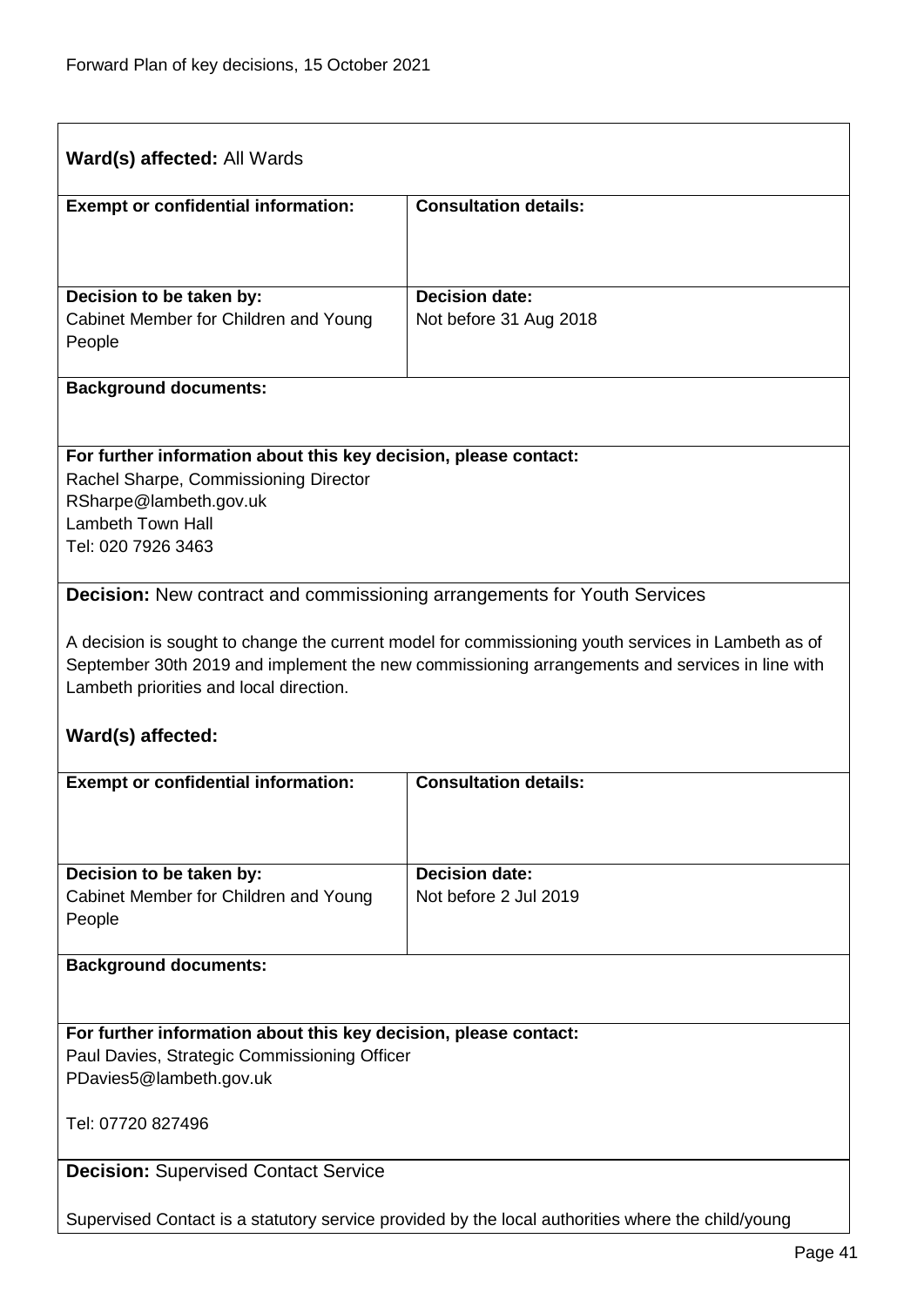**Ward(s) affected:** All Wards

| **Exempt or confidential information:** | **Consultation details:** |
| --- | --- |
| | |
| **Decision to be taken by:** Cabinet Member for Children and Young People | **Decision date:** Not before 31 Aug 2018 |

**Background documents:**

**For further information about this key decision, please contact:**
Rachel Sharpe, Commissioning Director
RSharpe@lambeth.gov.uk
Lambeth Town Hall
Tel: 020 7926 3463

**Decision:** New contract and commissioning arrangements for Youth Services

A decision is sought to change the current model for commissioning youth services in Lambeth as of September 30th 2019 and implement the new commissioning arrangements and services in line with Lambeth priorities and local direction.

**Ward(s) affected:**

| **Exempt or confidential information:** | **Consultation details:** |
| --- | --- |
| | |
| **Decision to be taken by:** Cabinet Member for Children and Young People | **Decision date:** Not before 2 Jul 2019 |

**Background documents:**

**For further information about this key decision, please contact:**
Paul Davies, Strategic Commissioning Officer
PDavies5@lambeth.gov.uk

Tel: 07720 827496

**Decision:** Supervised Contact Service

Supervised Contact is a statutory service provided by the local authorities where the child/young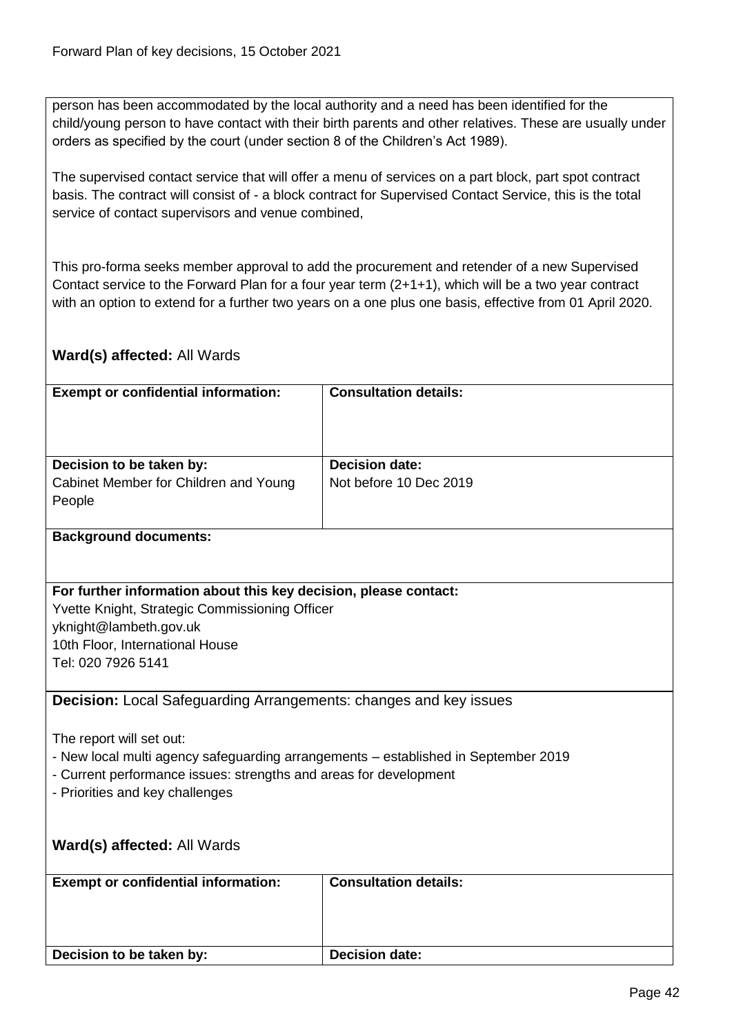person has been accommodated by the local authority and a need has been identified for the child/young person to have contact with their birth parents and other relatives. These are usually under orders as specified by the court (under section 8 of the Children's Act 1989).

The supervised contact service that will offer a menu of services on a part block, part spot contract basis. The contract will consist of - a block contract for Supervised Contact Service, this is the total service of contact supervisors and venue combined,

This pro-forma seeks member approval to add the procurement and retender of a new Supervised Contact service to the Forward Plan for a four year term (2+1+1), which will be a two year contract with an option to extend for a further two years on a one plus one basis, effective from 01 April 2020.

**Ward(s) affected:** All Wards

| **Exempt or confidential information:** | **Consultation details:** |
|---|---|
| **Decision to be taken by:** Cabinet Member for Children and Young People | **Decision date:** Not before 10 Dec 2019 |

**Background documents:**

**For further information about this key decision, please contact:**
Yvette Knight, Strategic Commissioning Officer
yknight@lambeth.gov.uk
10th Floor, International House
Tel: 020 7926 5141

**Decision:** Local Safeguarding Arrangements: changes and key issues

The report will set out:
- New local multi agency safeguarding arrangements – established in September 2019
- Current performance issues: strengths and areas for development
- Priorities and key challenges

**Ward(s) affected:** All Wards

| **Exempt or confidential information:** | **Consultation details:** |
|---|---|
| **Decision to be taken by:** | **Decision date:** |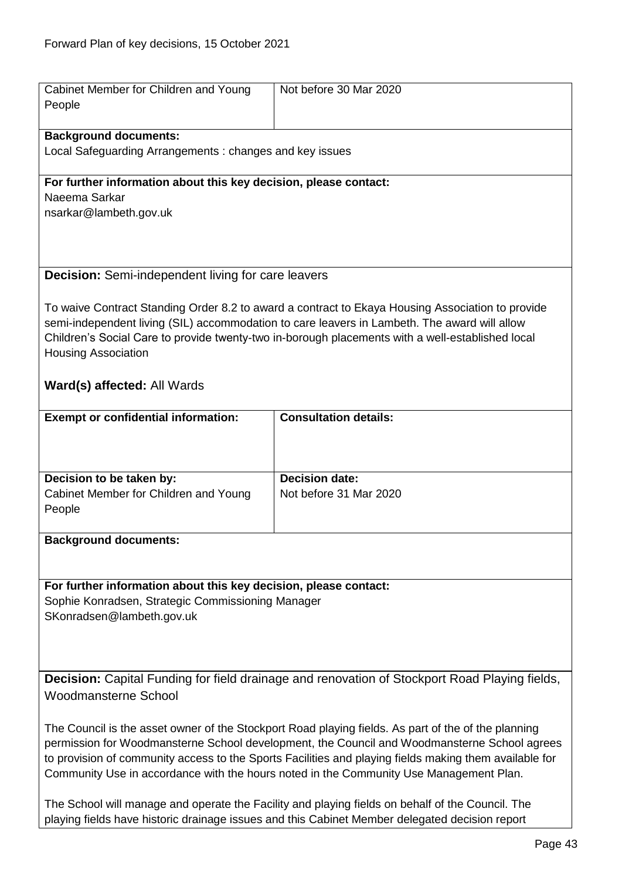| Cabinet Member for Children and Young People | Not before 30 Mar 2020 |
|---|---|

**Background documents:**
Local Safeguarding Arrangements : changes and key issues

**For further information about this key decision, please contact:**
Naeema Sarkar
nsarkar@lambeth.gov.uk

**Decision:** Semi-independent living for care leavers

To waive Contract Standing Order 8.2 to award a contract to Ekaya Housing Association to provide semi-independent living (SIL) accommodation to care leavers in Lambeth. The award will allow Children's Social Care to provide twenty-two in-borough placements with a well-established local Housing Association

**Ward(s) affected:** All Wards

| **Exempt or confidential information:** | **Consultation details:** |
|---|---|
| **Decision to be taken by:** Cabinet Member for Children and Young People | **Decision date:** Not before 31 Mar 2020 |

**Background documents:**

**For further information about this key decision, please contact:**
Sophie Konradsen, Strategic Commissioning Manager
SKonradsen@lambeth.gov.uk

**Decision:** Capital Funding for field drainage and renovation of Stockport Road Playing fields, Woodmansterne School

The Council is the asset owner of the Stockport Road playing fields. As part of the of the planning permission for Woodmansterne School development, the Council and Woodmansterne School agrees to provision of community access to the Sports Facilities and playing fields making them available for Community Use in accordance with the hours noted in the Community Use Management Plan.

The School will manage and operate the Facility and playing fields on behalf of the Council. The playing fields have historic drainage issues and this Cabinet Member delegated decision report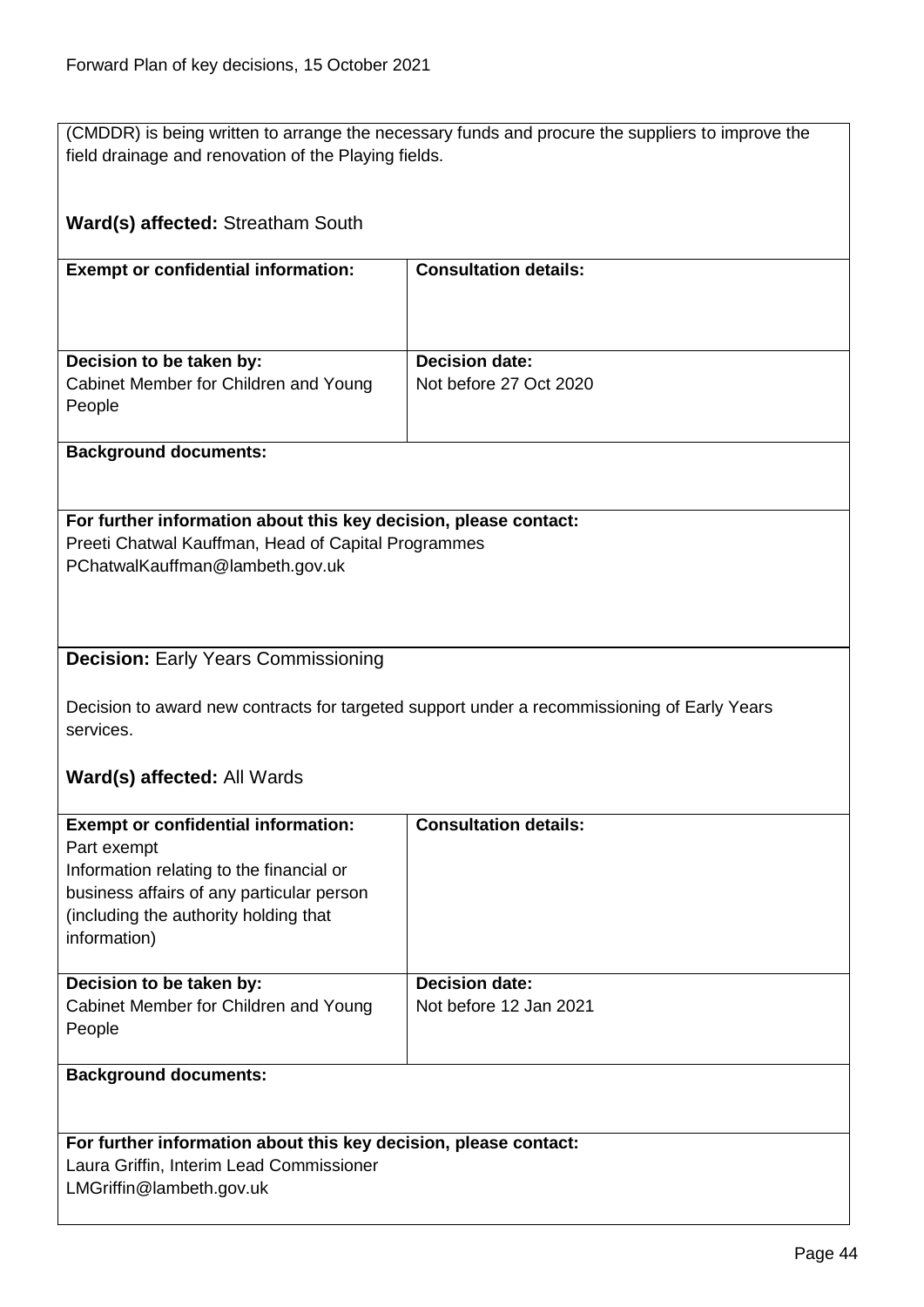(CMDDR) is being written to arrange the necessary funds and procure the suppliers to improve the field drainage and renovation of the Playing fields.

**Ward(s) affected:** Streatham South

| **Exempt or confidential information:** | **Consultation details:** |
|---|---|
| | |
| **Decision to be taken by:**<br>Cabinet Member for Children and Young People | **Decision date:**<br>Not before 27 Oct 2020 |

**Background documents:**

**For further information about this key decision, please contact:**
Preeti Chatwal Kauffman, Head of Capital Programmes
PChatwalKauffman@lambeth.gov.uk

**Decision:** Early Years Commissioning

Decision to award new contracts for targeted support under a recommissioning of Early Years services.

**Ward(s) affected:** All Wards

| **Exempt or confidential information:** | **Consultation details:** |
|---|---|
| Part exempt<br>Information relating to the financial or business affairs of any particular person (including the authority holding that information) | |
| **Decision to be taken by:**<br>Cabinet Member for Children and Young People | **Decision date:**<br>Not before 12 Jan 2021 |

**Background documents:**

**For further information about this key decision, please contact:**
Laura Griffin, Interim Lead Commissioner
LMGriffin@lambeth.gov.uk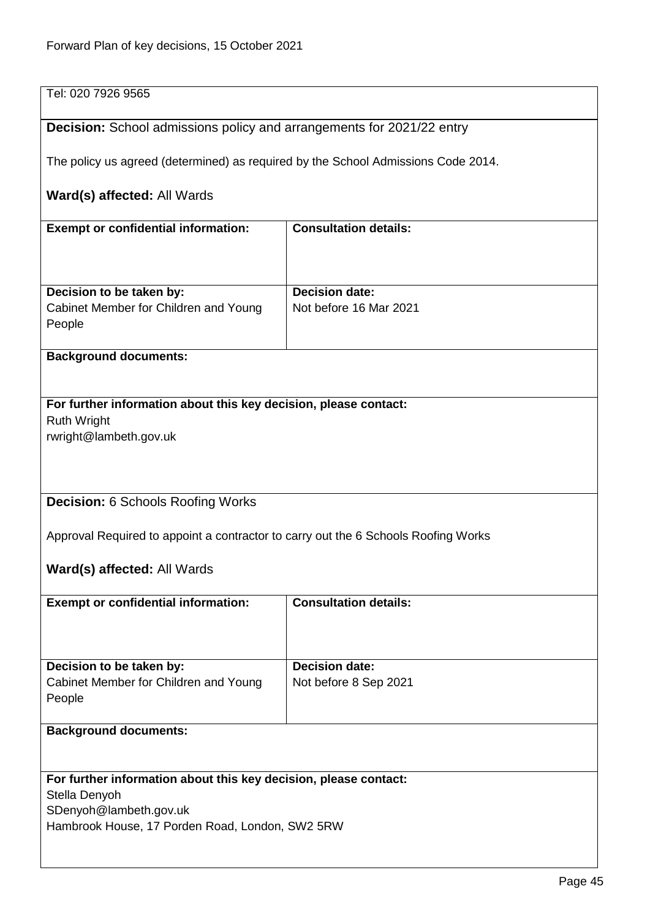Tel: 020 7926 9565

**Decision:** School admissions policy and arrangements for 2021/22 entry

The policy us agreed (determined) as required by the School Admissions Code 2014.

**Ward(s) affected:** All Wards

| **Exempt or confidential information:** | **Consultation details:** |
|---|---|
| **Decision to be taken by:** Cabinet Member for Children and Young People | **Decision date:** Not before 16 Mar 2021 |

**Background documents:**

**For further information about this key decision, please contact:**
Ruth Wright
rwright@lambeth.gov.uk

**Decision:** 6 Schools Roofing Works

Approval Required to appoint a contractor to carry out the 6 Schools Roofing Works

**Ward(s) affected:** All Wards

| **Exempt or confidential information:** | **Consultation details:** |
|---|---|
| **Decision to be taken by:** Cabinet Member for Children and Young People | **Decision date:** Not before 8 Sep 2021 |

**Background documents:**

**For further information about this key decision, please contact:**
Stella Denyoh
SDenyoh@lambeth.gov.uk
Hambrook House, 17 Porden Road, London, SW2 5RW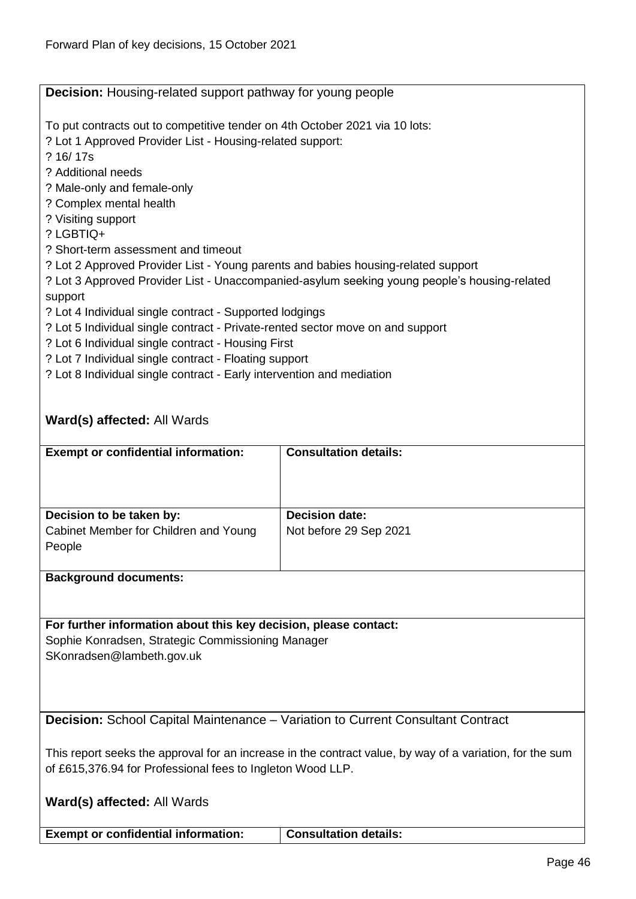**Decision:** Housing-related support pathway for young people

To put contracts out to competitive tender on 4th October 2021 via 10 lots:

? Lot 1 Approved Provider List - Housing-related support:
? 16/ 17s
? Additional needs
? Male-only and female-only
? Complex mental health
? Visiting support
? LGBTIQ+
? Short-term assessment and timeout
? Lot 2 Approved Provider List - Young parents and babies housing-related support
? Lot 3 Approved Provider List - Unaccompanied-asylum seeking young people's housing-related support
? Lot 4 Individual single contract - Supported lodgings
? Lot 5 Individual single contract - Private-rented sector move on and support
? Lot 6 Individual single contract - Housing First
? Lot 7 Individual single contract - Floating support
? Lot 8 Individual single contract - Early intervention and mediation

**Ward(s) affected:** All Wards

| **Exempt or confidential information:** | **Consultation details:** |
| --- | --- |
| **Decision to be taken by:** Cabinet Member for Children and Young People | **Decision date:** Not before 29 Sep 2021 |

**Background documents:**

**For further information about this key decision, please contact:**
Sophie Konradsen, Strategic Commissioning Manager
SKonradsen@lambeth.gov.uk

**Decision:** School Capital Maintenance – Variation to Current Consultant Contract

This report seeks the approval for an increase in the contract value, by way of a variation, for the sum of £615,376.94 for Professional fees to Ingleton Wood LLP.

**Ward(s) affected:** All Wards

| **Exempt or confidential information:** | **Consultation details:** |
| --- | --- |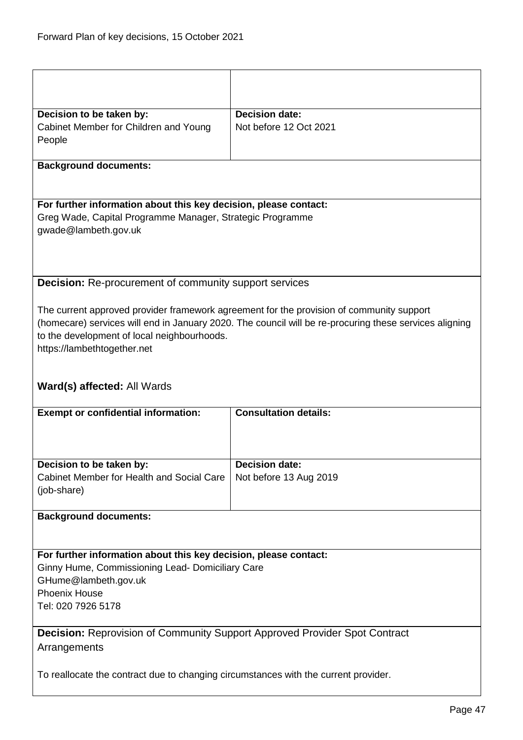| | |
|---|---|
| | |
| **Decision to be taken by:**<br>Cabinet Member for Children and Young People | **Decision date:**<br>Not before 12 Oct 2021 |

**Background documents:**

**For further information about this key decision, please contact:**
Greg Wade, Capital Programme Manager, Strategic Programme
gwade@lambeth.gov.uk

**Decision:** Re-procurement of community support services

The current approved provider framework agreement for the provision of community support (homecare) services will end in January 2020. The council will be re-procuring these services aligning to the development of local neighbourhoods.
https://lambethtogether.net

**Ward(s) affected:** All Wards

| | |
|---|---|
| **Exempt or confidential information:** | **Consultation details:** |
| **Decision to be taken by:**<br>Cabinet Member for Health and Social Care (job-share) | **Decision date:**<br>Not before 13 Aug 2019 |

**Background documents:**

**For further information about this key decision, please contact:**
Ginny Hume, Commissioning Lead- Domiciliary Care
GHume@lambeth.gov.uk
Phoenix House
Tel: 020 7926 5178

**Decision:** Reprovision of Community Support Approved Provider Spot Contract Arrangements

To reallocate the contract due to changing circumstances with the current provider.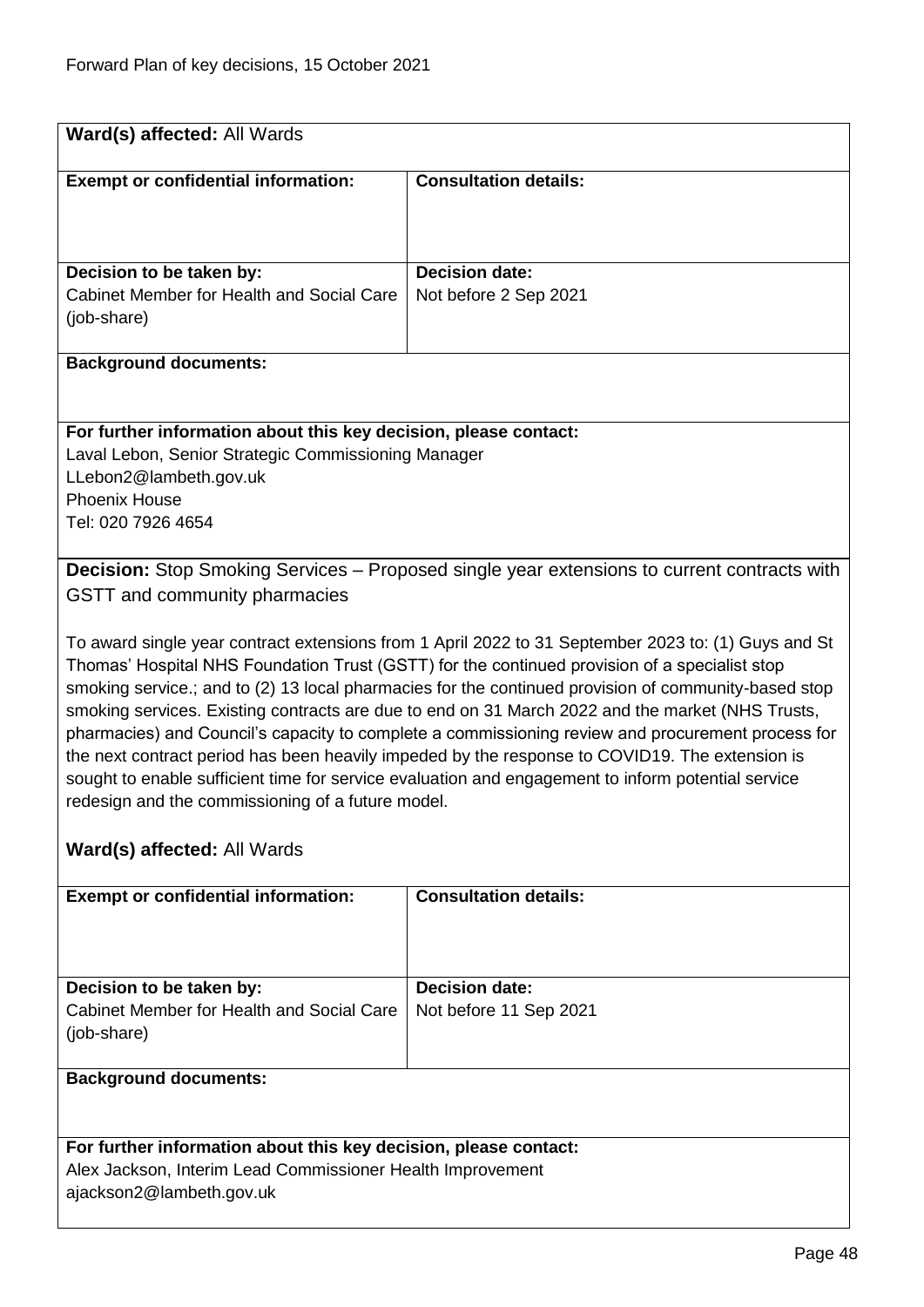**Ward(s) affected:** All Wards

| **Exempt or confidential information:** | **Consultation details:** |
| --- | --- |
| **Decision to be taken by:**<br>Cabinet Member for Health and Social Care (job-share) | **Decision date:**<br>Not before 2 Sep 2021 |

**Background documents:**

**For further information about this key decision, please contact:**
Laval Lebon, Senior Strategic Commissioning Manager
LLebon2@lambeth.gov.uk
Phoenix House
Tel: 020 7926 4654

**Decision:** Stop Smoking Services – Proposed single year extensions to current contracts with GSTT and community pharmacies

To award single year contract extensions from 1 April 2022 to 31 September 2023 to: (1) Guys and St Thomas' Hospital NHS Foundation Trust (GSTT) for the continued provision of a specialist stop smoking service.; and to (2) 13 local pharmacies for the continued provision of community-based stop smoking services. Existing contracts are due to end on 31 March 2022 and the market (NHS Trusts, pharmacies) and Council's capacity to complete a commissioning review and procurement process for the next contract period has been heavily impeded by the response to COVID19. The extension is sought to enable sufficient time for service evaluation and engagement to inform potential service redesign and the commissioning of a future model.

**Ward(s) affected:** All Wards

| **Exempt or confidential information:** | **Consultation details:** |
| --- | --- |
| **Decision to be taken by:**<br>Cabinet Member for Health and Social Care (job-share) | **Decision date:**<br>Not before 11 Sep 2021 |

**Background documents:**

**For further information about this key decision, please contact:**
Alex Jackson, Interim Lead Commissioner Health Improvement
ajackson2@lambeth.gov.uk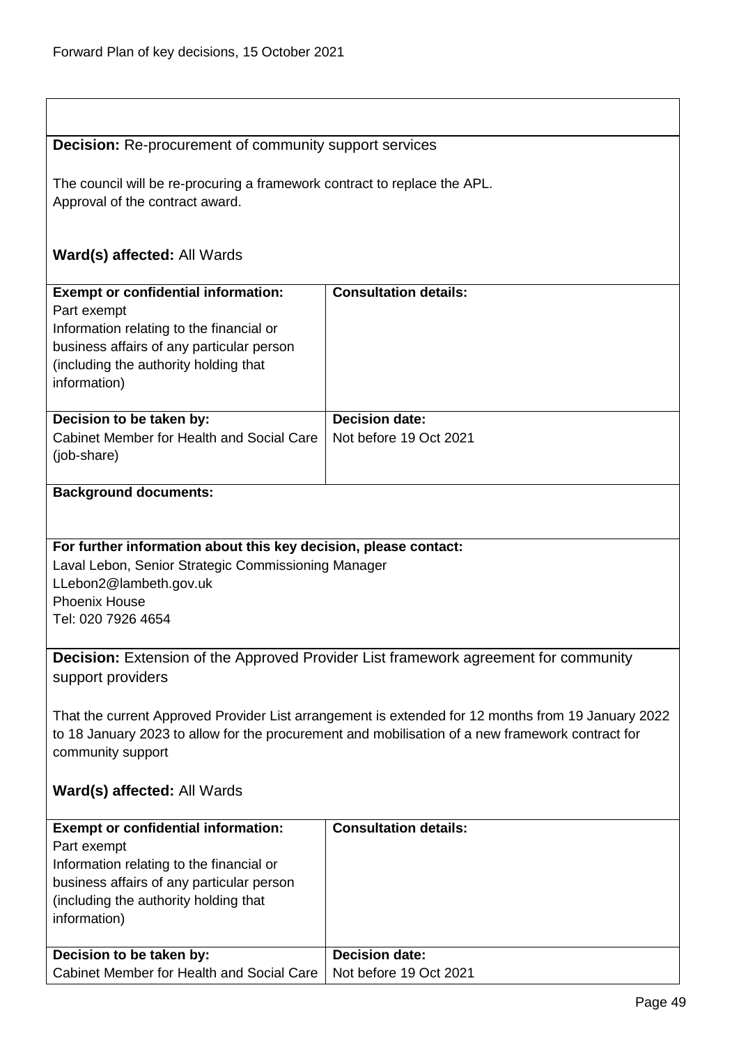**Decision:** Re-procurement of community support services

The council will be re-procuring a framework contract to replace the APL.
Approval of the contract award.

**Ward(s) affected:** All Wards

| **Exempt or confidential information:** | **Consultation details:** |
| --- | --- |
| Part exempt<br>Information relating to the financial or business affairs of any particular person (including the authority holding that information) | |
| **Decision to be taken by:** | **Decision date:** |
| Cabinet Member for Health and Social Care (job-share) | Not before 19 Oct 2021 |

**Background documents:**

**For further information about this key decision, please contact:**
Laval Lebon, Senior Strategic Commissioning Manager
LLebon2@lambeth.gov.uk
Phoenix House
Tel: 020 7926 4654

**Decision:** Extension of the Approved Provider List framework agreement for community support providers

That the current Approved Provider List arrangement is extended for 12 months from 19 January 2022 to 18 January 2023 to allow for the procurement and mobilisation of a new framework contract for community support

**Ward(s) affected:** All Wards

| **Exempt or confidential information:** | **Consultation details:** |
| --- | --- |
| Part exempt<br>Information relating to the financial or business affairs of any particular person (including the authority holding that information) | |
| **Decision to be taken by:** | **Decision date:** |
| Cabinet Member for Health and Social Care | Not before 19 Oct 2021 |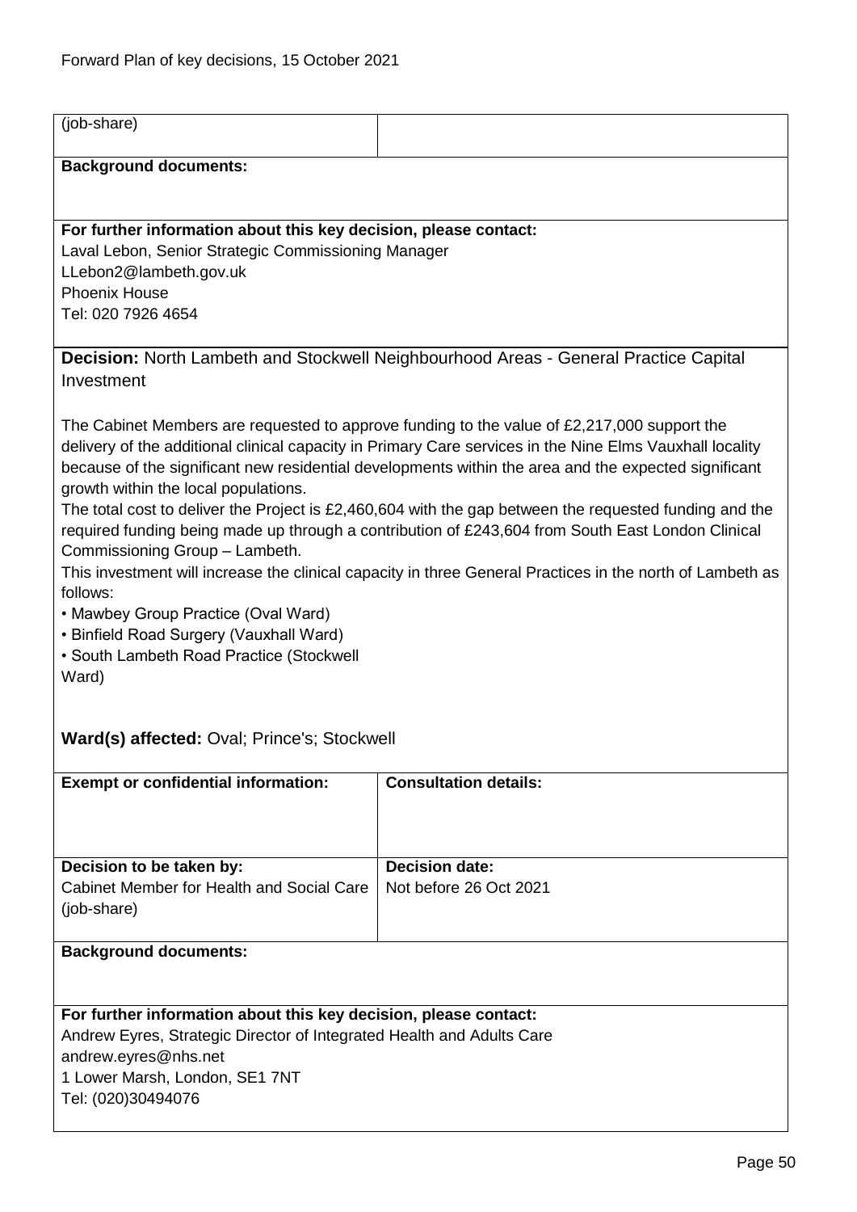| (job-share) | |
|---|---|

**Background documents:**

**For further information about this key decision, please contact:**
Laval Lebon, Senior Strategic Commissioning Manager
LLebon2@lambeth.gov.uk
Phoenix House
Tel: 020 7926 4654

**Decision:** North Lambeth and Stockwell Neighbourhood Areas - General Practice Capital Investment

The Cabinet Members are requested to approve funding to the value of £2,217,000 support the delivery of the additional clinical capacity in Primary Care services in the Nine Elms Vauxhall locality because of the significant new residential developments within the area and the expected significant growth within the local populations.
The total cost to deliver the Project is £2,460,604 with the gap between the requested funding and the required funding being made up through a contribution of £243,604 from South East London Clinical Commissioning Group – Lambeth.
This investment will increase the clinical capacity in three General Practices in the north of Lambeth as follows:

- Mawbey Group Practice (Oval Ward)
- Binfield Road Surgery (Vauxhall Ward)
- South Lambeth Road Practice (Stockwell Ward)

**Ward(s) affected:** Oval; Prince's; Stockwell

| **Exempt or confidential information:** | **Consultation details:** |
|---|---|
| **Decision to be taken by:** Cabinet Member for Health and Social Care (job-share) | **Decision date:** Not before 26 Oct 2021 |

**Background documents:**

**For further information about this key decision, please contact:**
Andrew Eyres, Strategic Director of Integrated Health and Adults Care
andrew.eyres@nhs.net
1 Lower Marsh, London, SE1 7NT
Tel: (020)30494076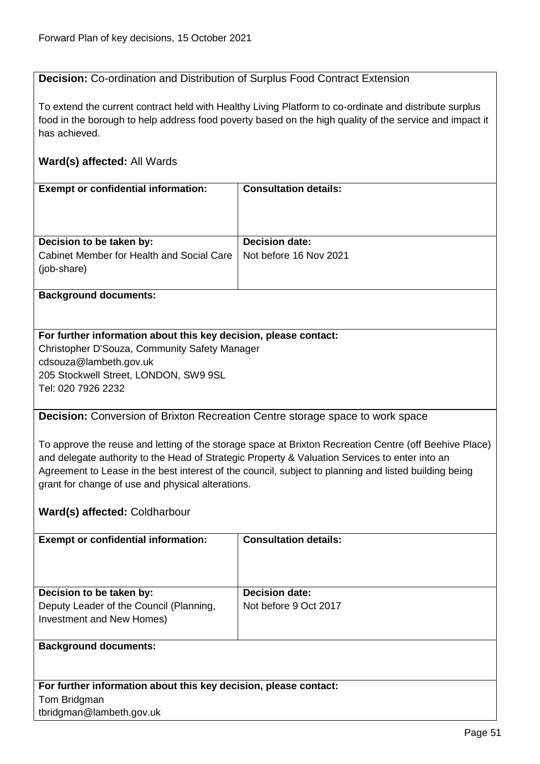**Decision:** Co-ordination and Distribution of Surplus Food Contract Extension

To extend the current contract held with Healthy Living Platform to co-ordinate and distribute surplus food in the borough to help address food poverty based on the high quality of the service and impact it has achieved.

**Ward(s) affected:** All Wards

| **Exempt or confidential information:** | **Consultation details:** |
|---|---|
| | |
| **Decision to be taken by:** Cabinet Member for Health and Social Care (job-share) | **Decision date:** Not before 16 Nov 2021 |

**Background documents:**

**For further information about this key decision, please contact:**
Christopher D'Souza, Community Safety Manager
cdsouza@lambeth.gov.uk
205 Stockwell Street, LONDON, SW9 9SL
Tel: 020 7926 2232

**Decision:** Conversion of Brixton Recreation Centre storage space to work space

To approve the reuse and letting of the storage space at Brixton Recreation Centre (off Beehive Place) and delegate authority to the Head of Strategic Property & Valuation Services to enter into an Agreement to Lease in the best interest of the council, subject to planning and listed building being grant for change of use and physical alterations.

**Ward(s) affected:** Coldharbour

| **Exempt or confidential information:** | **Consultation details:** |
|---|---|
| | |
| **Decision to be taken by:** Deputy Leader of the Council (Planning, Investment and New Homes) | **Decision date:** Not before 9 Oct 2017 |

**Background documents:**

**For further information about this key decision, please contact:**
Tom Bridgman
tbridgman@lambeth.gov.uk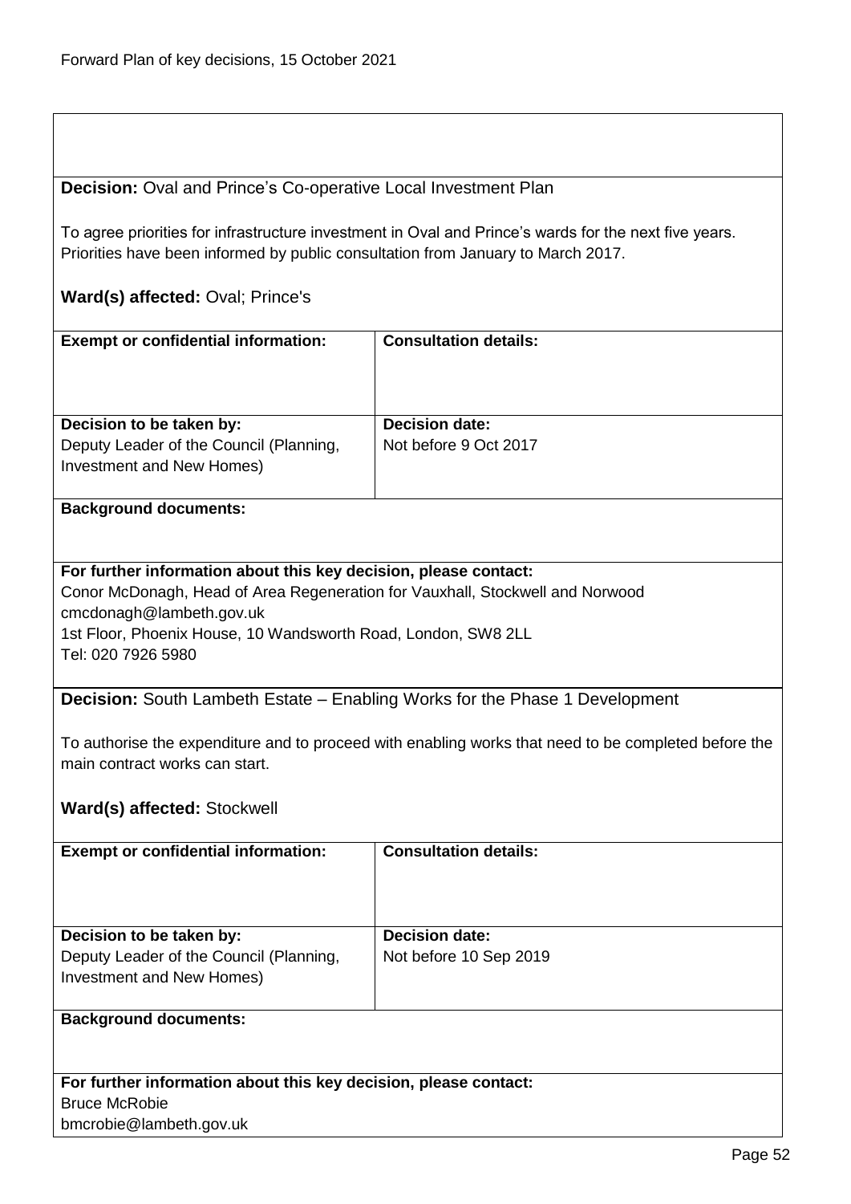**Decision:** Oval and Prince's Co-operative Local Investment Plan

To agree priorities for infrastructure investment in Oval and Prince's wards for the next five years. Priorities have been informed by public consultation from January to March 2017.

**Ward(s) affected:** Oval; Prince's

| **Exempt or confidential information:** | **Consultation details:** |
|---|---|
| | |
| **Decision to be taken by:** Deputy Leader of the Council (Planning, Investment and New Homes) | **Decision date:** Not before 9 Oct 2017 |

**Background documents:**

**For further information about this key decision, please contact:**
Conor McDonagh, Head of Area Regeneration for Vauxhall, Stockwell and Norwood
cmcdonagh@lambeth.gov.uk
1st Floor, Phoenix House, 10 Wandsworth Road, London, SW8 2LL
Tel: 020 7926 5980

**Decision:** South Lambeth Estate – Enabling Works for the Phase 1 Development

To authorise the expenditure and to proceed with enabling works that need to be completed before the main contract works can start.

**Ward(s) affected:** Stockwell

| **Exempt or confidential information:** | **Consultation details:** |
|---|---|
| | |
| **Decision to be taken by:** Deputy Leader of the Council (Planning, Investment and New Homes) | **Decision date:** Not before 10 Sep 2019 |

**Background documents:**

**For further information about this key decision, please contact:**
Bruce McRobie
bmcrobie@lambeth.gov.uk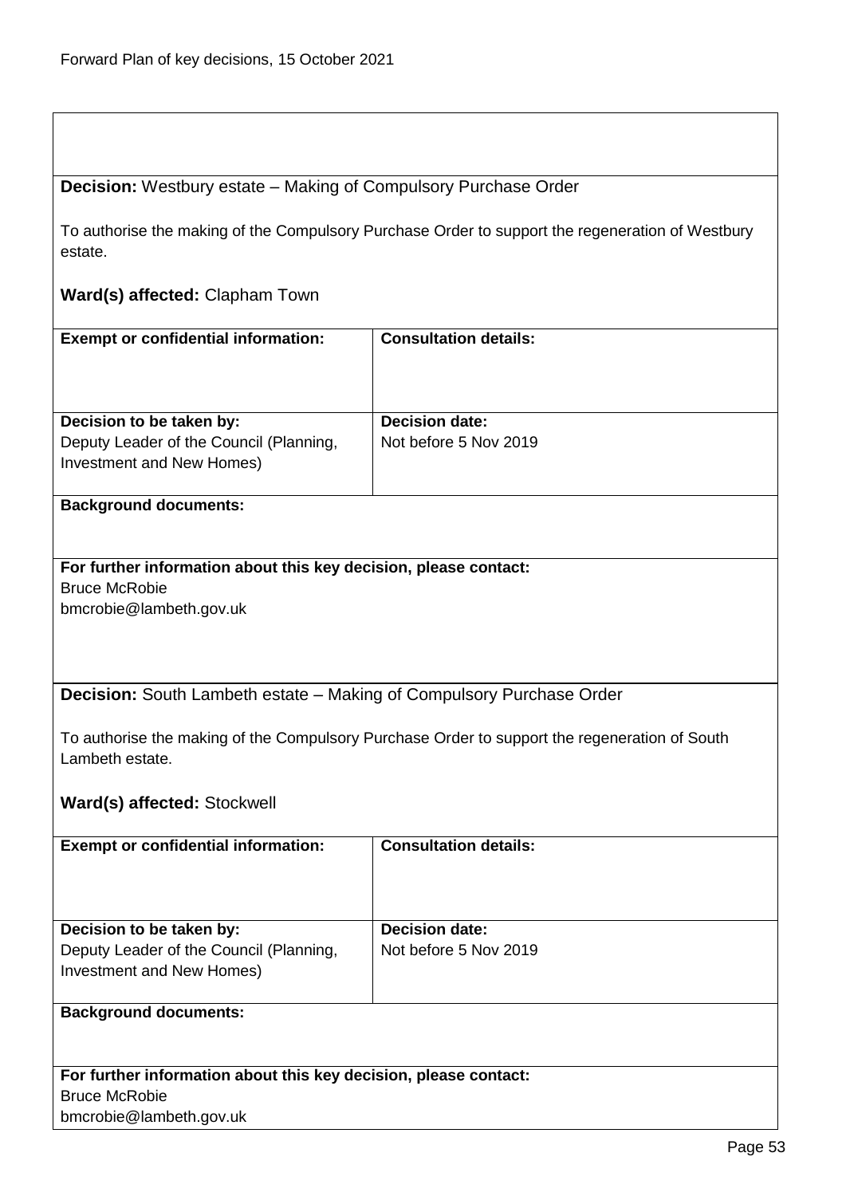**Decision:** Westbury estate – Making of Compulsory Purchase Order

To authorise the making of the Compulsory Purchase Order to support the regeneration of Westbury estate.

**Ward(s) affected:** Clapham Town

| **Exempt or confidential information:** | **Consultation details:** |
| --- | --- |
| **Decision to be taken by:** Deputy Leader of the Council (Planning, Investment and New Homes) | **Decision date:** Not before 5 Nov 2019 |

**Background documents:**

**For further information about this key decision, please contact:**
Bruce McRobie
bmcrobie@lambeth.gov.uk

**Decision:** South Lambeth estate – Making of Compulsory Purchase Order

To authorise the making of the Compulsory Purchase Order to support the regeneration of South Lambeth estate.

**Ward(s) affected:** Stockwell

| **Exempt or confidential information:** | **Consultation details:** |
| --- | --- |
| **Decision to be taken by:** Deputy Leader of the Council (Planning, Investment and New Homes) | **Decision date:** Not before 5 Nov 2019 |

**Background documents:**

**For further information about this key decision, please contact:**
Bruce McRobie
bmcrobie@lambeth.gov.uk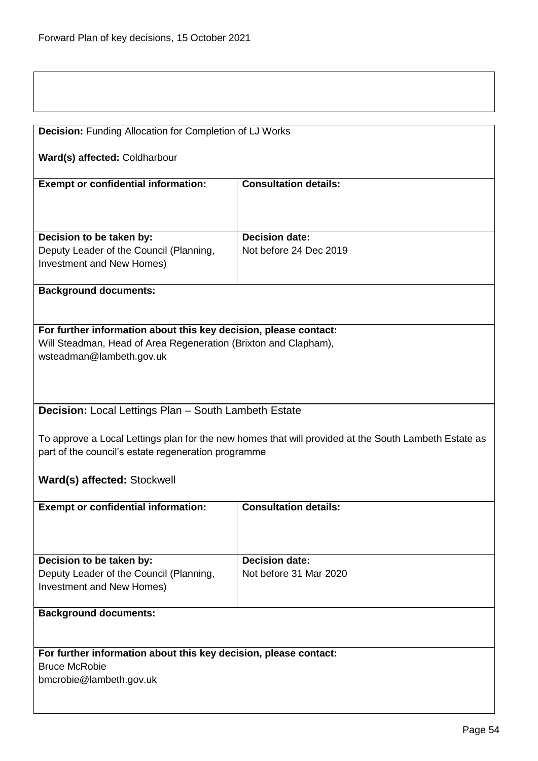**Decision:** Funding Allocation for Completion of LJ Works

**Ward(s) affected:** Coldharbour

| **Exempt or confidential information:** | **Consultation details:** |
|---|---|
| | |
| **Decision to be taken by:** Deputy Leader of the Council (Planning, Investment and New Homes) | **Decision date:** Not before 24 Dec 2019 |

**Background documents:**

**For further information about this key decision, please contact:**
Will Steadman, Head of Area Regeneration (Brixton and Clapham), wsteadman@lambeth.gov.uk

**Decision:** Local Lettings Plan – South Lambeth Estate

To approve a Local Lettings plan for the new homes that will provided at the South Lambeth Estate as part of the council's estate regeneration programme

**Ward(s) affected:** Stockwell

| **Exempt or confidential information:** | **Consultation details:** |
|---|---|
| | |
| **Decision to be taken by:** Deputy Leader of the Council (Planning, Investment and New Homes) | **Decision date:** Not before 31 Mar 2020 |

**Background documents:**

**For further information about this key decision, please contact:**
Bruce McRobie
bmcrobie@lambeth.gov.uk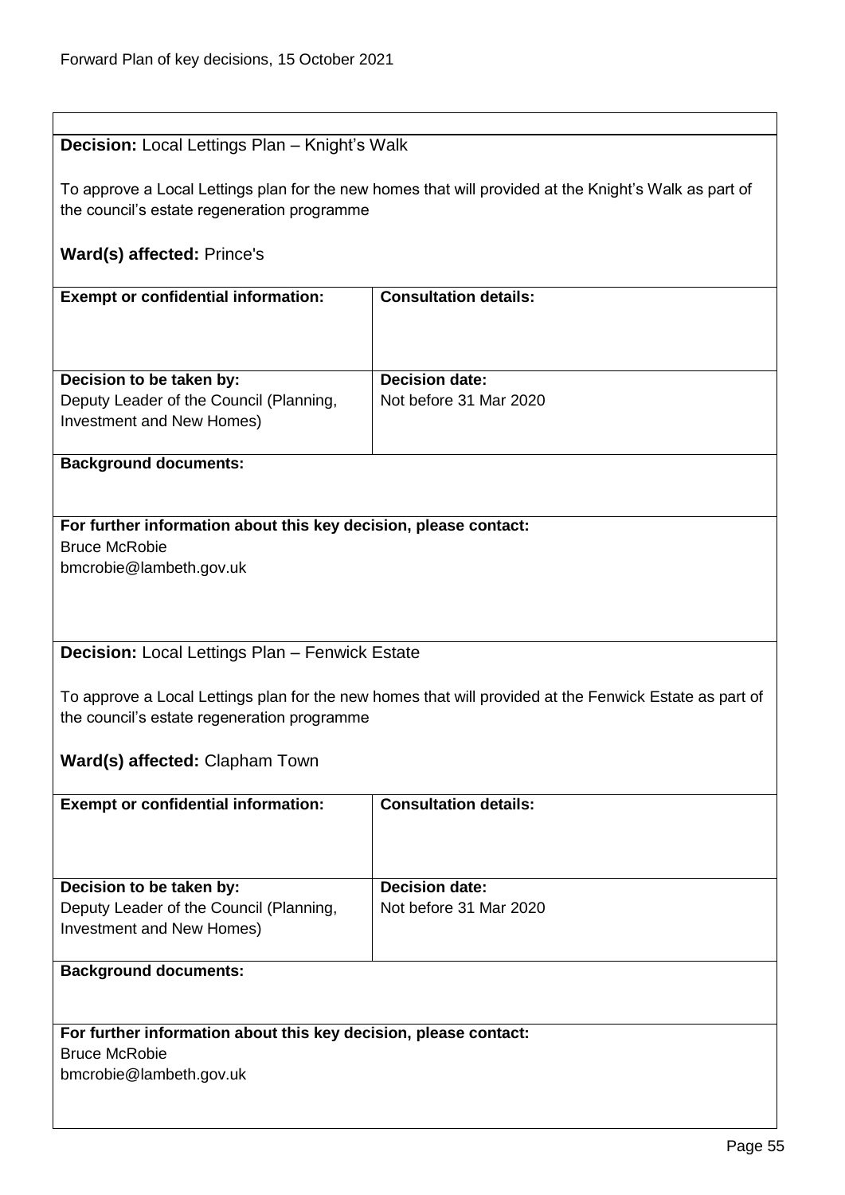**Decision:** Local Lettings Plan – Knight's Walk

To approve a Local Lettings plan for the new homes that will provided at the Knight's Walk as part of the council's estate regeneration programme

**Ward(s) affected:** Prince's

| **Exempt or confidential information:** | **Consultation details:** |
| --- | --- |
| **Decision to be taken by:**<br>Deputy Leader of the Council (Planning, Investment and New Homes) | **Decision date:**<br>Not before 31 Mar 2020 |

**Background documents:**

**For further information about this key decision, please contact:**
Bruce McRobie
bmcrobie@lambeth.gov.uk

**Decision:** Local Lettings Plan – Fenwick Estate

To approve a Local Lettings plan for the new homes that will provided at the Fenwick Estate as part of the council's estate regeneration programme

**Ward(s) affected:** Clapham Town

| **Exempt or confidential information:** | **Consultation details:** |
| --- | --- |
| **Decision to be taken by:**<br>Deputy Leader of the Council (Planning, Investment and New Homes) | **Decision date:**<br>Not before 31 Mar 2020 |

**Background documents:**

**For further information about this key decision, please contact:**
Bruce McRobie
bmcrobie@lambeth.gov.uk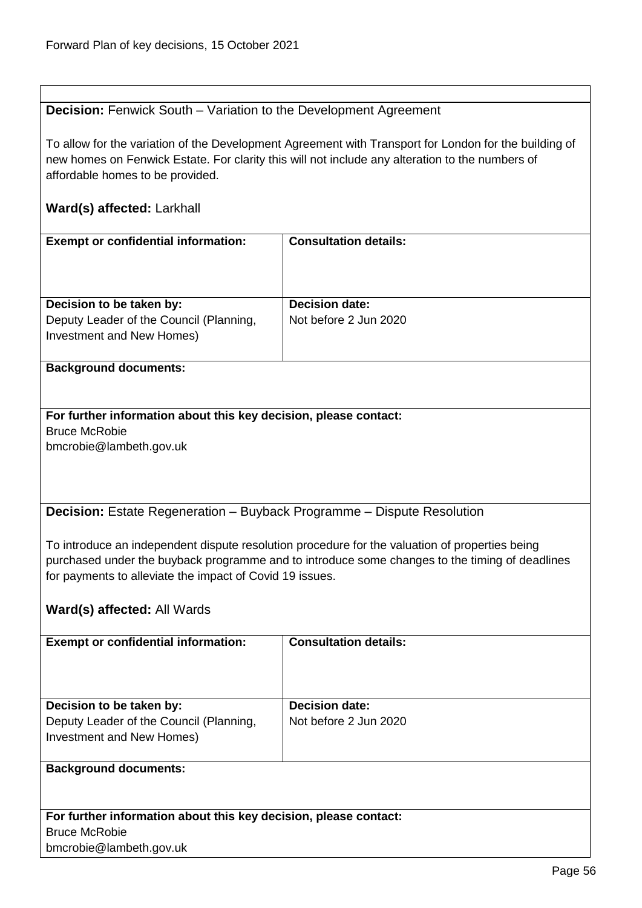**Decision:** Fenwick South – Variation to the Development Agreement

To allow for the variation of the Development Agreement with Transport for London for the building of new homes on Fenwick Estate. For clarity this will not include any alteration to the numbers of affordable homes to be provided.

**Ward(s) affected:** Larkhall

| **Exempt or confidential information:** | **Consultation details:** |
| --- | --- |
| **Decision to be taken by:**<br>Deputy Leader of the Council (Planning, Investment and New Homes) | **Decision date:**<br>Not before 2 Jun 2020 |

**Background documents:**

**For further information about this key decision, please contact:**
Bruce McRobie
bmcrobie@lambeth.gov.uk

**Decision:** Estate Regeneration – Buyback Programme – Dispute Resolution

To introduce an independent dispute resolution procedure for the valuation of properties being purchased under the buyback programme and to introduce some changes to the timing of deadlines for payments to alleviate the impact of Covid 19 issues.

**Ward(s) affected:** All Wards

| **Exempt or confidential information:** | **Consultation details:** |
| --- | --- |
| **Decision to be taken by:**<br>Deputy Leader of the Council (Planning, Investment and New Homes) | **Decision date:**<br>Not before 2 Jun 2020 |

**Background documents:**

**For further information about this key decision, please contact:**
Bruce McRobie
bmcrobie@lambeth.gov.uk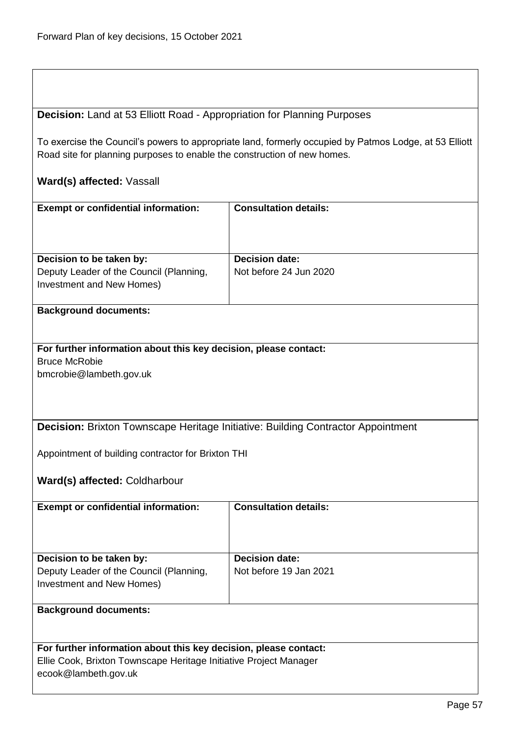**Decision:** Land at 53 Elliott Road - Appropriation for Planning Purposes

To exercise the Council's powers to appropriate land, formerly occupied by Patmos Lodge, at 53 Elliott Road site for planning purposes to enable the construction of new homes.

**Ward(s) affected:** Vassall

| **Exempt or confidential information:** | **Consultation details:** |
|---|---|
| | |
| **Decision to be taken by:** Deputy Leader of the Council (Planning, Investment and New Homes) | **Decision date:** Not before 24 Jun 2020 |

**Background documents:**

**For further information about this key decision, please contact:**
Bruce McRobie
bmcrobie@lambeth.gov.uk

**Decision:** Brixton Townscape Heritage Initiative: Building Contractor Appointment

Appointment of building contractor for Brixton THI

**Ward(s) affected:** Coldharbour

| **Exempt or confidential information:** | **Consultation details:** |
|---|---|
| | |
| **Decision to be taken by:** Deputy Leader of the Council (Planning, Investment and New Homes) | **Decision date:** Not before 19 Jan 2021 |

**Background documents:**

**For further information about this key decision, please contact:**
Ellie Cook, Brixton Townscape Heritage Initiative Project Manager
ecook@lambeth.gov.uk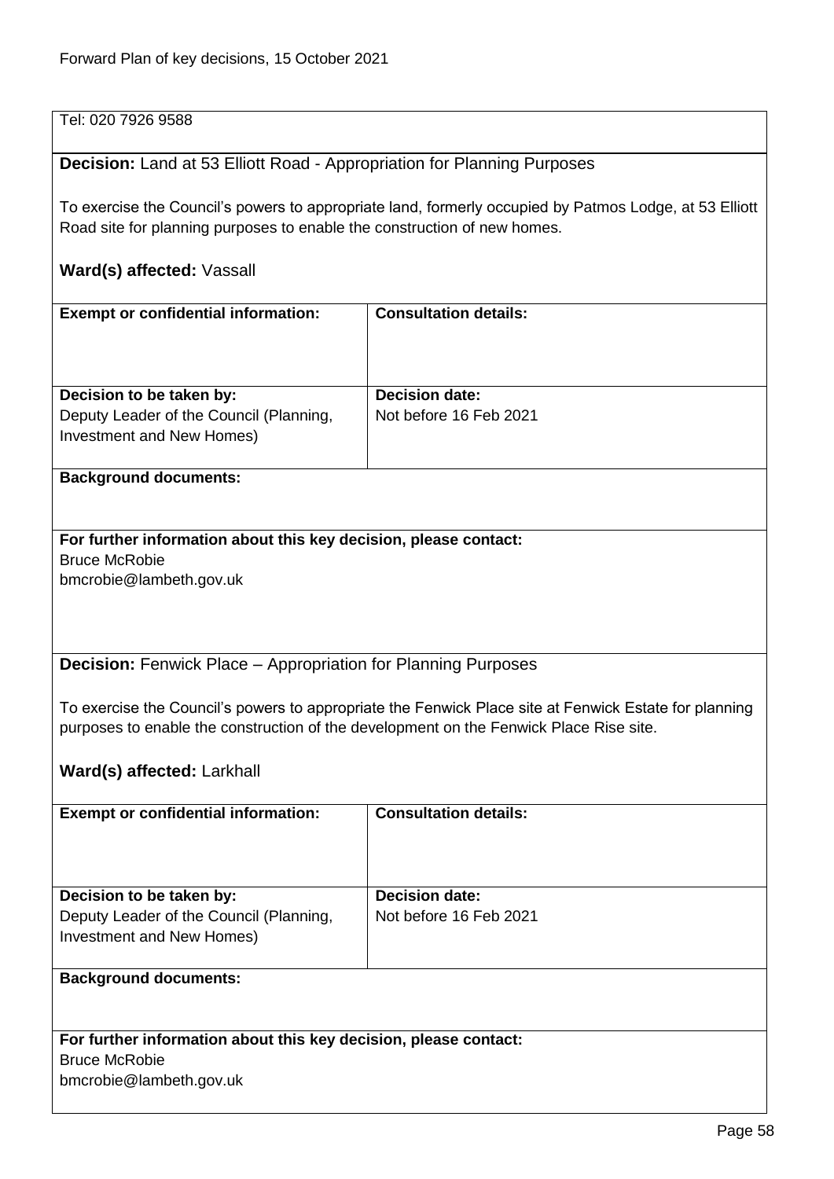Tel: 020 7926 9588

**Decision:** Land at 53 Elliott Road - Appropriation for Planning Purposes

To exercise the Council's powers to appropriate land, formerly occupied by Patmos Lodge, at 53 Elliott Road site for planning purposes to enable the construction of new homes.

**Ward(s) affected:** Vassall

| **Exempt or confidential information:** | **Consultation details:** |
|---|---|
| **Decision to be taken by:** Deputy Leader of the Council (Planning, Investment and New Homes) | **Decision date:** Not before 16 Feb 2021 |

**Background documents:**

**For further information about this key decision, please contact:**
Bruce McRobie
bmcrobie@lambeth.gov.uk

**Decision:** Fenwick Place – Appropriation for Planning Purposes

To exercise the Council's powers to appropriate the Fenwick Place site at Fenwick Estate for planning purposes to enable the construction of the development on the Fenwick Place Rise site.

**Ward(s) affected:** Larkhall

| **Exempt or confidential information:** | **Consultation details:** |
|---|---|
| **Decision to be taken by:** Deputy Leader of the Council (Planning, Investment and New Homes) | **Decision date:** Not before 16 Feb 2021 |

**Background documents:**

**For further information about this key decision, please contact:**
Bruce McRobie
bmcrobie@lambeth.gov.uk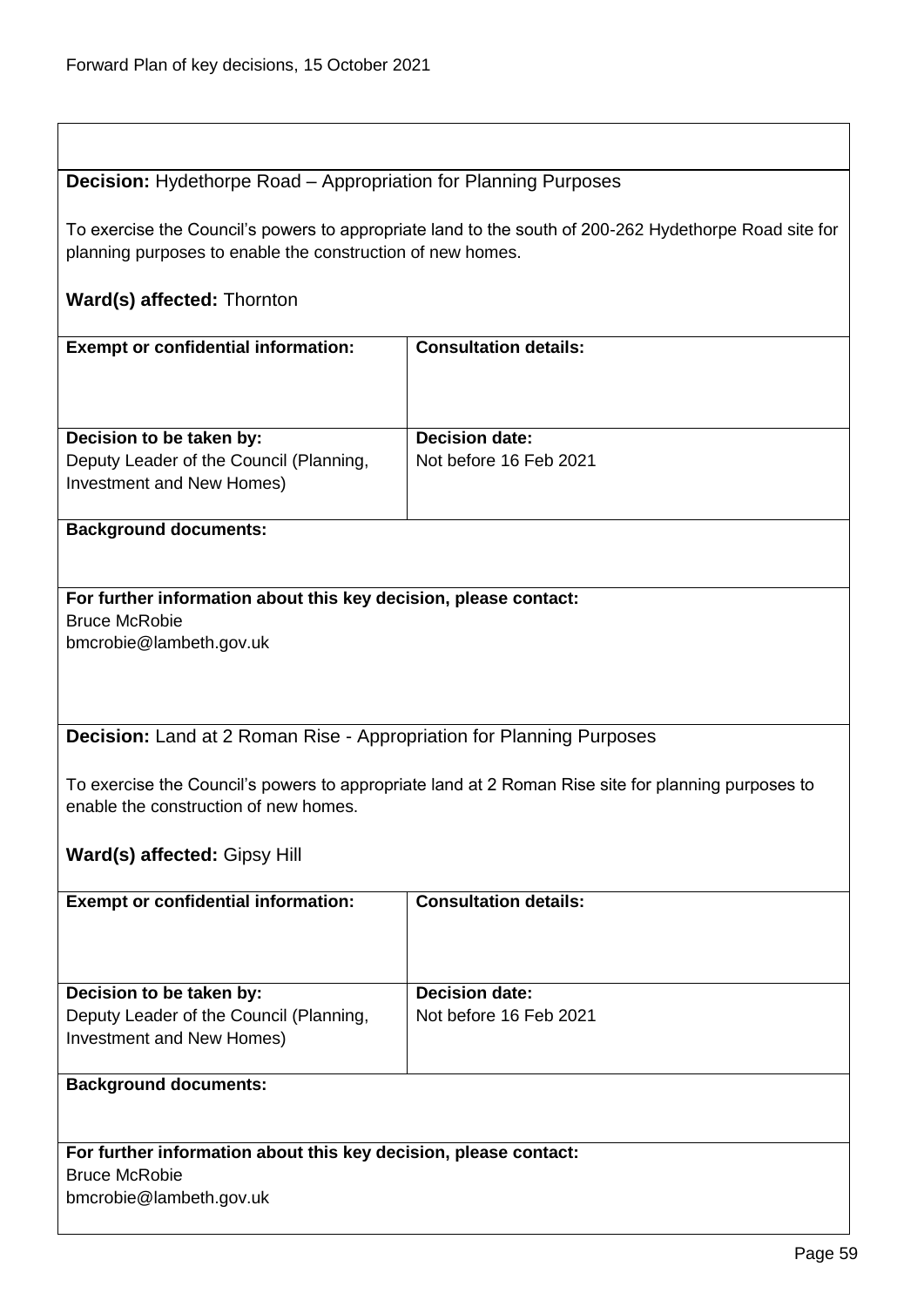**Decision:** Hydethorpe Road – Appropriation for Planning Purposes

To exercise the Council's powers to appropriate land to the south of 200-262 Hydethorpe Road site for planning purposes to enable the construction of new homes.

**Ward(s) affected:** Thornton

| **Exempt or confidential information:** | **Consultation details:** |
| --- | --- |
| **Decision to be taken by:**<br>Deputy Leader of the Council (Planning, Investment and New Homes) | **Decision date:**<br>Not before 16 Feb 2021 |

**Background documents:**

**For further information about this key decision, please contact:**
Bruce McRobie
bmcrobie@lambeth.gov.uk

**Decision:** Land at 2 Roman Rise - Appropriation for Planning Purposes

To exercise the Council's powers to appropriate land at 2 Roman Rise site for planning purposes to enable the construction of new homes.

**Ward(s) affected:** Gipsy Hill

| **Exempt or confidential information:** | **Consultation details:** |
| --- | --- |
| **Decision to be taken by:**<br>Deputy Leader of the Council (Planning, Investment and New Homes) | **Decision date:**<br>Not before 16 Feb 2021 |

**Background documents:**

**For further information about this key decision, please contact:**
Bruce McRobie
bmcrobie@lambeth.gov.uk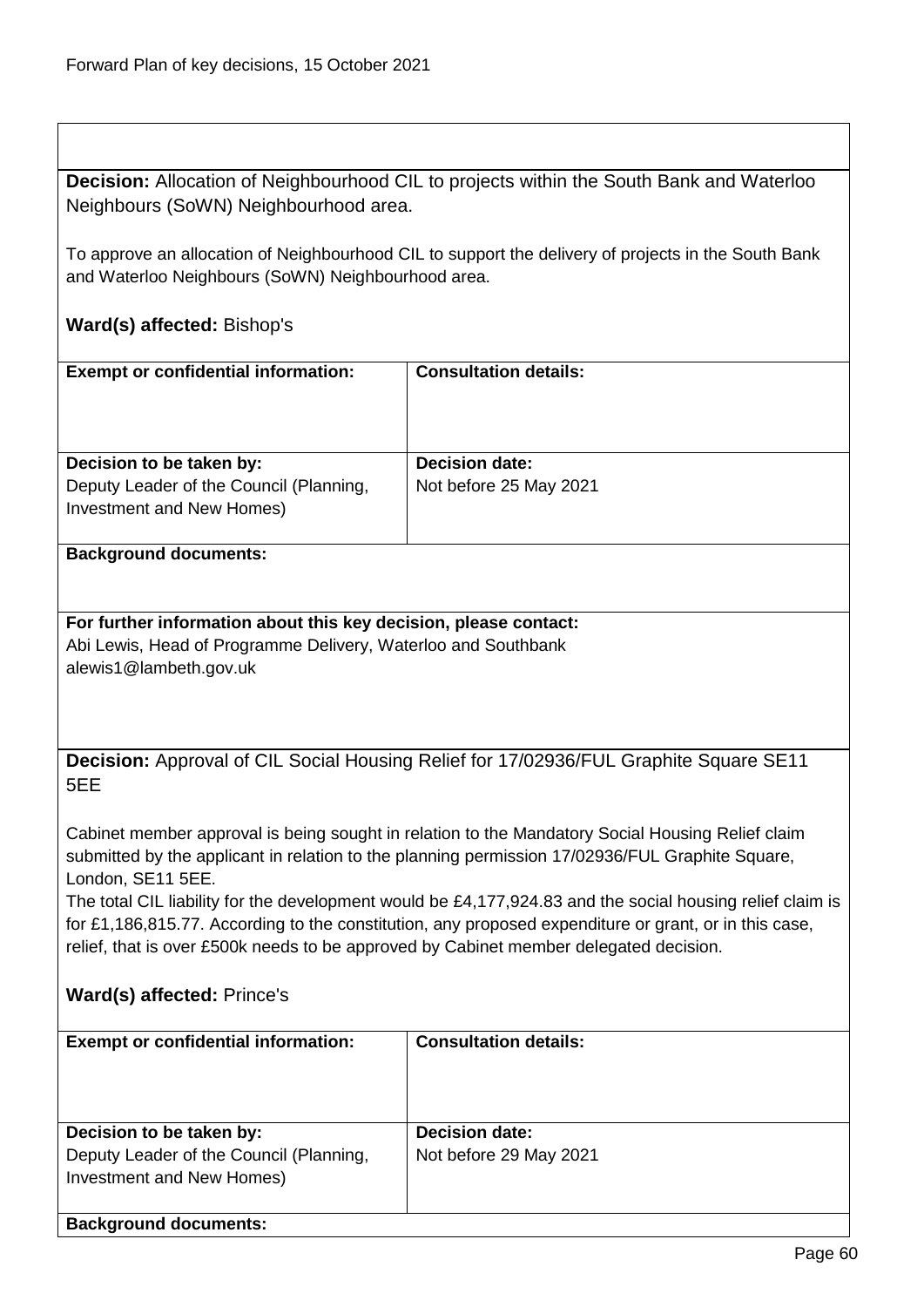**Decision:** Allocation of Neighbourhood CIL to projects within the South Bank and Waterloo Neighbours (SoWN) Neighbourhood area.

To approve an allocation of Neighbourhood CIL to support the delivery of projects in the South Bank and Waterloo Neighbours (SoWN) Neighbourhood area.

**Ward(s) affected:** Bishop's

| **Exempt or confidential information:** | **Consultation details:** |
| --- | --- |
| **Decision to be taken by:** Deputy Leader of the Council (Planning, Investment and New Homes) | **Decision date:** Not before 25 May 2021 |

**Background documents:**

**For further information about this key decision, please contact:**
Abi Lewis, Head of Programme Delivery, Waterloo and Southbank
alewis1@lambeth.gov.uk

**Decision:** Approval of CIL Social Housing Relief for 17/02936/FUL Graphite Square SE11 5EE

Cabinet member approval is being sought in relation to the Mandatory Social Housing Relief claim submitted by the applicant in relation to the planning permission 17/02936/FUL Graphite Square, London, SE11 5EE.
The total CIL liability for the development would be £4,177,924.83 and the social housing relief claim is for £1,186,815.77. According to the constitution, any proposed expenditure or grant, or in this case, relief, that is over £500k needs to be approved by Cabinet member delegated decision.

**Ward(s) affected:** Prince's

| **Exempt or confidential information:** | **Consultation details:** |
| --- | --- |
| **Decision to be taken by:** Deputy Leader of the Council (Planning, Investment and New Homes) | **Decision date:** Not before 29 May 2021 |

**Background documents:**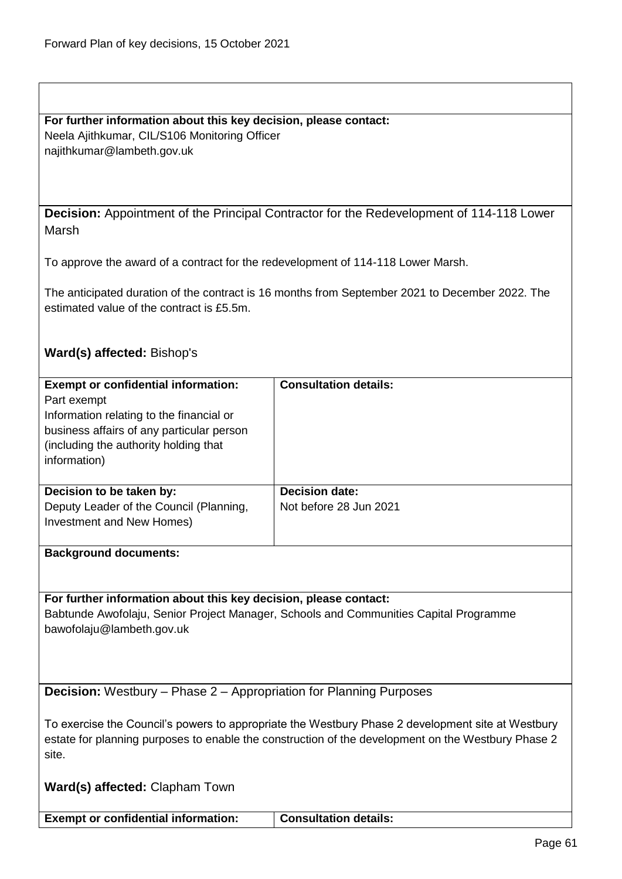**For further information about this key decision, please contact:**
Neela Ajithkumar, CIL/S106 Monitoring Officer
najithkumar@lambeth.gov.uk

**Decision:** Appointment of the Principal Contractor for the Redevelopment of 114-118 Lower Marsh

To approve the award of a contract for the redevelopment of 114-118 Lower Marsh.

The anticipated duration of the contract is 16 months from September 2021 to December 2022. The estimated value of the contract is £5.5m.

**Ward(s) affected:** Bishop's

| **Exempt or confidential information:** Part exempt Information relating to the financial or business affairs of any particular person (including the authority holding that information) | **Consultation details:** |
|---|---|
| **Decision to be taken by:** Deputy Leader of the Council (Planning, Investment and New Homes) | **Decision date:** Not before 28 Jun 2021 |

**Background documents:**

**For further information about this key decision, please contact:**
Babtunde Awofolaju, Senior Project Manager, Schools and Communities Capital Programme
bawofolaju@lambeth.gov.uk

**Decision:** Westbury – Phase 2 – Appropriation for Planning Purposes

To exercise the Council's powers to appropriate the Westbury Phase 2 development site at Westbury estate for planning purposes to enable the construction of the development on the Westbury Phase 2 site.

**Ward(s) affected:** Clapham Town

| **Exempt or confidential information:** | **Consultation details:** |
|---|---|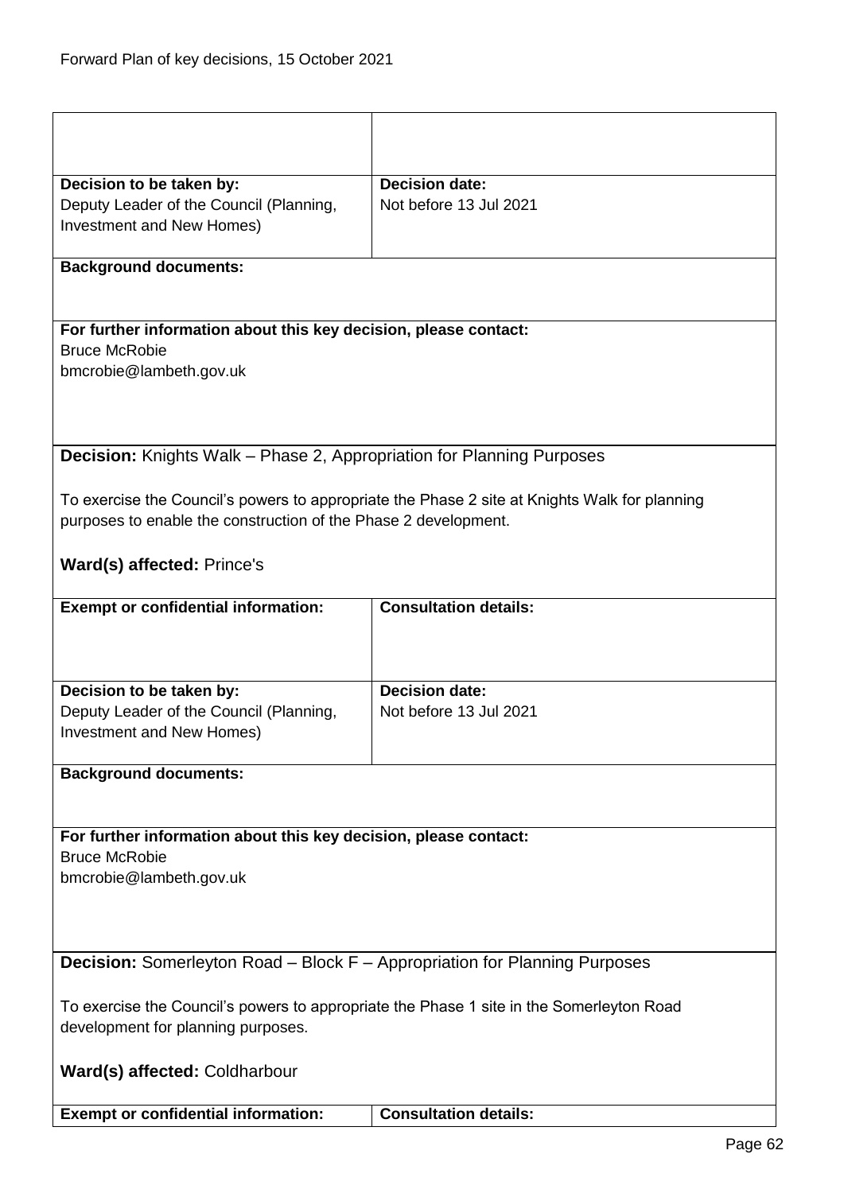| | |
|---|---|
| | |
| **Decision to be taken by:**<br>Deputy Leader of the Council (Planning, Investment and New Homes) | **Decision date:**<br>Not before 13 Jul 2021 |

**Background documents:**

**For further information about this key decision, please contact:**
Bruce McRobie
bmcrobie@lambeth.gov.uk

**Decision:** Knights Walk – Phase 2, Appropriation for Planning Purposes

To exercise the Council's powers to appropriate the Phase 2 site at Knights Walk for planning purposes to enable the construction of the Phase 2 development.

**Ward(s) affected:** Prince's

| **Exempt or confidential information:** | **Consultation details:** |
|---|---|
| **Decision to be taken by:**<br>Deputy Leader of the Council (Planning, Investment and New Homes) | **Decision date:**<br>Not before 13 Jul 2021 |

**Background documents:**

**For further information about this key decision, please contact:**
Bruce McRobie
bmcrobie@lambeth.gov.uk

**Decision:** Somerleyton Road – Block F – Appropriation for Planning Purposes

To exercise the Council's powers to appropriate the Phase 1 site in the Somerleyton Road development for planning purposes.

**Ward(s) affected:** Coldharbour

| **Exempt or confidential information:** | **Consultation details:** |
|---|---|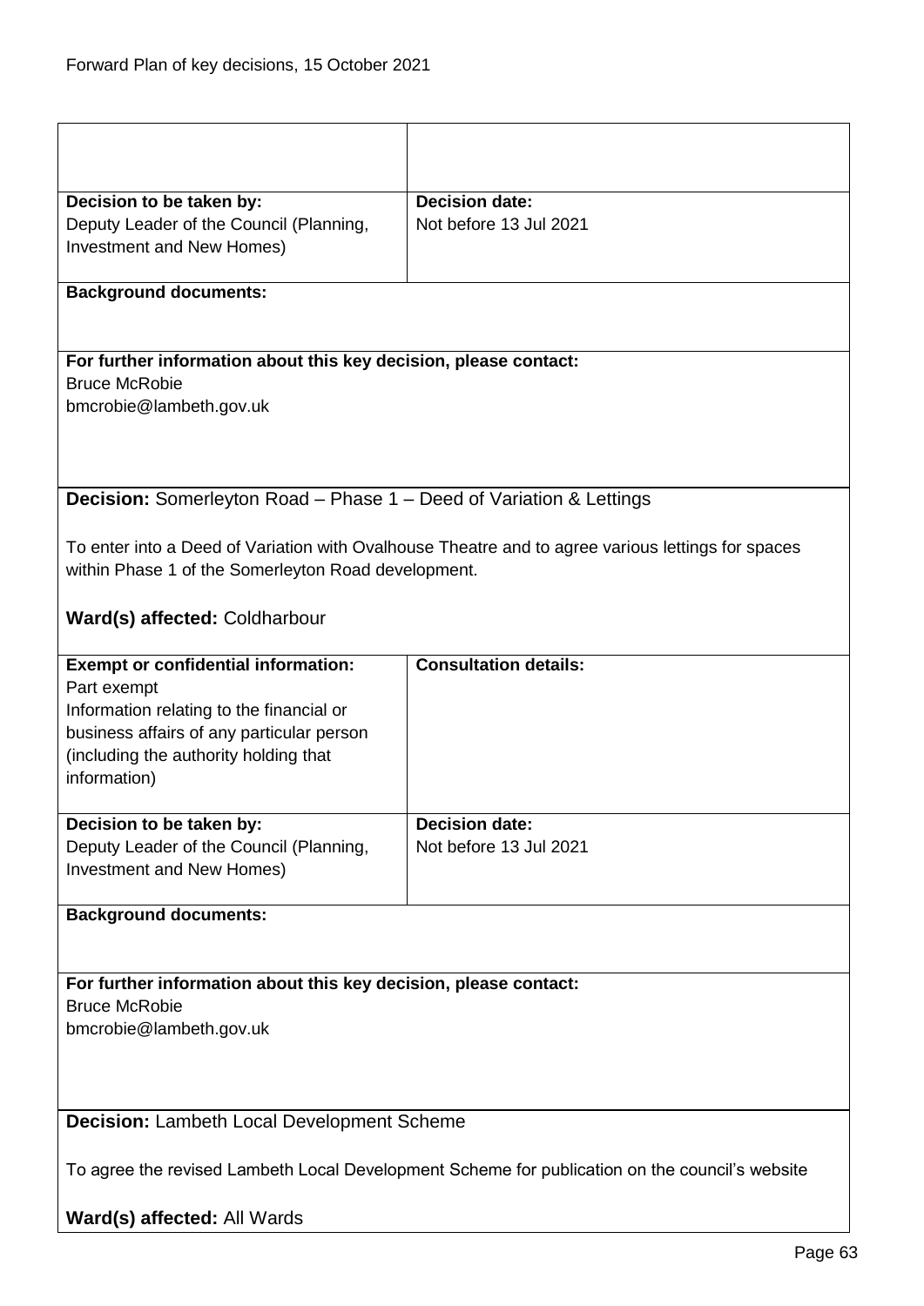| | |
|---|---|
| **Decision to be taken by:**<br>Deputy Leader of the Council (Planning, Investment and New Homes) | **Decision date:**<br>Not before 13 Jul 2021 |

**Background documents:**

**For further information about this key decision, please contact:**
Bruce McRobie
bmcrobie@lambeth.gov.uk

**Decision:** Somerleyton Road – Phase 1 – Deed of Variation & Lettings

To enter into a Deed of Variation with Ovalhouse Theatre and to agree various lettings for spaces within Phase 1 of the Somerleyton Road development.

**Ward(s) affected:** Coldharbour

| | |
|---|---|
| **Exempt or confidential information:**<br>Part exempt<br>Information relating to the financial or business affairs of any particular person (including the authority holding that information) | **Consultation details:** |
| **Decision to be taken by:**<br>Deputy Leader of the Council (Planning, Investment and New Homes) | **Decision date:**<br>Not before 13 Jul 2021 |

**Background documents:**

**For further information about this key decision, please contact:**
Bruce McRobie
bmcrobie@lambeth.gov.uk

**Decision:** Lambeth Local Development Scheme

To agree the revised Lambeth Local Development Scheme for publication on the council's website

**Ward(s) affected:** All Wards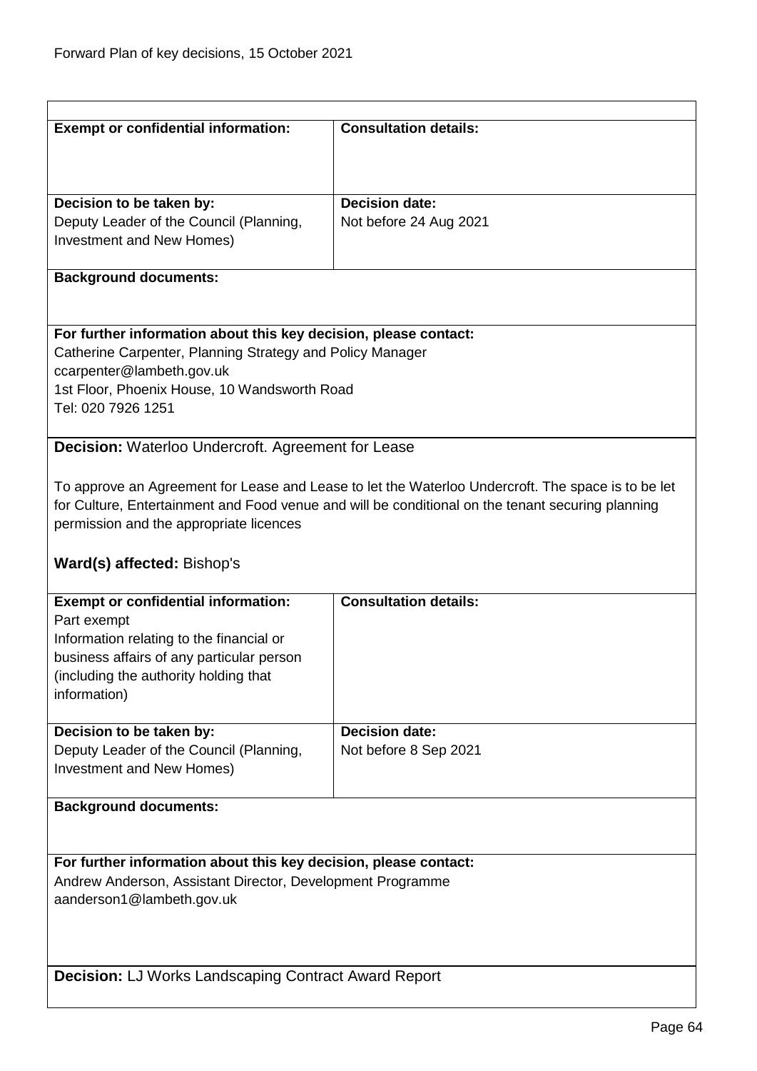| **Exempt or confidential information:** | **Consultation details:** |
|---|---|
| **Decision to be taken by:**<br>Deputy Leader of the Council (Planning, Investment and New Homes) | **Decision date:**<br>Not before 24 Aug 2021 |

**Background documents:**

**For further information about this key decision, please contact:**
Catherine Carpenter, Planning Strategy and Policy Manager
ccarpenter@lambeth.gov.uk
1st Floor, Phoenix House, 10 Wandsworth Road
Tel: 020 7926 1251

**Decision:** Waterloo Undercroft. Agreement for Lease

To approve an Agreement for Lease and Lease to let the Waterloo Undercroft. The space is to be let for Culture, Entertainment and Food venue and will be conditional on the tenant securing planning permission and the appropriate licences

**Ward(s) affected:** Bishop's

| **Exempt or confidential information:**<br>Part exempt<br>Information relating to the financial or business affairs of any particular person (including the authority holding that information) | **Consultation details:** |
|---|---|
| **Decision to be taken by:**<br>Deputy Leader of the Council (Planning, Investment and New Homes) | **Decision date:**<br>Not before 8 Sep 2021 |

**Background documents:**

**For further information about this key decision, please contact:**
Andrew Anderson, Assistant Director, Development Programme
aanderson1@lambeth.gov.uk

**Decision:** LJ Works Landscaping Contract Award Report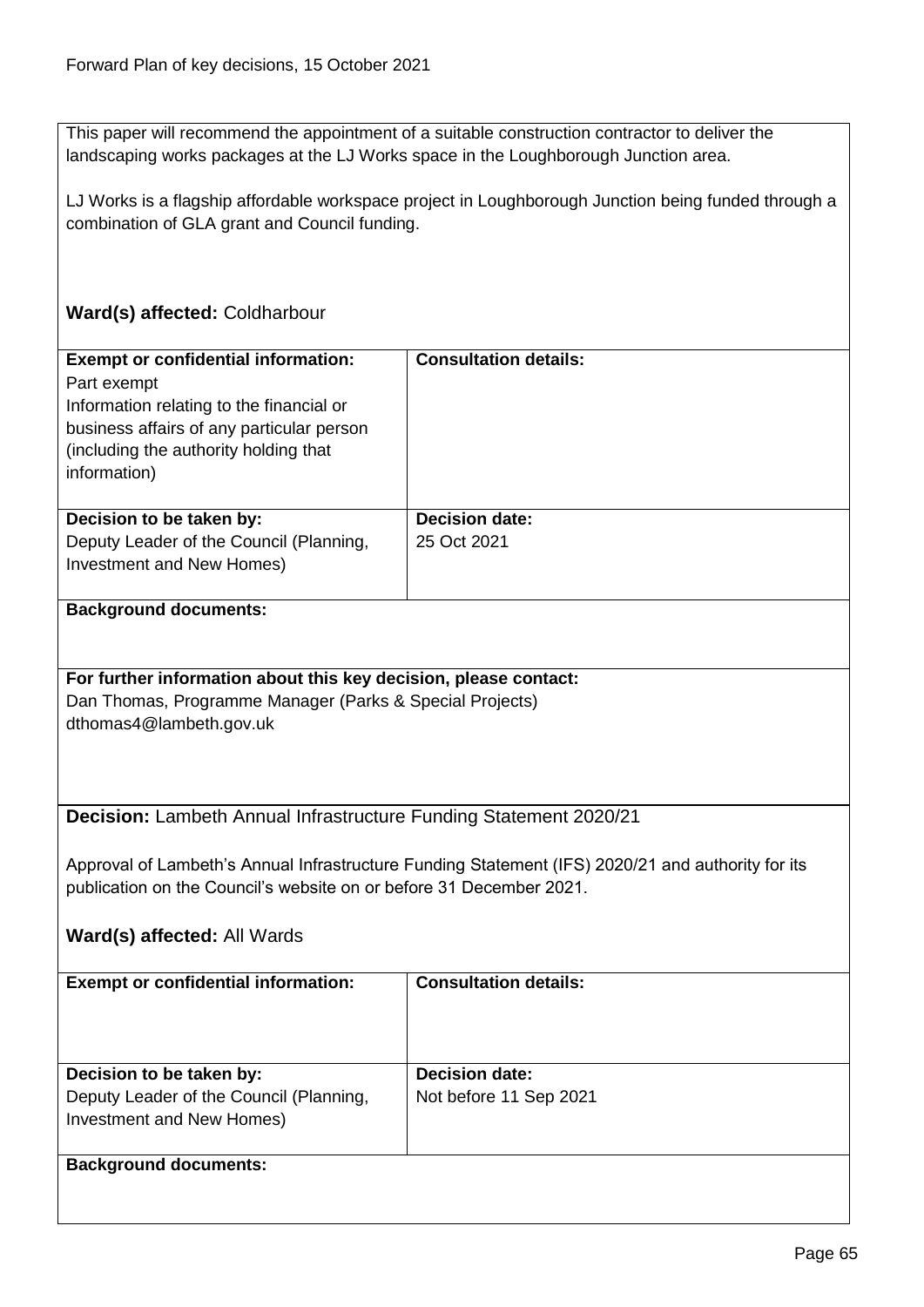This paper will recommend the appointment of a suitable construction contractor to deliver the landscaping works packages at the LJ Works space in the Loughborough Junction area.

LJ Works is a flagship affordable workspace project in Loughborough Junction being funded through a combination of GLA grant and Council funding.

**Ward(s) affected:** Coldharbour

| **Exempt or confidential information:** Part exempt Information relating to the financial or business affairs of any particular person (including the authority holding that information) | **Consultation details:** |
|---|---|
| **Decision to be taken by:** Deputy Leader of the Council (Planning, Investment and New Homes) | **Decision date:** 25 Oct 2021 |

**Background documents:**

**For further information about this key decision, please contact:**
Dan Thomas, Programme Manager (Parks & Special Projects)
dthomas4@lambeth.gov.uk

**Decision:** Lambeth Annual Infrastructure Funding Statement 2020/21

Approval of Lambeth's Annual Infrastructure Funding Statement (IFS) 2020/21 and authority for its publication on the Council's website on or before 31 December 2021.

**Ward(s) affected:** All Wards

| **Exempt or confidential information:** | **Consultation details:** |
|---|---|
| **Decision to be taken by:** Deputy Leader of the Council (Planning, Investment and New Homes) | **Decision date:** Not before 11 Sep 2021 |

**Background documents:**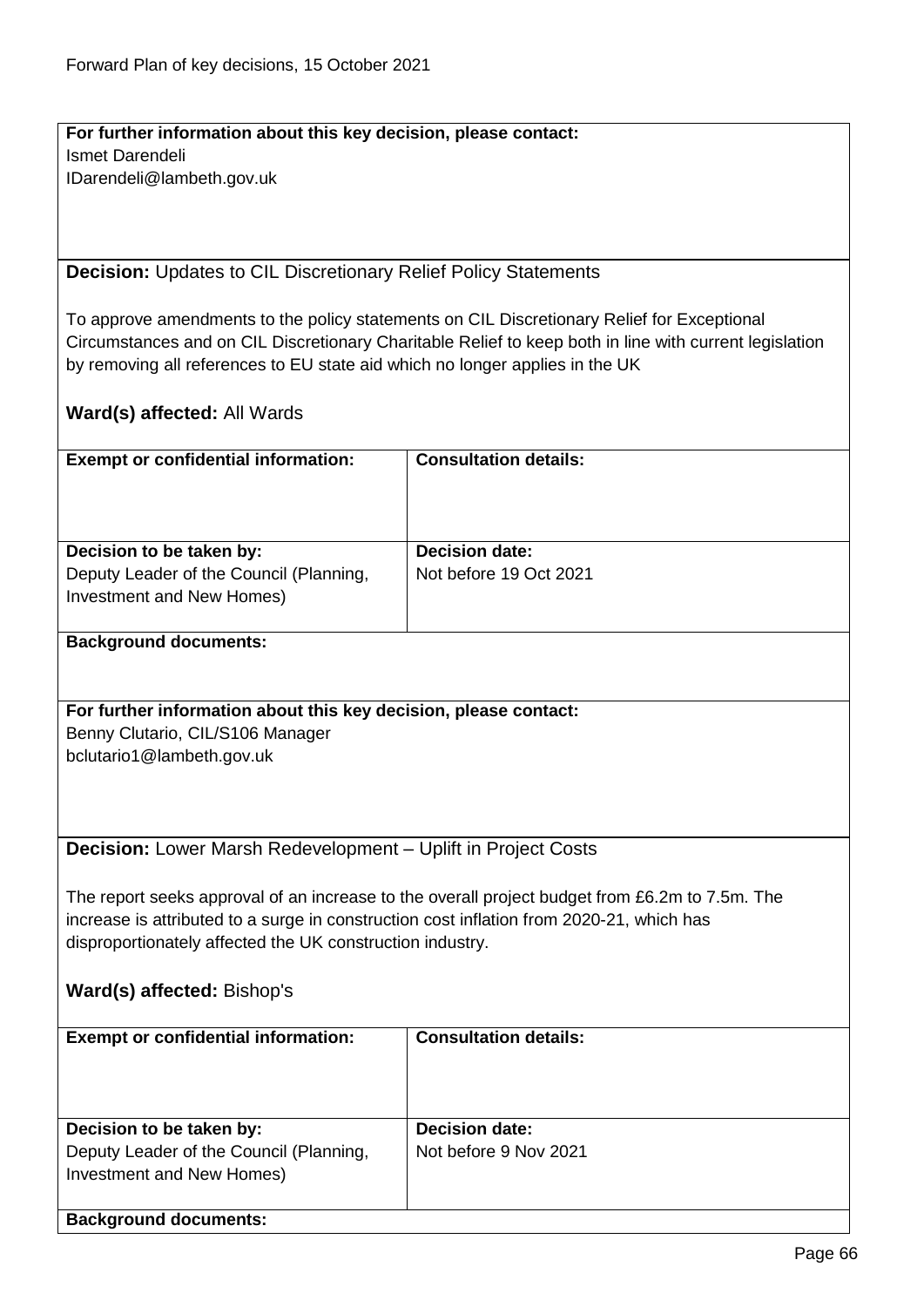**For further information about this key decision, please contact:**
Ismet Darendeli
IDarendeli@lambeth.gov.uk

**Decision:** Updates to CIL Discretionary Relief Policy Statements

To approve amendments to the policy statements on CIL Discretionary Relief for Exceptional Circumstances and on CIL Discretionary Charitable Relief to keep both in line with current legislation by removing all references to EU state aid which no longer applies in the UK

**Ward(s) affected:** All Wards

| **Exempt or confidential information:** | **Consultation details:** |
| --- | --- |
| **Decision to be taken by:** Deputy Leader of the Council (Planning, Investment and New Homes) | **Decision date:** Not before 19 Oct 2021 |

**Background documents:**

**For further information about this key decision, please contact:**
Benny Clutario, CIL/S106 Manager
bclutario1@lambeth.gov.uk

**Decision:** Lower Marsh Redevelopment – Uplift in Project Costs

The report seeks approval of an increase to the overall project budget from £6.2m to 7.5m. The increase is attributed to a surge in construction cost inflation from 2020-21, which has disproportionately affected the UK construction industry.

**Ward(s) affected:** Bishop's

| **Exempt or confidential information:** | **Consultation details:** |
| --- | --- |
| **Decision to be taken by:** Deputy Leader of the Council (Planning, Investment and New Homes) | **Decision date:** Not before 9 Nov 2021 |

**Background documents:**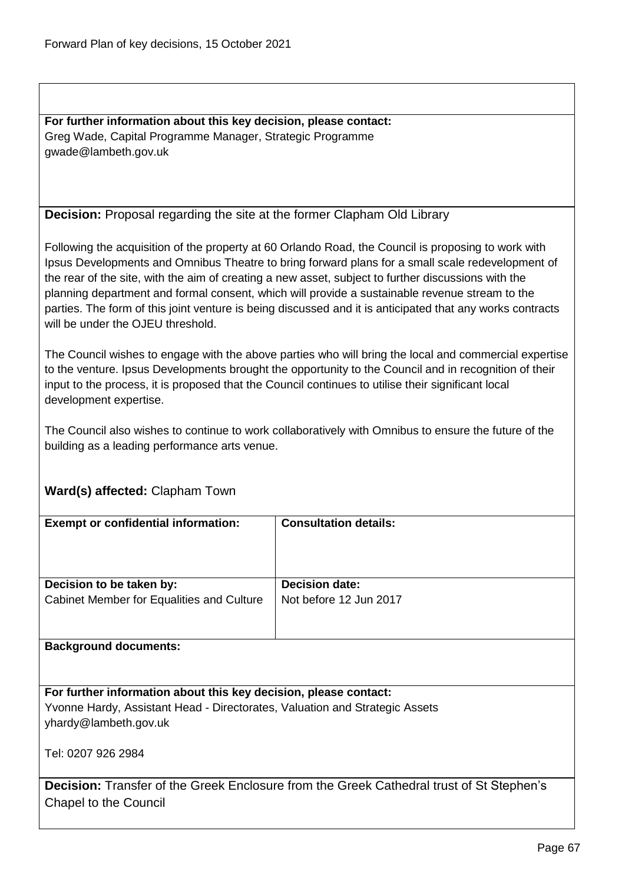**For further information about this key decision, please contact:**
Greg Wade, Capital Programme Manager, Strategic Programme
gwade@lambeth.gov.uk

**Decision:** Proposal regarding the site at the former Clapham Old Library

Following the acquisition of the property at 60 Orlando Road, the Council is proposing to work with Ipsus Developments and Omnibus Theatre to bring forward plans for a small scale redevelopment of the rear of the site, with the aim of creating a new asset, subject to further discussions with the planning department and formal consent, which will provide a sustainable revenue stream to the parties. The form of this joint venture is being discussed and it is anticipated that any works contracts will be under the OJEU threshold.

The Council wishes to engage with the above parties who will bring the local and commercial expertise to the venture. Ipsus Developments brought the opportunity to the Council and in recognition of their input to the process, it is proposed that the Council continues to utilise their significant local development expertise.

The Council also wishes to continue to work collaboratively with Omnibus to ensure the future of the building as a leading performance arts venue.

**Ward(s) affected:** Clapham Town

| **Exempt or confidential information:** | **Consultation details:** |
| --- | --- |
| **Decision to be taken by:** Cabinet Member for Equalities and Culture | **Decision date:** Not before 12 Jun 2017 |

**Background documents:**

**For further information about this key decision, please contact:**
Yvonne Hardy, Assistant Head - Directorates, Valuation and Strategic Assets
yhardy@lambeth.gov.uk

Tel: 0207 926 2984

**Decision:** Transfer of the Greek Enclosure from the Greek Cathedral trust of St Stephen's Chapel to the Council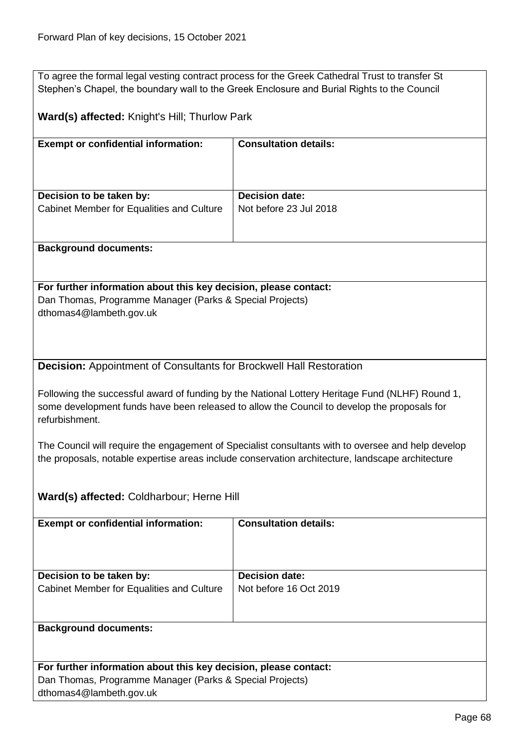To agree the formal legal vesting contract process for the Greek Cathedral Trust to transfer St Stephen's Chapel, the boundary wall to the Greek Enclosure and Burial Rights to the Council

**Ward(s) affected:** Knight's Hill; Thurlow Park

| **Exempt or confidential information:** | **Consultation details:** |
|---|---|
| **Decision to be taken by:** Cabinet Member for Equalities and Culture | **Decision date:** Not before 23 Jul 2018 |

**Background documents:**

**For further information about this key decision, please contact:**
Dan Thomas, Programme Manager (Parks & Special Projects)
dthomas4@lambeth.gov.uk

**Decision:** Appointment of Consultants for Brockwell Hall Restoration

Following the successful award of funding by the National Lottery Heritage Fund (NLHF) Round 1, some development funds have been released to allow the Council to develop the proposals for refurbishment.

The Council will require the engagement of Specialist consultants with to oversee and help develop the proposals, notable expertise areas include conservation architecture, landscape architecture

**Ward(s) affected:** Coldharbour; Herne Hill

| **Exempt or confidential information:** | **Consultation details:** |
|---|---|
| **Decision to be taken by:** Cabinet Member for Equalities and Culture | **Decision date:** Not before 16 Oct 2019 |

**Background documents:**

**For further information about this key decision, please contact:**
Dan Thomas, Programme Manager (Parks & Special Projects)
dthomas4@lambeth.gov.uk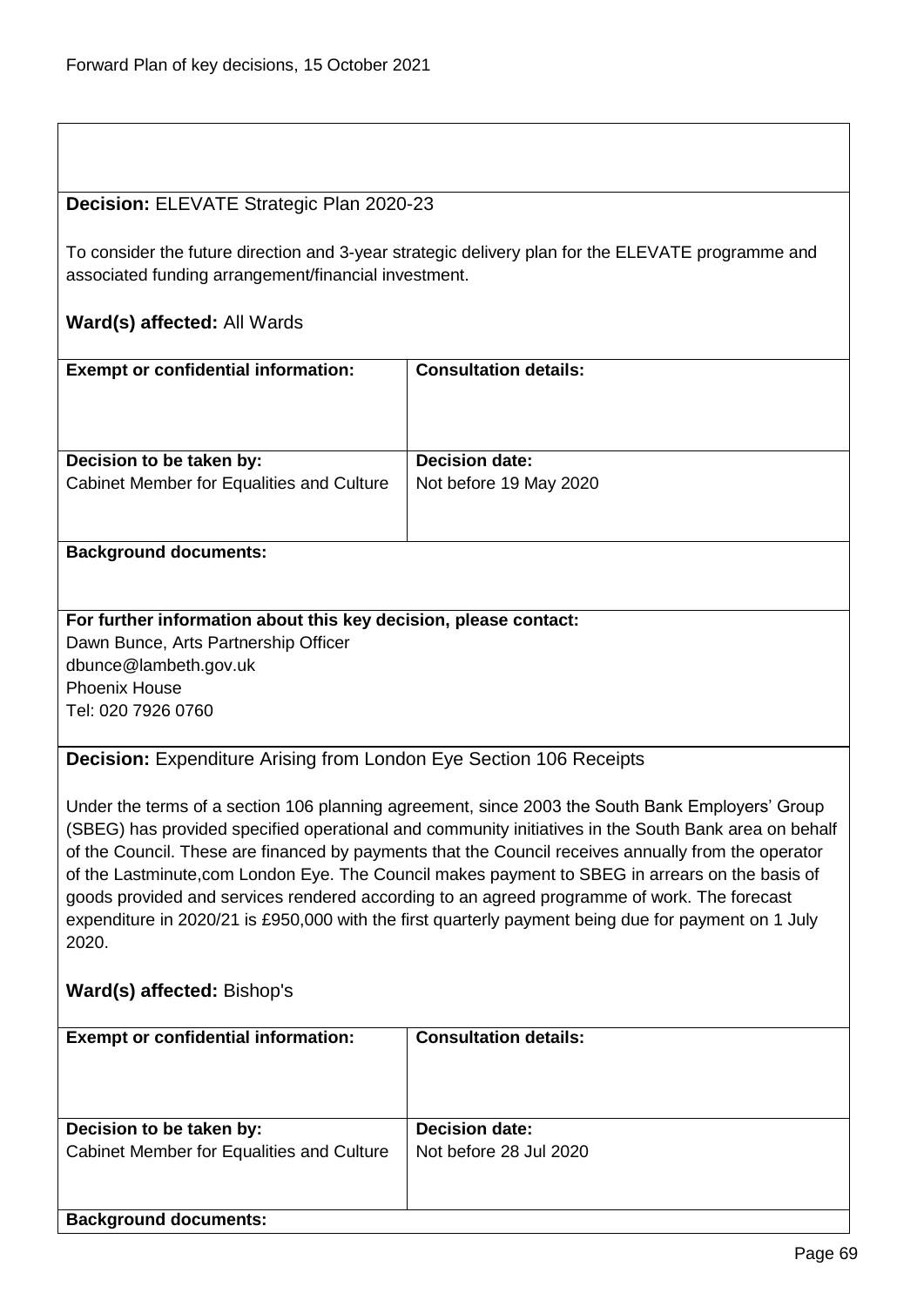**Decision:** ELEVATE Strategic Plan 2020-23

To consider the future direction and 3-year strategic delivery plan for the ELEVATE programme and associated funding arrangement/financial investment.

**Ward(s) affected:** All Wards

| **Exempt or confidential information:** | **Consultation details:** |
| --- | --- |
| **Decision to be taken by:** Cabinet Member for Equalities and Culture | **Decision date:** Not before 19 May 2020 |

**Background documents:**

**For further information about this key decision, please contact:**
Dawn Bunce, Arts Partnership Officer
dbunce@lambeth.gov.uk
Phoenix House
Tel: 020 7926 0760

**Decision:** Expenditure Arising from London Eye Section 106 Receipts

Under the terms of a section 106 planning agreement, since 2003 the South Bank Employers' Group (SBEG) has provided specified operational and community initiatives in the South Bank area on behalf of the Council. These are financed by payments that the Council receives annually from the operator of the Lastminute,com London Eye. The Council makes payment to SBEG in arrears on the basis of goods provided and services rendered according to an agreed programme of work. The forecast expenditure in 2020/21 is £950,000 with the first quarterly payment being due for payment on 1 July 2020.

**Ward(s) affected:** Bishop's

| **Exempt or confidential information:** | **Consultation details:** |
| --- | --- |
| **Decision to be taken by:** Cabinet Member for Equalities and Culture | **Decision date:** Not before 28 Jul 2020 |

**Background documents:**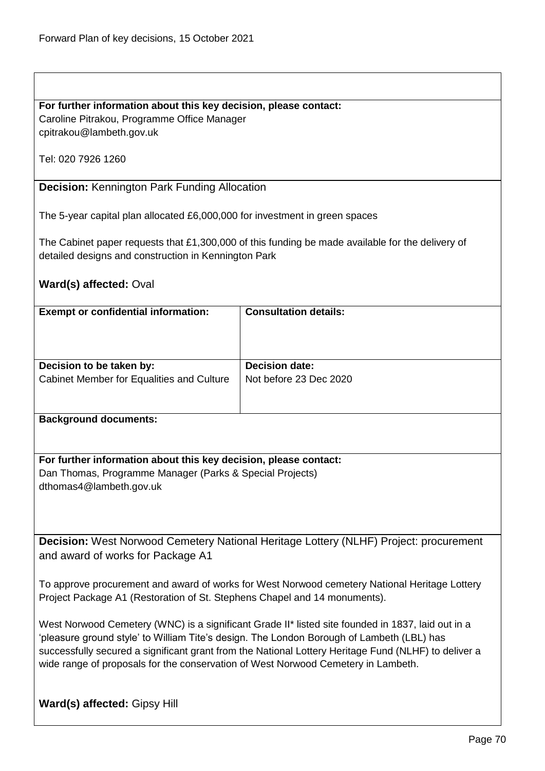**For further information about this key decision, please contact:**
Caroline Pitrakou, Programme Office Manager
cpitrakou@lambeth.gov.uk

Tel: 020 7926 1260

**Decision:** Kennington Park Funding Allocation

The 5-year capital plan allocated £6,000,000 for investment in green spaces

The Cabinet paper requests that £1,300,000 of this funding be made available for the delivery of detailed designs and construction in Kennington Park

**Ward(s) affected:** Oval

| **Exempt or confidential information:** | **Consultation details:** |
| --- | --- |
| | |
| **Decision to be taken by:** Cabinet Member for Equalities and Culture | **Decision date:** Not before 23 Dec 2020 |

**Background documents:**

**For further information about this key decision, please contact:**
Dan Thomas, Programme Manager (Parks & Special Projects)
dthomas4@lambeth.gov.uk

**Decision:** West Norwood Cemetery National Heritage Lottery (NLHF) Project: procurement and award of works for Package A1

To approve procurement and award of works for West Norwood cemetery National Heritage Lottery Project Package A1 (Restoration of St. Stephens Chapel and 14 monuments).

West Norwood Cemetery (WNC) is a significant Grade II* listed site founded in 1837, laid out in a 'pleasure ground style' to William Tite's design. The London Borough of Lambeth (LBL) has successfully secured a significant grant from the National Lottery Heritage Fund (NLHF) to deliver a wide range of proposals for the conservation of West Norwood Cemetery in Lambeth.

**Ward(s) affected:** Gipsy Hill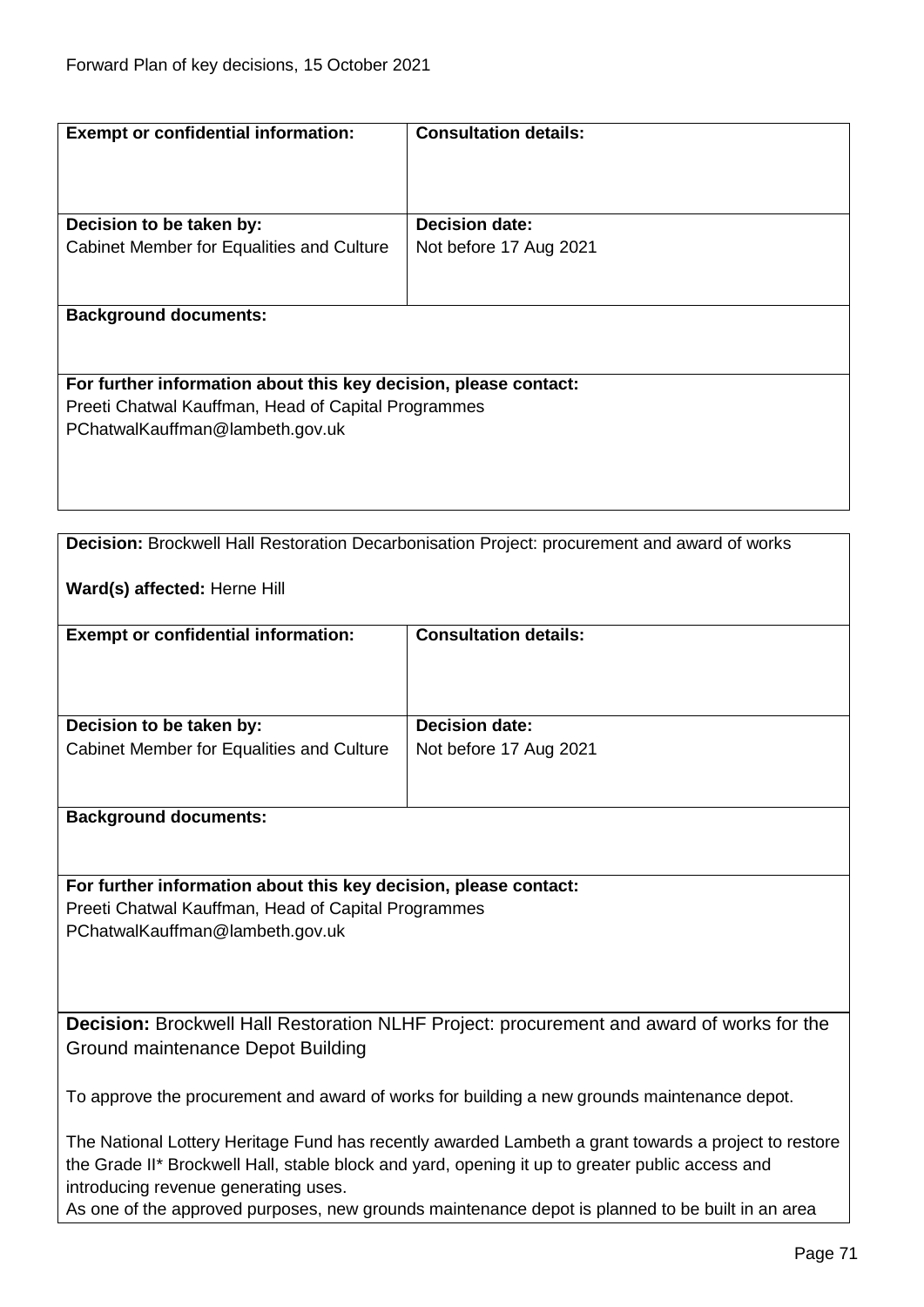| **Exempt or confidential information:** | **Consultation details:** |
|---|---|
| **Decision to be taken by:** Cabinet Member for Equalities and Culture | **Decision date:** Not before 17 Aug 2021 |
| **Background documents:** | |
| **For further information about this key decision, please contact:** Preeti Chatwal Kauffman, Head of Capital Programmes PChatwalKauffman@lambeth.gov.uk | |

**Decision:** Brockwell Hall Restoration Decarbonisation Project: procurement and award of works

**Ward(s) affected:** Herne Hill

| **Exempt or confidential information:** | **Consultation details:** |
|---|---|
| **Decision to be taken by:** Cabinet Member for Equalities and Culture | **Decision date:** Not before 17 Aug 2021 |
| **Background documents:** | |
| **For further information about this key decision, please contact:** Preeti Chatwal Kauffman, Head of Capital Programmes PChatwalKauffman@lambeth.gov.uk | |

**Decision:** Brockwell Hall Restoration NLHF Project: procurement and award of works for the Ground maintenance Depot Building

To approve the procurement and award of works for building a new grounds maintenance depot.

The National Lottery Heritage Fund has recently awarded Lambeth a grant towards a project to restore the Grade II* Brockwell Hall, stable block and yard, opening it up to greater public access and introducing revenue generating uses.
As one of the approved purposes, new grounds maintenance depot is planned to be built in an area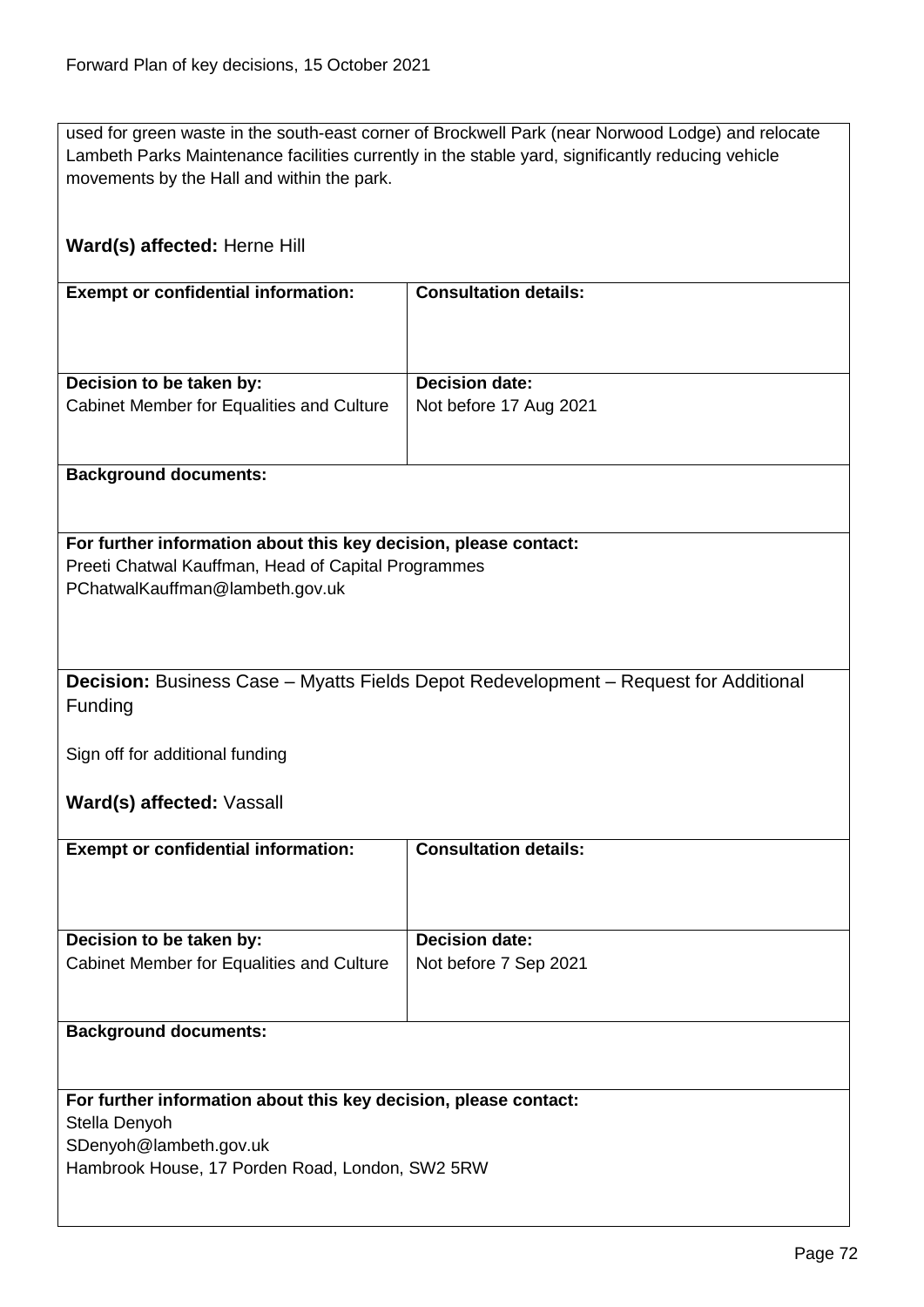used for green waste in the south-east corner of Brockwell Park (near Norwood Lodge) and relocate Lambeth Parks Maintenance facilities currently in the stable yard, significantly reducing vehicle movements by the Hall and within the park.

**Ward(s) affected:** Herne Hill

| **Exempt or confidential information:** | **Consultation details:** |
|---|---|
| | |
| **Decision to be taken by:** Cabinet Member for Equalities and Culture | **Decision date:** Not before 17 Aug 2021 |

**Background documents:**

**For further information about this key decision, please contact:**
Preeti Chatwal Kauffman, Head of Capital Programmes
PChatwalKauffman@lambeth.gov.uk

**Decision:** Business Case – Myatts Fields Depot Redevelopment – Request for Additional Funding

Sign off for additional funding

**Ward(s) affected:** Vassall

| **Exempt or confidential information:** | **Consultation details:** |
|---|---|
| | |
| **Decision to be taken by:** Cabinet Member for Equalities and Culture | **Decision date:** Not before 7 Sep 2021 |

**Background documents:**

**For further information about this key decision, please contact:**
Stella Denyoh
SDenyoh@lambeth.gov.uk
Hambrook House, 17 Porden Road, London, SW2 5RW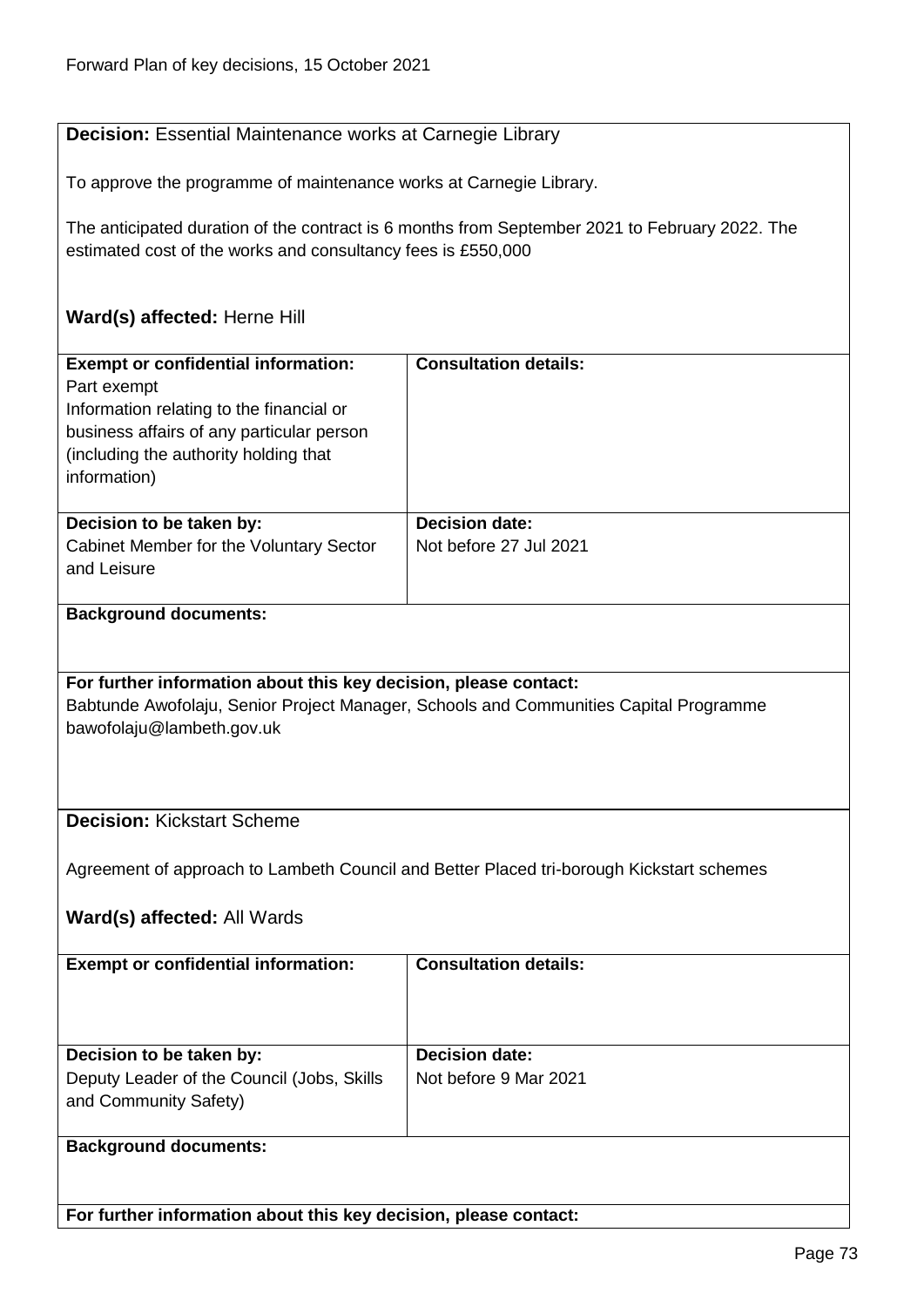**Decision:** Essential Maintenance works at Carnegie Library

To approve the programme of maintenance works at Carnegie Library.

The anticipated duration of the contract is 6 months from September 2021 to February 2022. The estimated cost of the works and consultancy fees is £550,000

**Ward(s) affected:** Herne Hill

| **Exempt or confidential information:** Part exempt Information relating to the financial or business affairs of any particular person (including the authority holding that information) | **Consultation details:** |
|---|---|
| **Decision to be taken by:** Cabinet Member for the Voluntary Sector and Leisure | **Decision date:** Not before 27 Jul 2021 |

**Background documents:**

**For further information about this key decision, please contact:**
Babtunde Awofolaju, Senior Project Manager, Schools and Communities Capital Programme
bawofolaju@lambeth.gov.uk

**Decision:** Kickstart Scheme

Agreement of approach to Lambeth Council and Better Placed tri-borough Kickstart schemes

**Ward(s) affected:** All Wards

| **Exempt or confidential information:** | **Consultation details:** |
|---|---|
| **Decision to be taken by:** Deputy Leader of the Council (Jobs, Skills and Community Safety) | **Decision date:** Not before 9 Mar 2021 |

**Background documents:**

**For further information about this key decision, please contact:**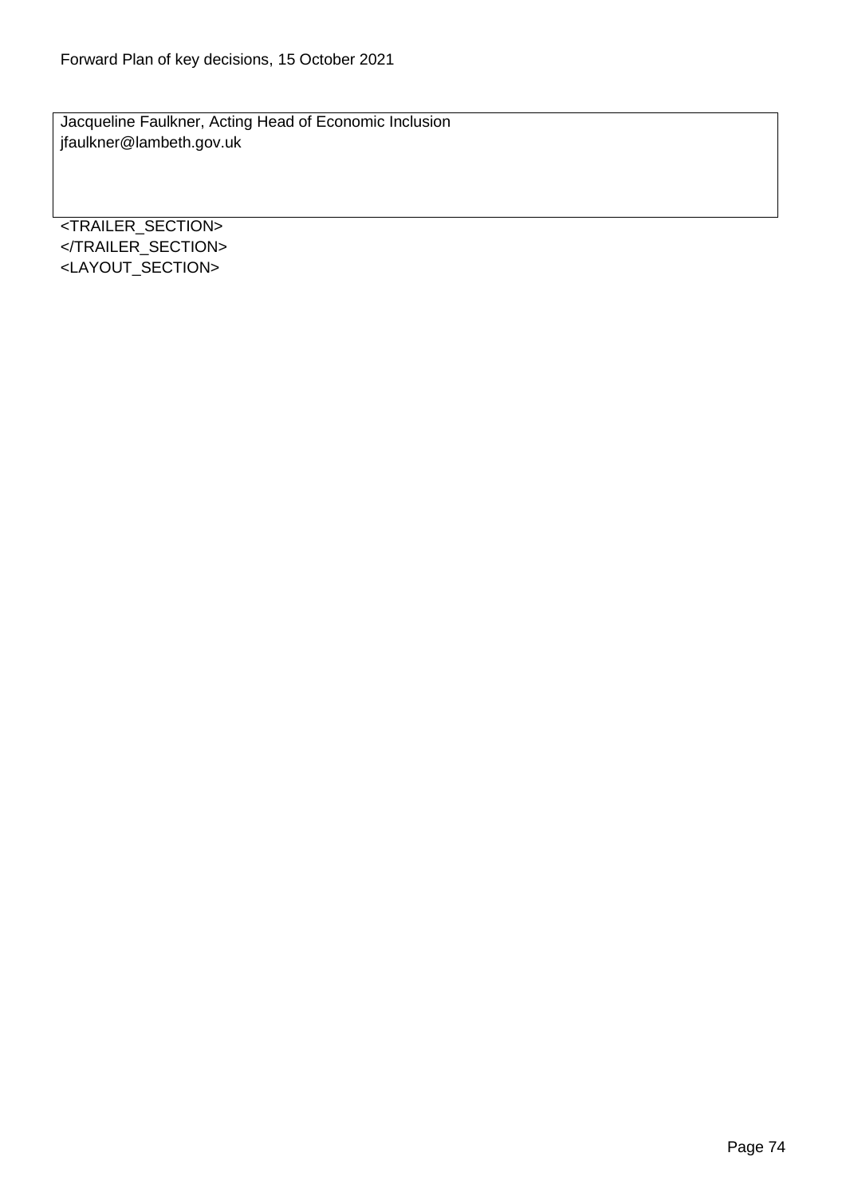Jacqueline Faulkner, Acting Head of Economic Inclusion
jfaulkner@lambeth.gov.uk

<TRAILER_SECTION>
</TRAILER_SECTION>
<LAYOUT_SECTION>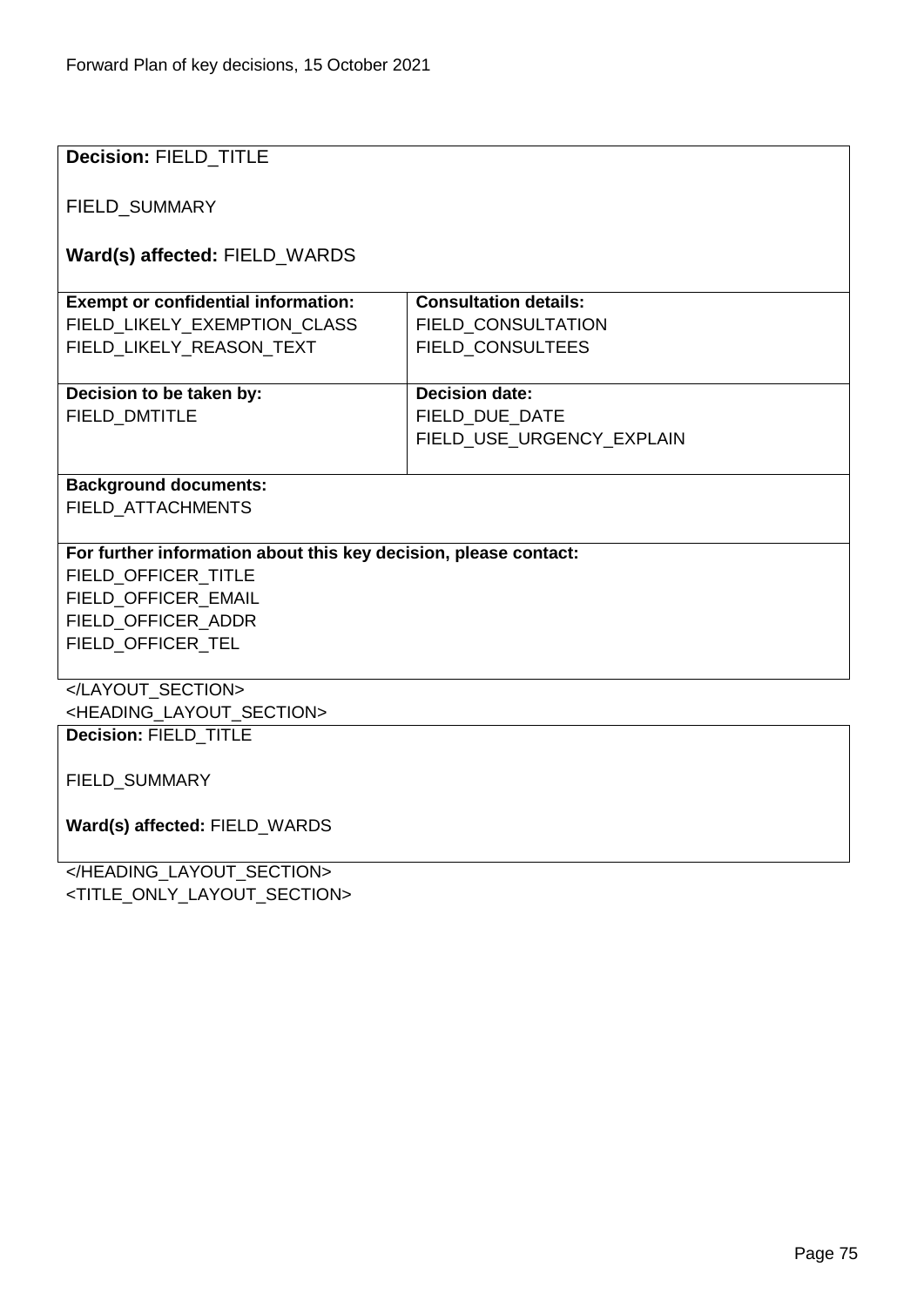**Decision:** FIELD_TITLE

FIELD_SUMMARY

**Ward(s) affected:** FIELD_WARDS

| **Exempt or confidential information:** | **Consultation details:** |
| --- | --- |
| FIELD_LIKELY_EXEMPTION_CLASS<br>FIELD_LIKELY_REASON_TEXT | FIELD_CONSULTATION<br>FIELD_CONSULTEES |
| **Decision to be taken by:** | **Decision date:** |
| FIELD_DMTITLE | FIELD_DUE_DATE<br>FIELD_USE_URGENCY_EXPLAIN |

**Background documents:**
FIELD_ATTACHMENTS

**For further information about this key decision, please contact:**
FIELD_OFFICER_TITLE
FIELD_OFFICER_EMAIL
FIELD_OFFICER_ADDR
FIELD_OFFICER_TEL

</LAYOUT_SECTION>
<HEADING_LAYOUT_SECTION>

**Decision:** FIELD_TITLE

FIELD_SUMMARY

**Ward(s) affected:** FIELD_WARDS

</HEADING_LAYOUT_SECTION>
<TITLE_ONLY_LAYOUT_SECTION>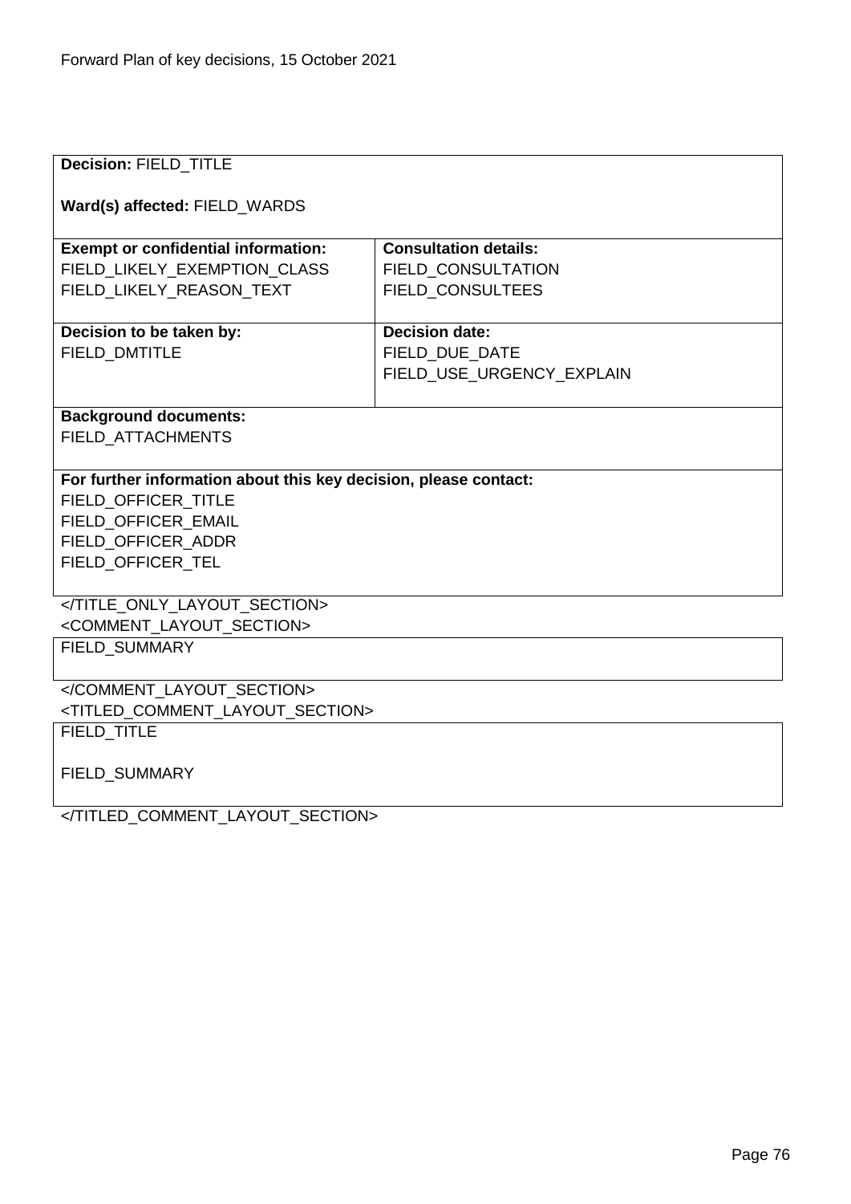| | |
|---|---|
| **Decision:** FIELD_TITLE<br><br>**Ward(s) affected:** FIELD_WARDS | |
| **Exempt or confidential information:**<br>FIELD_LIKELY_EXEMPTION_CLASS<br>FIELD_LIKELY_REASON_TEXT | **Consultation details:**<br>FIELD_CONSULTATION<br>FIELD_CONSULTEES |
| **Decision to be taken by:**<br>FIELD_DMTITLE | **Decision date:**<br>FIELD_DUE_DATE<br>FIELD_USE_URGENCY_EXPLAIN |
| **Background documents:**<br>FIELD_ATTACHMENTS | |
| **For further information about this key decision, please contact:**<br>FIELD_OFFICER_TITLE<br>FIELD_OFFICER_EMAIL<br>FIELD_OFFICER_ADDR<br>FIELD_OFFICER_TEL | |

</TITLE_ONLY_LAYOUT_SECTION>
<COMMENT_LAYOUT_SECTION>

| |
|---|
| FIELD_SUMMARY |

</COMMENT_LAYOUT_SECTION>
<TITLED_COMMENT_LAYOUT_SECTION>

| |
|---|
| FIELD_TITLE<br><br>FIELD_SUMMARY |

</TITLED_COMMENT_LAYOUT_SECTION>